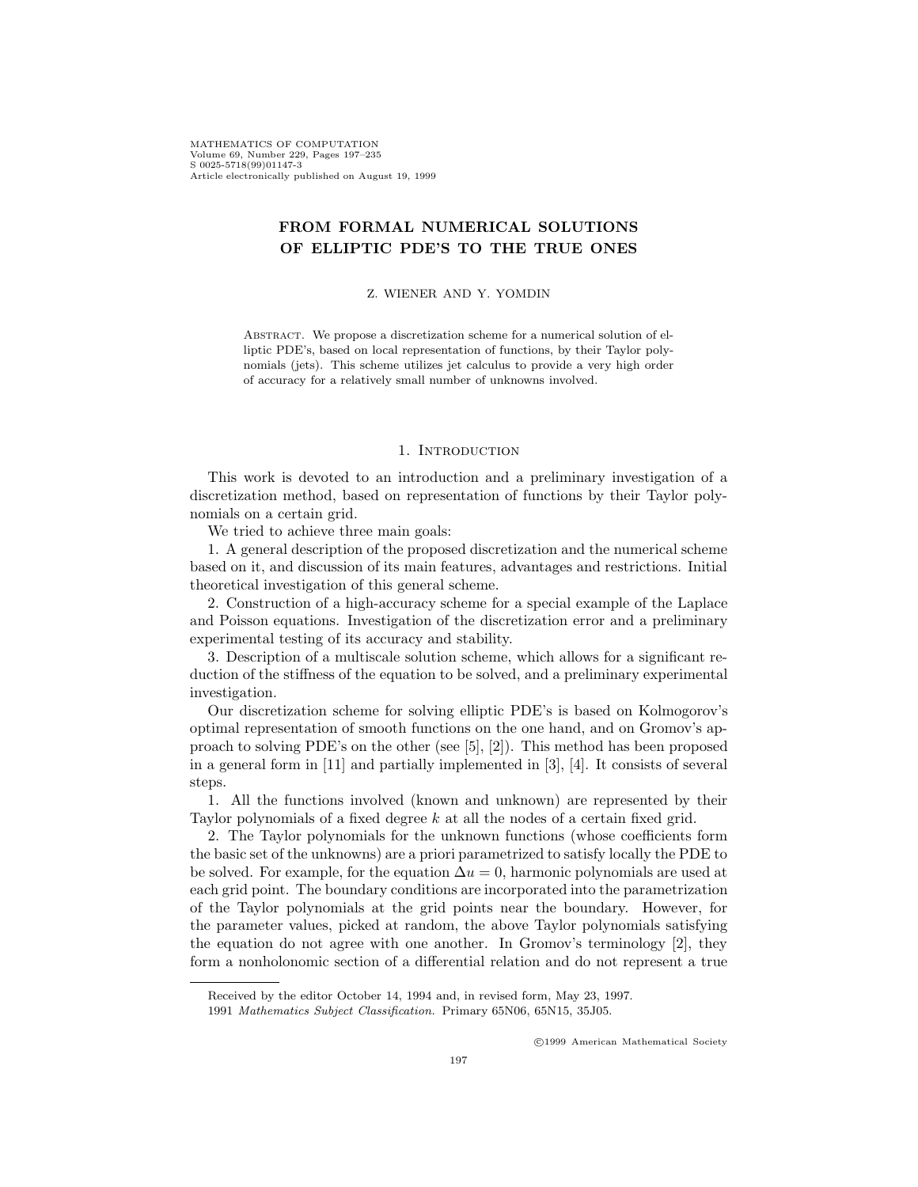# FROM FORMAL NUMERICAL SOLUTIONS OF ELLIPTIC PDE'S TO THE TRUE ONES

Z. WIENER AND Y. YOMDIN

Abstract. We propose a discretization scheme for a numerical solution of elliptic PDE's, based on local representation of functions, by their Taylor polynomials (jets). This scheme utilizes jet calculus to provide a very high order of accuracy for a relatively small number of unknowns involved.

## 1. Introduction

This work is devoted to an introduction and a preliminary investigation of a discretization method, based on representation of functions by their Taylor polynomials on a certain grid.

We tried to achieve three main goals:

1. A general description of the proposed discretization and the numerical scheme based on it, and discussion of its main features, advantages and restrictions. Initial theoretical investigation of this general scheme.

2. Construction of a high-accuracy scheme for a special example of the Laplace and Poisson equations. Investigation of the discretization error and a preliminary experimental testing of its accuracy and stability.

3. Description of a multiscale solution scheme, which allows for a significant reduction of the stiffness of the equation to be solved, and a preliminary experimental investigation.

Our discretization scheme for solving elliptic PDE's is based on Kolmogorov's optimal representation of smooth functions on the one hand, and on Gromov's approach to solving PDE's on the other (see [5], [2]). This method has been proposed in a general form in [11] and partially implemented in [3], [4]. It consists of several steps.

1. All the functions involved (known and unknown) are represented by their Taylor polynomials of a fixed degree $k$ at all the nodes of a certain fixed grid.

2. The Taylor polynomials for the unknown functions (whose coefficients form the basic set of the unknowns) are a priori parametrized to satisfy locally the PDE to be solved. For example, for the equation $\Delta u = 0$, harmonic polynomials are used at each grid point. The boundary conditions are incorporated into the parametrization of the Taylor polynomials at the grid points near the boundary. However, for the parameter values, picked at random, the above Taylor polynomials satisfying the equation do not agree with one another. In Gromov's terminology [2], they form a nonholonomic section of a differential relation and do not represent a true

Received by the editor October 14, 1994 and, in revised form, May 23, 1997.

1991 *Mathematics Subject Classification.* Primary 65N06, 65N15, 35J05.

©1999 American Mathematical Society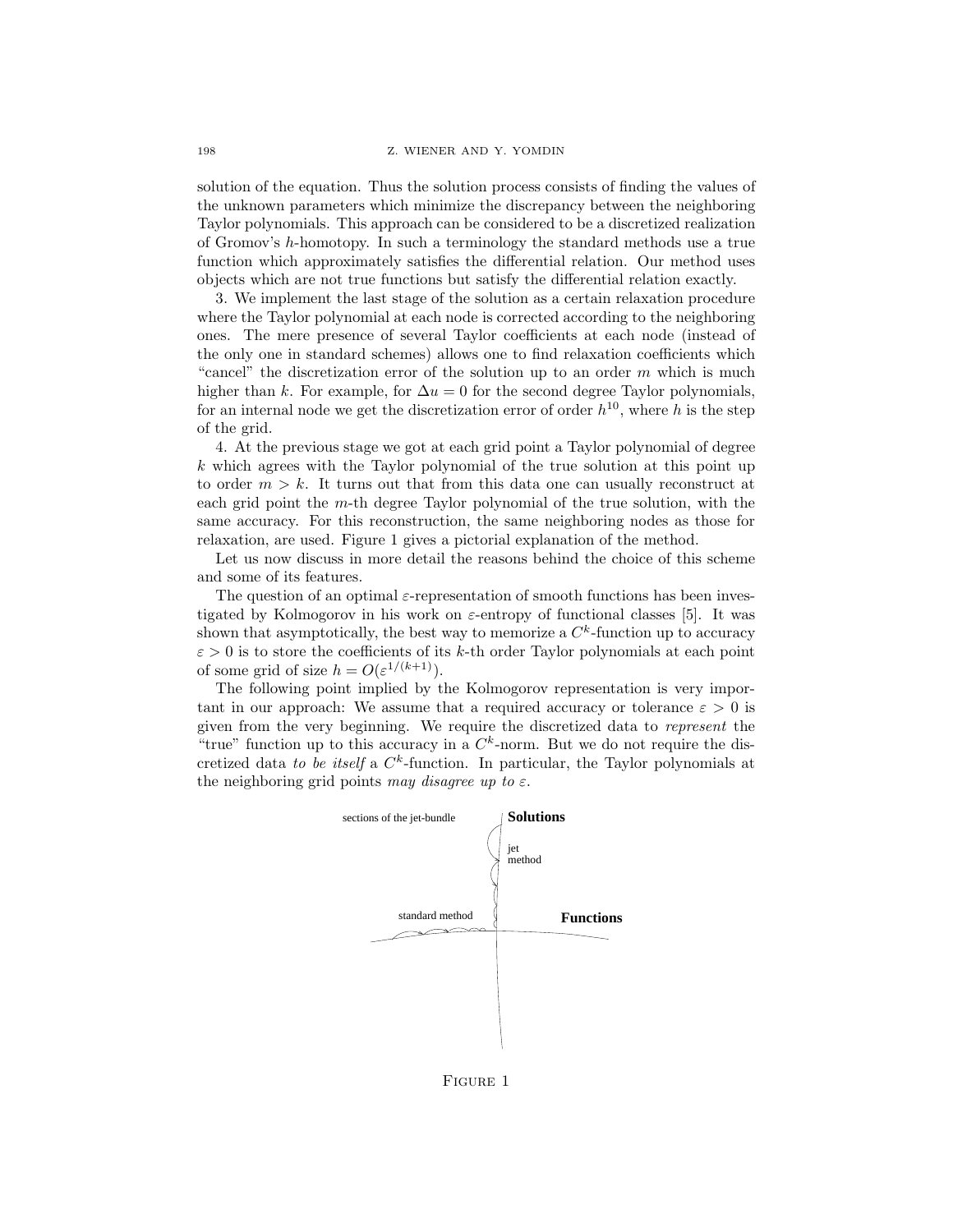solution of the equation. Thus the solution process consists of finding the values of the unknown parameters which minimize the discrepancy between the neighboring Taylor polynomials. This approach can be considered to be a discretized realization of Gromov's $h$-homotopy. In such a terminology the standard methods use a true function which approximately satisfies the differential relation. Our method uses objects which are not true functions but satisfy the differential relation exactly.

3. We implement the last stage of the solution as a certain relaxation procedure where the Taylor polynomial at each node is corrected according to the neighboring ones. The mere presence of several Taylor coefficients at each node (instead of the only one in standard schemes) allows one to find relaxation coefficients which "cancel" the discretization error of the solution up to an order $m$ which is much higher than $k$. For example, for $\Delta u = 0$ for the second degree Taylor polynomials, for an internal node we get the discretization error of order $h^{10}$, where $h$ is the step of the grid.

4. At the previous stage we got at each grid point a Taylor polynomial of degree $k$ which agrees with the Taylor polynomial of the true solution at this point up to order $m > k$. It turns out that from this data one can usually reconstruct at each grid point the $m$-th degree Taylor polynomial of the true solution, with the same accuracy. For this reconstruction, the same neighboring nodes as those for relaxation, are used. Figure 1 gives a pictorial explanation of the method.

Let us now discuss in more detail the reasons behind the choice of this scheme and some of its features.

The question of an optimal $\varepsilon$-representation of smooth functions has been investigated by Kolmogorov in his work on $\varepsilon$-entropy of functional classes [5]. It was shown that asymptotically, the best way to memorize a $C^k$-function up to accuracy $\varepsilon > 0$ is to store the coefficients of its $k$-th order Taylor polynomials at each point of some grid of size $h = O(\varepsilon^{1/(k+1)})$.

The following point implied by the Kolmogorov representation is very important in our approach: We assume that a required accuracy or tolerance $\varepsilon > 0$ is given from the very beginning. We require the discretized data to *represent* the "true" function up to this accuracy in a $C^k$-norm. But we do not require the discretized data *to be itself* a $C^k$-function. In particular, the Taylor polynomials at the neighboring grid points *may disagree up to* $\varepsilon$.

sections of the jet-bundle — **Solutions** — jet method — standard method — **Functions**

FIGURE 1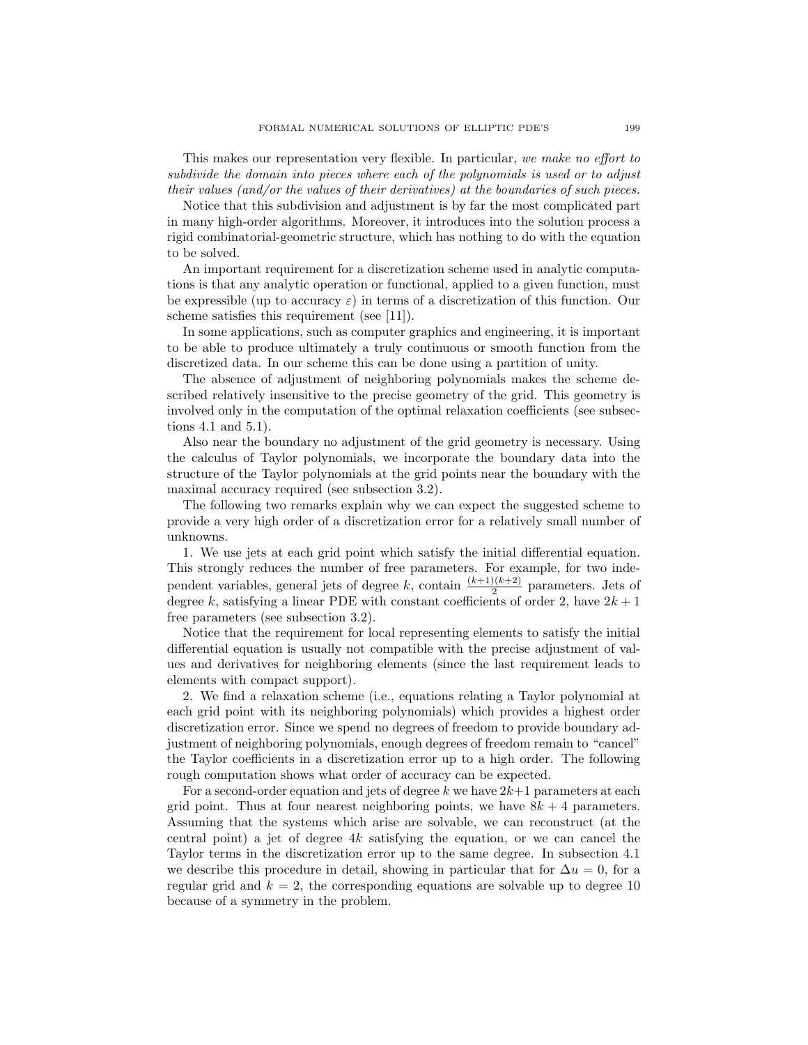This makes our representation very flexible. In particular, *we make no effort to subdivide the domain into pieces where each of the polynomials is used or to adjust their values (and/or the values of their derivatives) at the boundaries of such pieces.*

Notice that this subdivision and adjustment is by far the most complicated part in many high-order algorithms. Moreover, it introduces into the solution process a rigid combinatorial-geometric structure, which has nothing to do with the equation to be solved.

An important requirement for a discretization scheme used in analytic computations is that any analytic operation or functional, applied to a given function, must be expressible (up to accuracy $\varepsilon$) in terms of a discretization of this function. Our scheme satisfies this requirement (see [11]).

In some applications, such as computer graphics and engineering, it is important to be able to produce ultimately a truly continuous or smooth function from the discretized data. In our scheme this can be done using a partition of unity.

The absence of adjustment of neighboring polynomials makes the scheme described relatively insensitive to the precise geometry of the grid. This geometry is involved only in the computation of the optimal relaxation coefficients (see subsections 4.1 and 5.1).

Also near the boundary no adjustment of the grid geometry is necessary. Using the calculus of Taylor polynomials, we incorporate the boundary data into the structure of the Taylor polynomials at the grid points near the boundary with the maximal accuracy required (see subsection 3.2).

The following two remarks explain why we can expect the suggested scheme to provide a very high order of a discretization error for a relatively small number of unknowns.

1. We use jets at each grid point which satisfy the initial differential equation. This strongly reduces the number of free parameters. For example, for two independent variables, general jets of degree $k$, contain $\frac{(k+1)(k+2)}{2}$ parameters. Jets of degree $k$, satisfying a linear PDE with constant coefficients of order 2, have $2k+1$ free parameters (see subsection 3.2).

Notice that the requirement for local representing elements to satisfy the initial differential equation is usually not compatible with the precise adjustment of values and derivatives for neighboring elements (since the last requirement leads to elements with compact support).

2. We find a relaxation scheme (i.e., equations relating a Taylor polynomial at each grid point with its neighboring polynomials) which provides a highest order discretization error. Since we spend no degrees of freedom to provide boundary adjustment of neighboring polynomials, enough degrees of freedom remain to "cancel" the Taylor coefficients in a discretization error up to a high order. The following rough computation shows what order of accuracy can be expected.

For a second-order equation and jets of degree $k$ we have $2k+1$ parameters at each grid point. Thus at four nearest neighboring points, we have $8k+4$ parameters. Assuming that the systems which arise are solvable, we can reconstruct (at the central point) a jet of degree $4k$ satisfying the equation, or we can cancel the Taylor terms in the discretization error up to the same degree. In subsection 4.1 we describe this procedure in detail, showing in particular that for $\Delta u = 0$, for a regular grid and $k = 2$, the corresponding equations are solvable up to degree 10 because of a symmetry in the problem.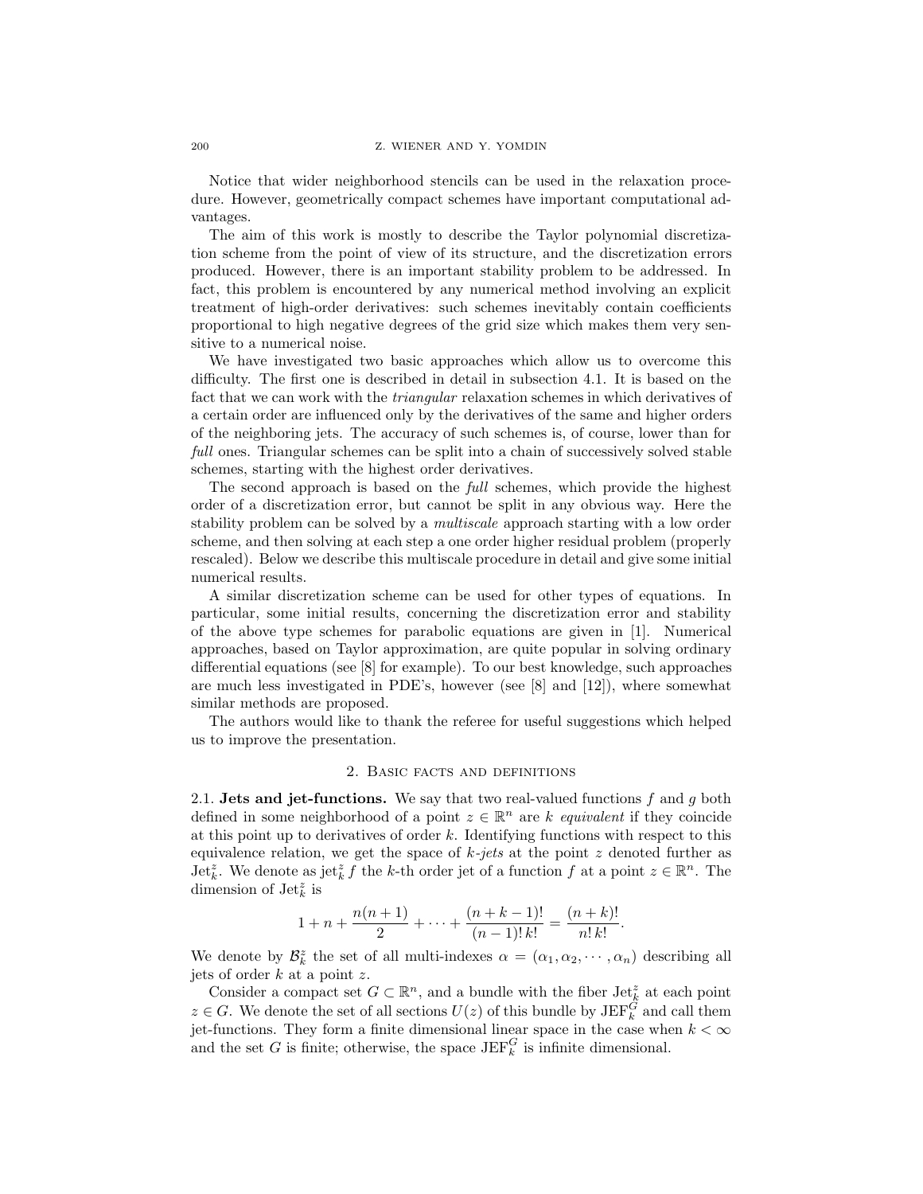Notice that wider neighborhood stencils can be used in the relaxation procedure. However, geometrically compact schemes have important computational advantages.

The aim of this work is mostly to describe the Taylor polynomial discretization scheme from the point of view of its structure, and the discretization errors produced. However, there is an important stability problem to be addressed. In fact, this problem is encountered by any numerical method involving an explicit treatment of high-order derivatives: such schemes inevitably contain coefficients proportional to high negative degrees of the grid size which makes them very sensitive to a numerical noise.

We have investigated two basic approaches which allow us to overcome this difficulty. The first one is described in detail in subsection 4.1. It is based on the fact that we can work with the *triangular* relaxation schemes in which derivatives of a certain order are influenced only by the derivatives of the same and higher orders of the neighboring jets. The accuracy of such schemes is, of course, lower than for *full* ones. Triangular schemes can be split into a chain of successively solved stable schemes, starting with the highest order derivatives.

The second approach is based on the *full* schemes, which provide the highest order of a discretization error, but cannot be split in any obvious way. Here the stability problem can be solved by a *multiscale* approach starting with a low order scheme, and then solving at each step a one order higher residual problem (properly rescaled). Below we describe this multiscale procedure in detail and give some initial numerical results.

A similar discretization scheme can be used for other types of equations. In particular, some initial results, concerning the discretization error and stability of the above type schemes for parabolic equations are given in [1]. Numerical approaches, based on Taylor approximation, are quite popular in solving ordinary differential equations (see [8] for example). To our best knowledge, such approaches are much less investigated in PDE's, however (see [8] and [12]), where somewhat similar methods are proposed.

The authors would like to thank the referee for useful suggestions which helped us to improve the presentation.

## 2. Basic facts and definitions

2.1. **Jets and jet-functions.** We say that two real-valued functions $f$ and $g$ both defined in some neighborhood of a point $z \in \mathbb{R}^n$ are $k$ *equivalent* if they coincide at this point up to derivatives of order $k$. Identifying functions with respect to this equivalence relation, we get the space of $k$-*jets* at the point $z$ denoted further as $\mathrm{Jet}_k^z$. We denote as $\mathrm{jet}_k^z f$ the $k$-th order jet of a function $f$ at a point $z \in \mathbb{R}^n$. The dimension of $\mathrm{Jet}_k^z$ is

$$1 + n + \frac{n(n+1)}{2} + \cdots + \frac{(n+k-1)!}{(n-1)!\,k!} = \frac{(n+k)!}{n!\,k!}.$$

We denote by $\mathcal{B}_k^z$ the set of all multi-indexes $\alpha = (\alpha_1, \alpha_2, \cdots, \alpha_n)$ describing all jets of order $k$ at a point $z$.

Consider a compact set $G \subset \mathbb{R}^n$, and a bundle with the fiber $\mathrm{Jet}_k^z$ at each point $z \in G$. We denote the set of all sections $U(z)$ of this bundle by $\mathrm{JEF}_k^G$ and call them jet-functions. They form a finite dimensional linear space in the case when $k < \infty$ and the set $G$ is finite; otherwise, the space $\mathrm{JEF}_k^G$ is infinite dimensional.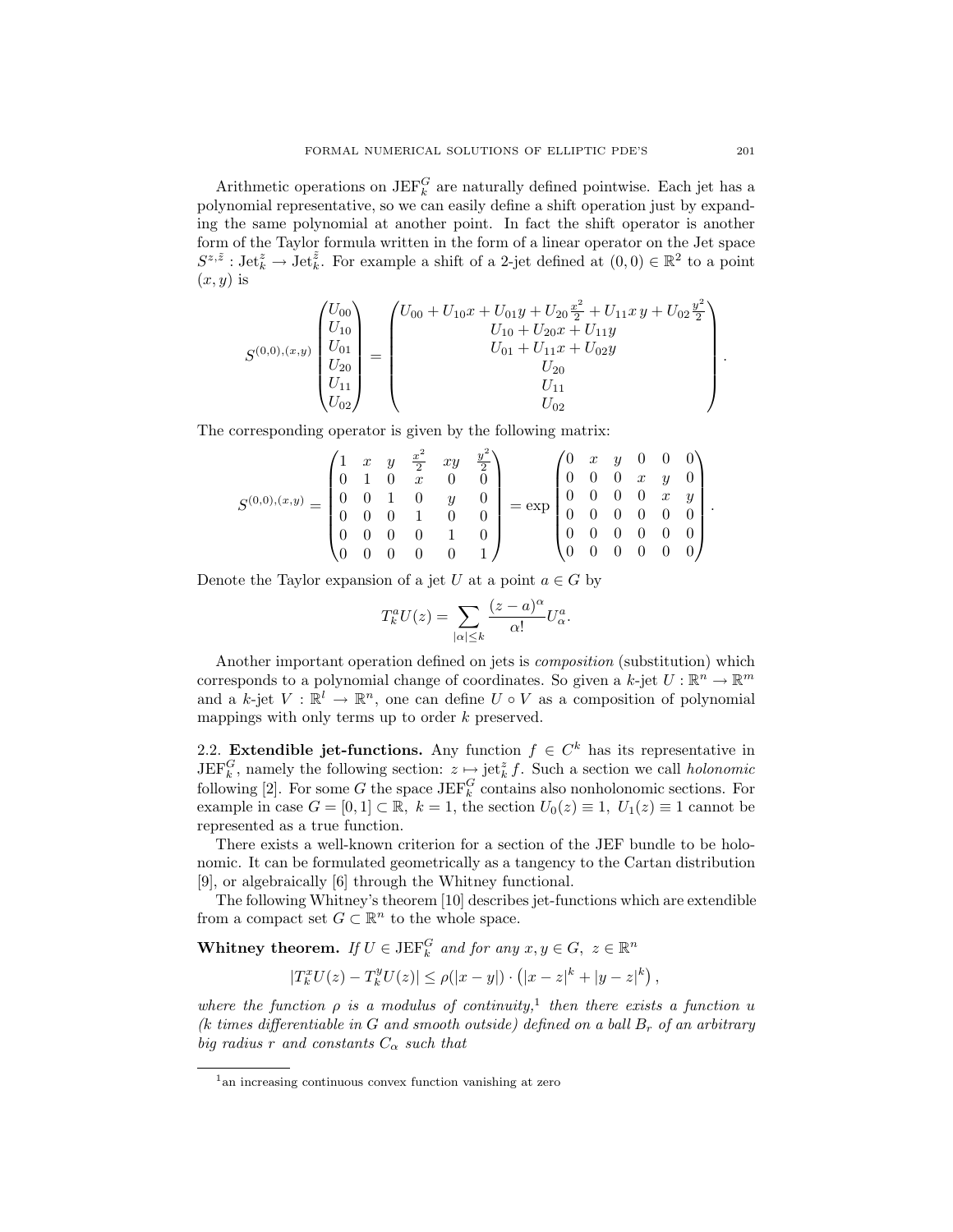Arithmetic operations on $\mathrm{JEF}_k^G$ are naturally defined pointwise. Each jet has a polynomial representative, so we can easily define a shift operation just by expanding the same polynomial at another point. In fact the shift operator is another form of the Taylor formula written in the form of a linear operator on the Jet space $S^{z,\tilde{z}} : \mathrm{Jet}_k^z \to \mathrm{Jet}_k^{\tilde{z}}$. For example a shift of a 2-jet defined at $(0,0) \in \mathbb{R}^2$ to a point $(x,y)$ is

$$
S^{(0,0),(x,y)} \begin{pmatrix} U_{00} \\ U_{10} \\ U_{01} \\ U_{20} \\ U_{11} \\ U_{02} \end{pmatrix} = \begin{pmatrix} U_{00} + U_{10}x + U_{01}y + U_{20}\frac{x^2}{2} + U_{11}x\,y + U_{02}\frac{y^2}{2} \\ U_{10} + U_{20}x + U_{11}y \\ U_{01} + U_{11}x + U_{02}y \\ U_{20} \\ U_{11} \\ U_{02} \end{pmatrix}.
$$

The corresponding operator is given by the following matrix:

$$
S^{(0,0),(x,y)} = \begin{pmatrix} 1 & x & y & \frac{x^2}{2} & xy & \frac{y^2}{2} \\ 0 & 1 & 0 & x & 0 & 0 \\ 0 & 0 & 1 & 0 & y & 0 \\ 0 & 0 & 0 & 1 & 0 & 0 \\ 0 & 0 & 0 & 0 & 1 & 0 \\ 0 & 0 & 0 & 0 & 0 & 1 \end{pmatrix} = \exp \begin{pmatrix} 0 & x & y & 0 & 0 & 0 \\ 0 & 0 & 0 & x & y & 0 \\ 0 & 0 & 0 & 0 & x & y \\ 0 & 0 & 0 & 0 & 0 & 0 \\ 0 & 0 & 0 & 0 & 0 & 0 \\ 0 & 0 & 0 & 0 & 0 & 0 \end{pmatrix}.
$$

Denote the Taylor expansion of a jet $U$ at a point $a \in G$ by

$$
T_k^a U(z) = \sum_{|\alpha| \le k} \frac{(z-a)^\alpha}{\alpha!} U_\alpha^a.
$$

Another important operation defined on jets is *composition* (substitution) which corresponds to a polynomial change of coordinates. So given a $k$-jet $U : \mathbb{R}^n \to \mathbb{R}^m$ and a $k$-jet $V : \mathbb{R}^l \to \mathbb{R}^n$, one can define $U \circ V$ as a composition of polynomial mappings with only terms up to order $k$ preserved.

2.2. **Extendible jet-functions.** Any function $f \in C^k$ has its representative in $\mathrm{JEF}_k^G$, namely the following section: $z \mapsto \mathrm{jet}_k^z f$. Such a section we call *holonomic* following [2]. For some $G$ the space $\mathrm{JEF}_k^G$ contains also nonholonomic sections. For example in case $G = [0,1] \subset \mathbb{R}$, $k = 1$, the section $U_0(z) \equiv 1$, $U_1(z) \equiv 1$ cannot be represented as a true function.

There exists a well-known criterion for a section of the JEF bundle to be holonomic. It can be formulated geometrically as a tangency to the Cartan distribution [9], or algebraically [6] through the Whitney functional.

The following Whitney's theorem [10] describes jet-functions which are extendible from a compact set $G \subset \mathbb{R}^n$ to the whole space.

**Whitney theorem.** *If $U \in \mathrm{JEF}_k^G$ and for any $x, y \in G$, $z \in \mathbb{R}^n$*

$$
|T_k^x U(z) - T_k^y U(z)| \le \rho(|x-y|) \cdot \left(|x-z|^k + |y-z|^k\right),
$$

*where the function $\rho$ is a modulus of continuity,*[1] *then there exists a function $u$ ($k$ times differentiable in $G$ and smooth outside) defined on a ball $B_r$ of an arbitrary big radius $r$ and constants $C_\alpha$ such that*

[1] an increasing continuous convex function vanishing at zero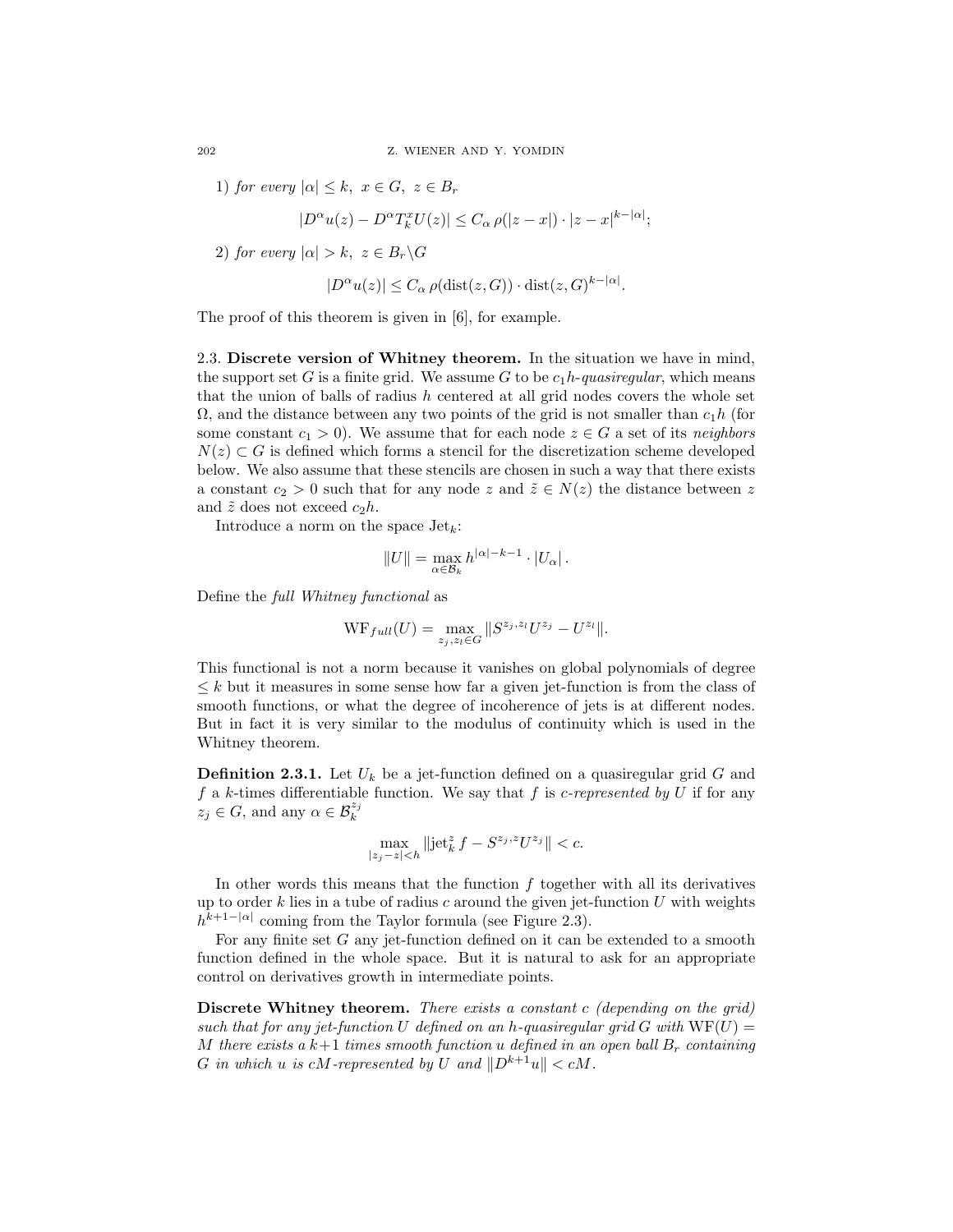1) *for every* $|\alpha| \le k$, $x \in G$, $z \in B_r$

$$|D^\alpha u(z) - D^\alpha T_k^x U(z)| \le C_\alpha \, \rho(|z-x|) \cdot |z-x|^{k-|\alpha|};$$

2) *for every* $|\alpha| > k$, $z \in B_r \backslash G$

$$|D^\alpha u(z)| \le C_\alpha \, \rho(\operatorname{dist}(z,G)) \cdot \operatorname{dist}(z,G)^{k-|\alpha|}.$$

The proof of this theorem is given in [6], for example.

2.3. **Discrete version of Whitney theorem.** In the situation we have in mind, the support set $G$ is a finite grid. We assume $G$ to be $c_1 h$-*quasiregular*, which means that the union of balls of radius $h$ centered at all grid nodes covers the whole set $\Omega$, and the distance between any two points of the grid is not smaller than $c_1 h$ (for some constant $c_1 > 0$). We assume that for each node $z \in G$ a set of its *neighbors* $N(z) \subset G$ is defined which forms a stencil for the discretization scheme developed below. We also assume that these stencils are chosen in such a way that there exists a constant $c_2 > 0$ such that for any node $z$ and $\tilde{z} \in N(z)$ the distance between $z$ and $\tilde{z}$ does not exceed $c_2 h$.

Introduce a norm on the space $\mathrm{Jet}_k$:

$$\|U\| = \max_{\alpha \in \mathcal{B}_k} h^{|\alpha|-k-1} \cdot |U_\alpha| \, .$$

Define the *full Whitney functional* as

$$\mathrm{WF}_{full}(U) = \max_{z_j, z_l \in G} \|S^{z_j, z_l} U^{z_j} - U^{z_l}\|.$$

This functional is not a norm because it vanishes on global polynomials of degree $\le k$ but it measures in some sense how far a given jet-function is from the class of smooth functions, or what the degree of incoherence of jets is at different nodes. But in fact it is very similar to the modulus of continuity which is used in the Whitney theorem.

**Definition 2.3.1.** Let $U_k$ be a jet-function defined on a quasiregular grid $G$ and $f$ a $k$-times differentiable function. We say that $f$ is *c-represented by* $U$ if for any $z_j \in G$, and any $\alpha \in \mathcal{B}_k^{z_j}$

$$\max_{|z_j - z| < h} \|\mathrm{jet}_k^z f - S^{z_j, z} U^{z_j}\| < c.$$

In other words this means that the function $f$ together with all its derivatives up to order $k$ lies in a tube of radius $c$ around the given jet-function $U$ with weights $h^{k+1-|\alpha|}$ coming from the Taylor formula (see Figure 2.3).

For any finite set $G$ any jet-function defined on it can be extended to a smooth function defined in the whole space. But it is natural to ask for an appropriate control on derivatives growth in intermediate points.

**Discrete Whitney theorem.** *There exists a constant $c$ (depending on the grid) such that for any jet-function $U$ defined on an $h$-quasiregular grid $G$ with $\mathrm{WF}(U) = M$ there exists a $k+1$ times smooth function $u$ defined in an open ball $B_r$ containing $G$ in which $u$ is $cM$-represented by $U$ and $\|D^{k+1} u\| < cM$.*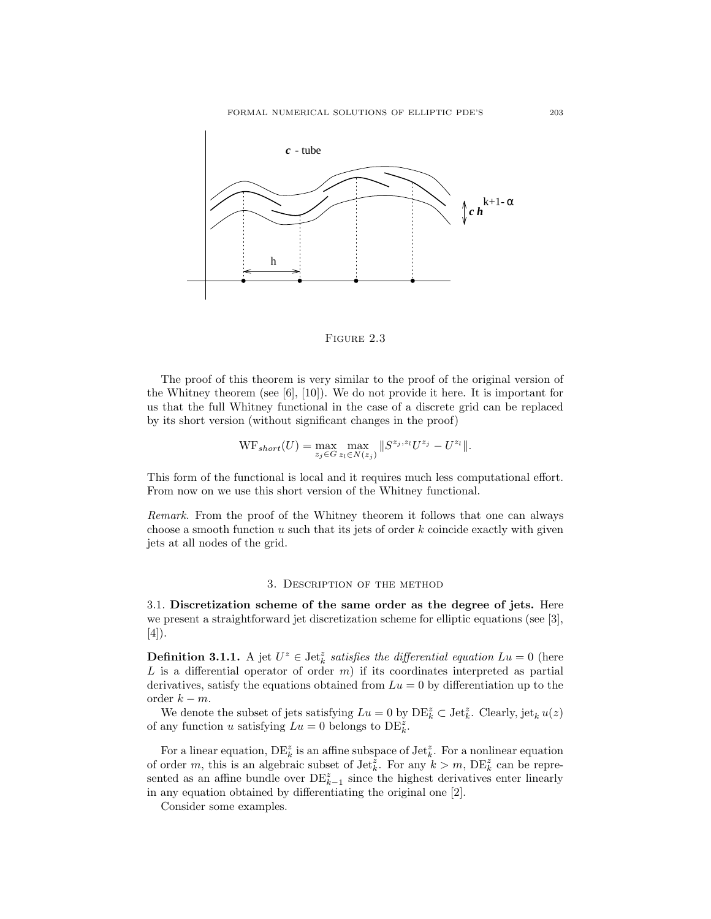FIGURE 2.3

The proof of this theorem is very similar to the proof of the original version of the Whitney theorem (see [6], [10]). We do not provide it here. It is important for us that the full Whitney functional in the case of a discrete grid can be replaced by its short version (without significant changes in the proof)

$$\mathrm{WF}_{short}(U) = \max_{z_j \in G} \max_{z_l \in N(z_j)} \|S^{z_j, z_l} U^{z_j} - U^{z_l}\|.$$

This form of the functional is local and it requires much less computational effort. From now on we use this short version of the Whitney functional.

*Remark.* From the proof of the Whitney theorem it follows that one can always choose a smooth function $u$ such that its jets of order $k$ coincide exactly with given jets at all nodes of the grid.

## 3. Description of the method

**3.1. Discretization scheme of the same order as the degree of jets.** Here we present a straightforward jet discretization scheme for elliptic equations (see [3], [4]).

**Definition 3.1.1.** A jet $U^z \in \mathrm{Jet}_k^z$ *satisfies the differential equation* $Lu = 0$ (here $L$ is a differential operator of order $m$) if its coordinates interpreted as partial derivatives, satisfy the equations obtained from $Lu = 0$ by differentiation up to the order $k - m$.

We denote the subset of jets satisfying $Lu = 0$ by $\mathrm{DE}_k^z \subset \mathrm{Jet}_k^z$. Clearly, $\mathrm{jet}_k\, u(z)$ of any function $u$ satisfying $Lu = 0$ belongs to $\mathrm{DE}_k^z$.

For a linear equation, $\mathrm{DE}_k^z$ is an affine subspace of $\mathrm{Jet}_k^z$. For a nonlinear equation of order $m$, this is an algebraic subset of $\mathrm{Jet}_k^z$. For any $k > m$, $\mathrm{DE}_k^z$ can be represented as an affine bundle over $\mathrm{DE}_{k-1}^z$ since the highest derivatives enter linearly in any equation obtained by differentiating the original one [2].

Consider some examples.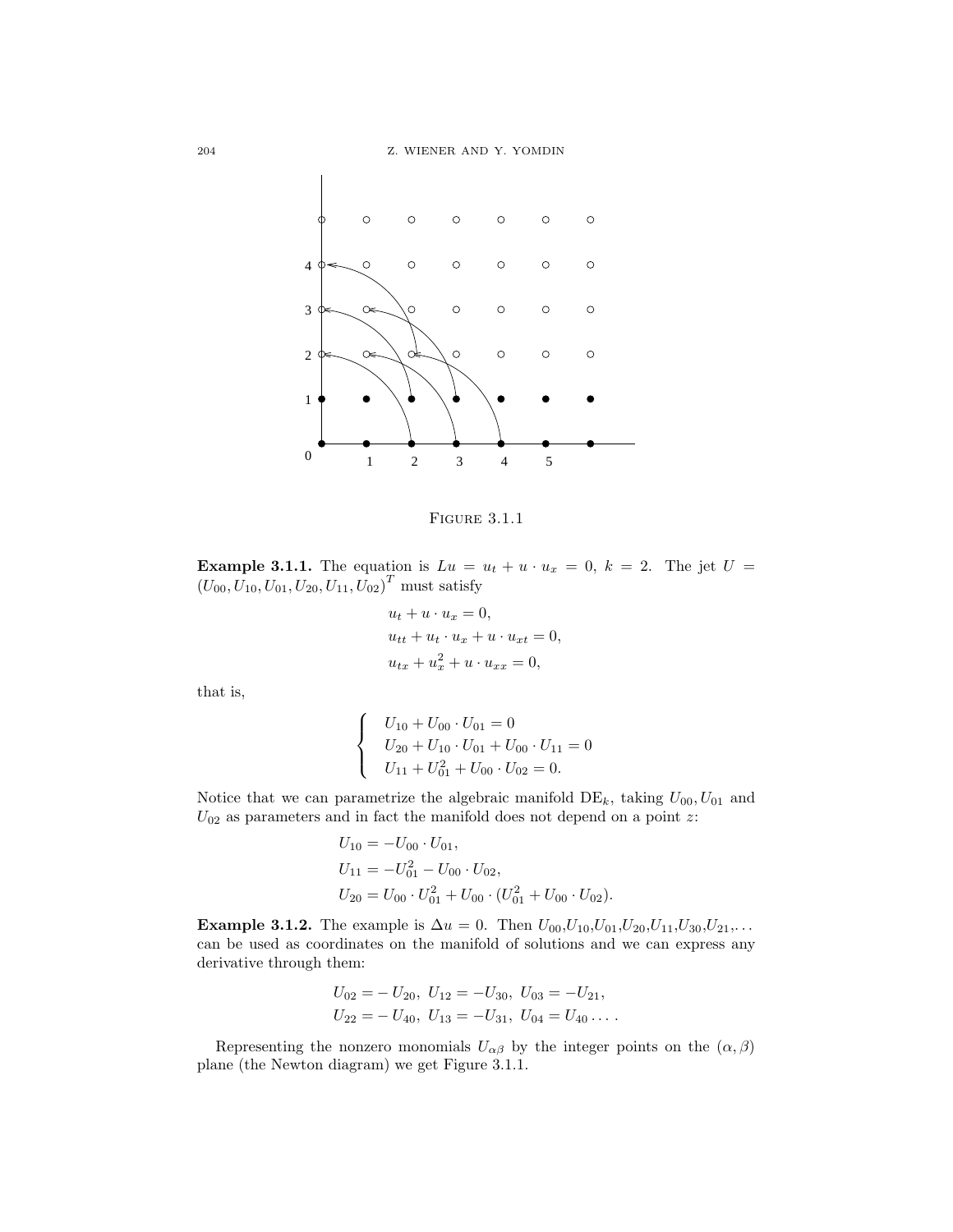FIGURE 3.1.1

**Example 3.1.1.** The equation is $Lu = u_t + u \cdot u_x = 0$, $k = 2$. The jet $U = (U_{00}, U_{10}, U_{01}, U_{20}, U_{11}, U_{02})^T$ must satisfy

$$
\begin{aligned}
&u_t + u \cdot u_x = 0, \\
&u_{tt} + u_t \cdot u_x + u \cdot u_{xt} = 0, \\
&u_{tx} + u_x^2 + u \cdot u_{xx} = 0,
\end{aligned}
$$

that is,

$$
\begin{cases}
U_{10} + U_{00} \cdot U_{01} = 0 \\
U_{20} + U_{10} \cdot U_{01} + U_{00} \cdot U_{11} = 0 \\
U_{11} + U_{01}^2 + U_{00} \cdot U_{02} = 0.
\end{cases}
$$

Notice that we can parametrize the algebraic manifold $\mathrm{DE}_k$, taking $U_{00}, U_{01}$ and $U_{02}$ as parameters and in fact the manifold does not depend on a point $z$:

$$
\begin{aligned}
U_{10} &= -U_{00} \cdot U_{01}, \\
U_{11} &= -U_{01}^2 - U_{00} \cdot U_{02}, \\
U_{20} &= U_{00} \cdot U_{01}^2 + U_{00} \cdot (U_{01}^2 + U_{00} \cdot U_{02}).
\end{aligned}
$$

**Example 3.1.2.** The example is $\Delta u = 0$. Then $U_{00}, U_{10}, U_{01}, U_{20}, U_{11}, U_{30}, U_{21}, \ldots$ can be used as coordinates on the manifold of solutions and we can express any derivative through them:

$$
\begin{aligned}
&U_{02} = -U_{20},\ U_{12} = -U_{30},\ U_{03} = -U_{21}, \\
&U_{22} = -U_{40},\ U_{13} = -U_{31},\ U_{04} = U_{40} \ldots .
\end{aligned}
$$

Representing the nonzero monomials $U_{\alpha\beta}$ by the integer points on the $(\alpha, \beta)$ plane (the Newton diagram) we get Figure 3.1.1.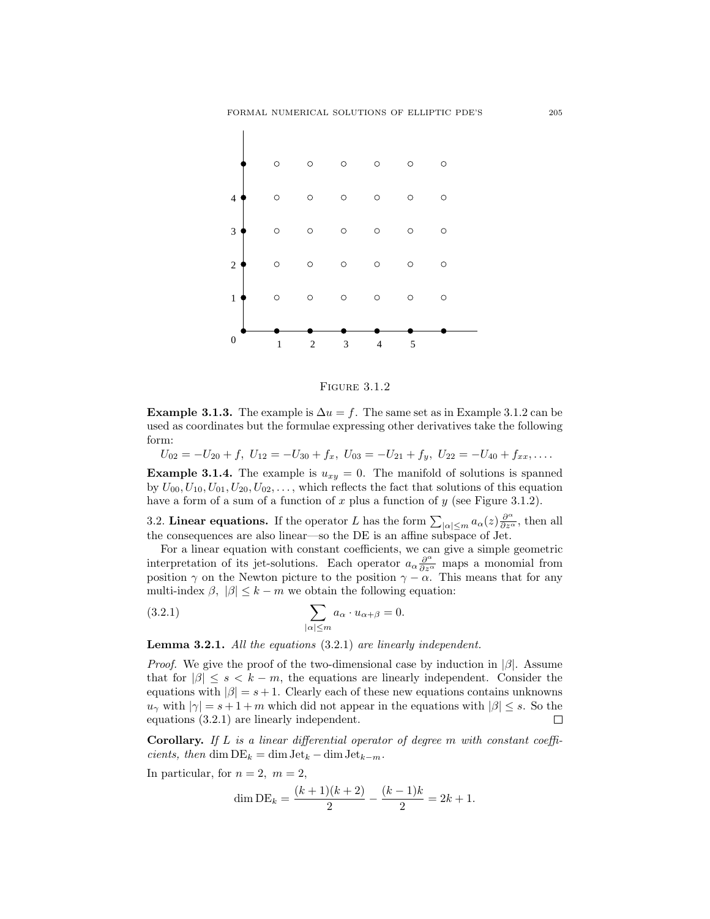FIGURE 3.1.2

**Example 3.1.3.** The example is $\Delta u = f$. The same set as in Example 3.1.2 can be used as coordinates but the formulae expressing other derivatives take the following form:

$$U_{02} = -U_{20} + f,\ U_{12} = -U_{30} + f_x,\ U_{03} = -U_{21} + f_y,\ U_{22} = -U_{40} + f_{xx}, \dots .$$

**Example 3.1.4.** The example is $u_{xy} = 0$. The manifold of solutions is spanned by $U_{00}, U_{10}, U_{01}, U_{20}, U_{02}, \dots$, which reflects the fact that solutions of this equation have a form of a sum of a function of $x$ plus a function of $y$ (see Figure 3.1.2).

3.2. **Linear equations.** If the operator $L$ has the form $\sum_{|\alpha| \le m} a_\alpha(z) \frac{\partial^\alpha}{\partial z^\alpha}$, then all the consequences are also linear—so the DE is an affine subspace of Jet.

For a linear equation with constant coefficients, we can give a simple geometric interpretation of its jet-solutions. Each operator $a_\alpha \frac{\partial^\alpha}{\partial z^\alpha}$ maps a monomial from position $\gamma$ on the Newton picture to the position $\gamma - \alpha$. This means that for any multi-index $\beta$, $|\beta| \le k - m$ we obtain the following equation:

$$\sum_{|\alpha| \le m} a_\alpha \cdot u_{\alpha+\beta} = 0. \tag{3.2.1}$$

**Lemma 3.2.1.** *All the equations* (3.2.1) *are linearly independent.*

*Proof.* We give the proof of the two-dimensional case by induction in $|\beta|$. Assume that for $|\beta| \le s < k - m$, the equations are linearly independent. Consider the equations with $|\beta| = s + 1$. Clearly each of these new equations contains unknowns $u_\gamma$ with $|\gamma| = s + 1 + m$ which did not appear in the equations with $|\beta| \le s$. So the equations (3.2.1) are linearly independent. ☐

**Corollary.** *If $L$ is a linear differential operator of degree $m$ with constant coefficients, then* $\dim \mathrm{DE}_k = \dim \mathrm{Jet}_k - \dim \mathrm{Jet}_{k-m}$.

In particular, for $n = 2,\ m = 2$,

$$\dim \mathrm{DE}_k = \frac{(k+1)(k+2)}{2} - \frac{(k-1)k}{2} = 2k + 1.$$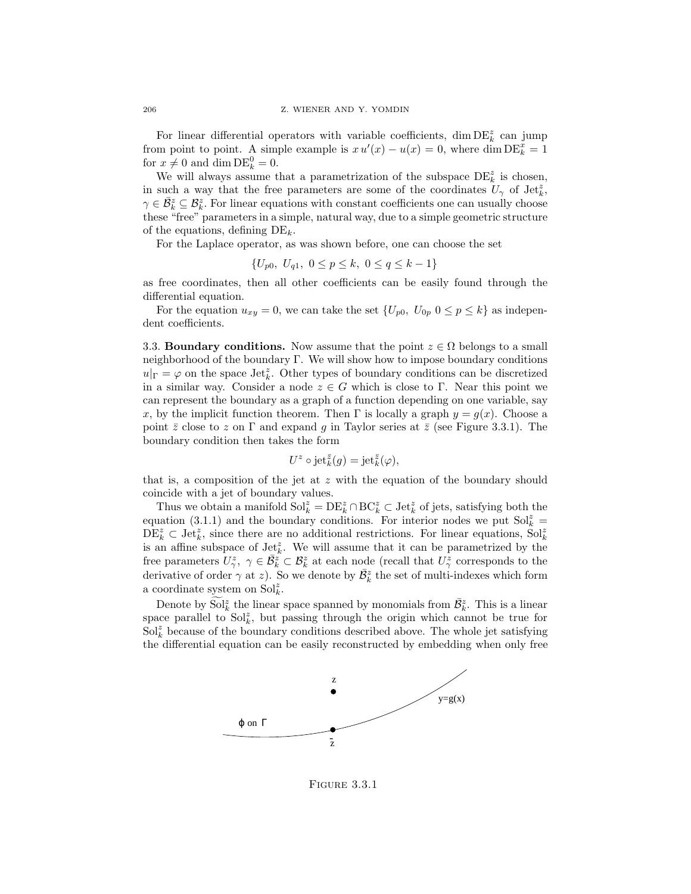For linear differential operators with variable coefficients, $\dim \mathrm{DE}_k^z$ can jump from point to point. A simple example is $x\,u'(x) - u(x) = 0$, where $\dim \mathrm{DE}_k^x = 1$ for $x \neq 0$ and $\dim \mathrm{DE}_k^0 = 0$.

We will always assume that a parametrization of the subspace $\mathrm{DE}_k^z$ is chosen, in such a way that the free parameters are some of the coordinates $U_\gamma$ of $\mathrm{Jet}_k^z$, $\gamma \in \bar{\mathcal{B}}_k^z \subseteq \mathcal{B}_k^z$. For linear equations with constant coefficients one can usually choose these "free" parameters in a simple, natural way, due to a simple geometric structure of the equations, defining $\mathrm{DE}_k$.

For the Laplace operator, as was shown before, one can choose the set

$$\{U_{p0},\ U_{q1},\ 0 \le p \le k,\ 0 \le q \le k-1\}$$

as free coordinates, then all other coefficients can be easily found through the differential equation.

For the equation $u_{xy} = 0$, we can take the set $\{U_{p0},\ U_{0p}\ 0 \le p \le k\}$ as independent coefficients.

3.3. **Boundary conditions.** Now assume that the point $z \in \Omega$ belongs to a small neighborhood of the boundary $\Gamma$. We will show how to impose boundary conditions $u|_\Gamma = \varphi$ on the space $\mathrm{Jet}_k^z$. Other types of boundary conditions can be discretized in a similar way. Consider a node $z \in G$ which is close to $\Gamma$. Near this point we can represent the boundary as a graph of a function depending on one variable, say $x$, by the implicit function theorem. Then $\Gamma$ is locally a graph $y = g(x)$. Choose a point $\bar{z}$ close to $z$ on $\Gamma$ and expand $g$ in Taylor series at $\bar{z}$ (see Figure 3.3.1). The boundary condition then takes the form

$$U^z \circ \mathrm{jet}_k^{\bar{z}}(g) = \mathrm{jet}_k^{\bar{z}}(\varphi),$$

that is, a composition of the jet at $z$ with the equation of the boundary should coincide with a jet of boundary values.

Thus we obtain a manifold $\mathrm{Sol}_k^z = \mathrm{DE}_k^z \cap \mathrm{BC}_k^z \subset \mathrm{Jet}_k^z$ of jets, satisfying both the equation (3.1.1) and the boundary conditions. For interior nodes we put $\mathrm{Sol}_k^z = \mathrm{DE}_k^z \subset \mathrm{Jet}_k^z$, since there are no additional restrictions. For linear equations, $\mathrm{Sol}_k^z$ is an affine subspace of $\mathrm{Jet}_k^z$. We will assume that it can be parametrized by the free parameters $U_\gamma^z$, $\gamma \in \bar{\mathcal{B}}_k^z \subset \mathcal{B}_k^z$ at each node (recall that $U_\gamma^z$ corresponds to the derivative of order $\gamma$ at $z$). So we denote by $\bar{\mathcal{B}}_k^z$ the set of multi-indexes which form a coordinate system on $\mathrm{Sol}_k^z$.

Denote by $\widetilde{\mathrm{Sol}}_k^z$ the linear space spanned by monomials from $\bar{\mathcal{B}}_k^z$. This is a linear space parallel to $\mathrm{Sol}_k^z$, but passing through the origin which cannot be true for $\mathrm{Sol}_k^z$ because of the boundary conditions described above. The whole jet satisfying the differential equation can be easily reconstructed by embedding when only free

Figure 3.3.1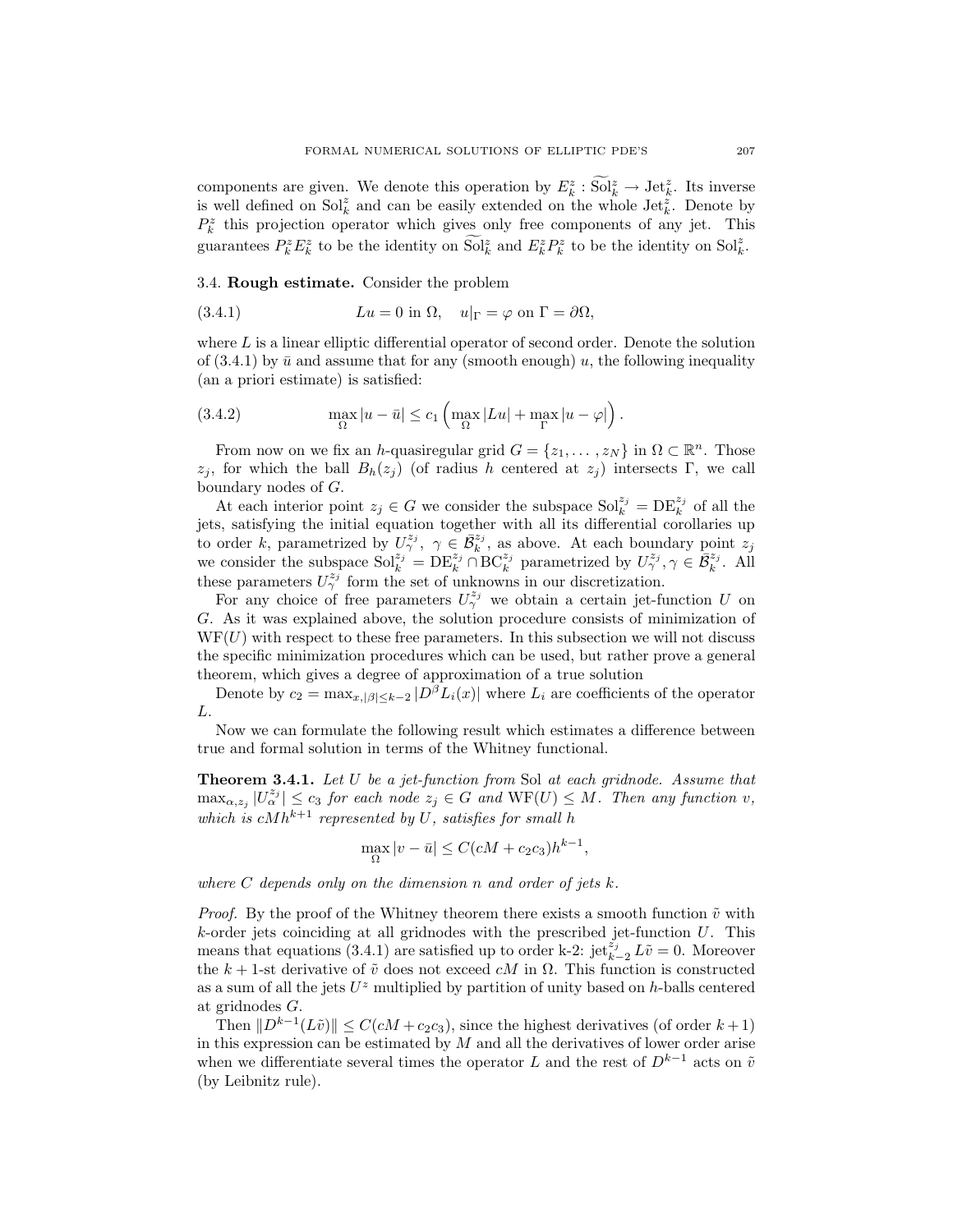components are given. We denote this operation by $E_k^z : \widetilde{\mathrm{Sol}}_k^z \to \mathrm{Jet}_k^z$. Its inverse is well defined on $\mathrm{Sol}_k^z$ and can be easily extended on the whole $\mathrm{Jet}_k^z$. Denote by $P_k^z$ this projection operator which gives only free components of any jet. This guarantees $P_k^z E_k^z$ to be the identity on $\widetilde{\mathrm{Sol}}_k^z$ and $E_k^z P_k^z$ to be the identity on $\mathrm{Sol}_k^z$.

### 3.4. **Rough estimate.**

Consider the problem

$$
Lu = 0 \text{ in } \Omega, \quad u|_\Gamma = \varphi \text{ on } \Gamma = \partial\Omega, \tag{3.4.1}
$$

where $L$ is a linear elliptic differential operator of second order. Denote the solution of (3.4.1) by $\bar{u}$ and assume that for any (smooth enough) $u$, the following inequality (an a priori estimate) is satisfied:

$$
\max_\Omega |u - \bar{u}| \le c_1 \left( \max_\Omega |Lu| + \max_\Gamma |u - \varphi| \right). \tag{3.4.2}
$$

From now on we fix an $h$-quasiregular grid $G = \{z_1, \dots, z_N\}$ in $\Omega \subset \mathbb{R}^n$. Those $z_j$, for which the ball $B_h(z_j)$ (of radius $h$ centered at $z_j$) intersects $\Gamma$, we call boundary nodes of $G$.

At each interior point $z_j \in G$ we consider the subspace $\mathrm{Sol}_k^{z_j} = \mathrm{DE}_k^{z_j}$ of all the jets, satisfying the initial equation together with all its differential corollaries up to order $k$, parametrized by $U_\gamma^{z_j}$, $\gamma \in \bar{\mathcal{B}}_k^{z_j}$, as above. At each boundary point $z_j$ we consider the subspace $\mathrm{Sol}_k^{z_j} = \mathrm{DE}_k^{z_j} \cap \mathrm{BC}_k^{z_j}$ parametrized by $U_\gamma^{z_j}, \gamma \in \bar{\mathcal{B}}_k^{z_j}$. All these parameters $U_\gamma^{z_j}$ form the set of unknowns in our discretization.

For any choice of free parameters $U_\gamma^{z_j}$ we obtain a certain jet-function $U$ on $G$. As it was explained above, the solution procedure consists of minimization of $\mathrm{WF}(U)$ with respect to these free parameters. In this subsection we will not discuss the specific minimization procedures which can be used, but rather prove a general theorem, which gives a degree of approximation of a true solution

Denote by $c_2 = \max_{x, |\beta| \le k-2} |D^\beta L_i(x)|$ where $L_i$ are coefficients of the operator $L$.

Now we can formulate the following result which estimates a difference between true and formal solution in terms of the Whitney functional.

**Theorem 3.4.1.** *Let $U$ be a jet-function from* Sol *at each gridnode. Assume that $\max_{\alpha, z_j} |U_\alpha^{z_j}| \le c_3$ for each node $z_j \in G$ and $\mathrm{WF}(U) \le M$. Then any function $v$, which is $cMh^{k+1}$ represented by $U$, satisfies for small $h$*

$$
\max_\Omega |v - \bar{u}| \le C(cM + c_2 c_3) h^{k-1},
$$

*where $C$ depends only on the dimension $n$ and order of jets $k$.*

*Proof.* By the proof of the Whitney theorem there exists a smooth function $\tilde{v}$ with $k$-order jets coinciding at all gridnodes with the prescribed jet-function $U$. This means that equations (3.4.1) are satisfied up to order k-2: $\mathrm{jet}_{k-2}^{z_j} L\tilde{v} = 0$. Moreover the $k+1$-st derivative of $\tilde{v}$ does not exceed $cM$ in $\Omega$. This function is constructed as a sum of all the jets $U^z$ multiplied by partition of unity based on $h$-balls centered at gridnodes $G$.

Then $\|D^{k-1}(L\tilde{v})\| \le C(cM + c_2 c_3)$, since the highest derivatives (of order $k+1$) in this expression can be estimated by $M$ and all the derivatives of lower order arise when we differentiate several times the operator $L$ and the rest of $D^{k-1}$ acts on $\tilde{v}$ (by Leibnitz rule).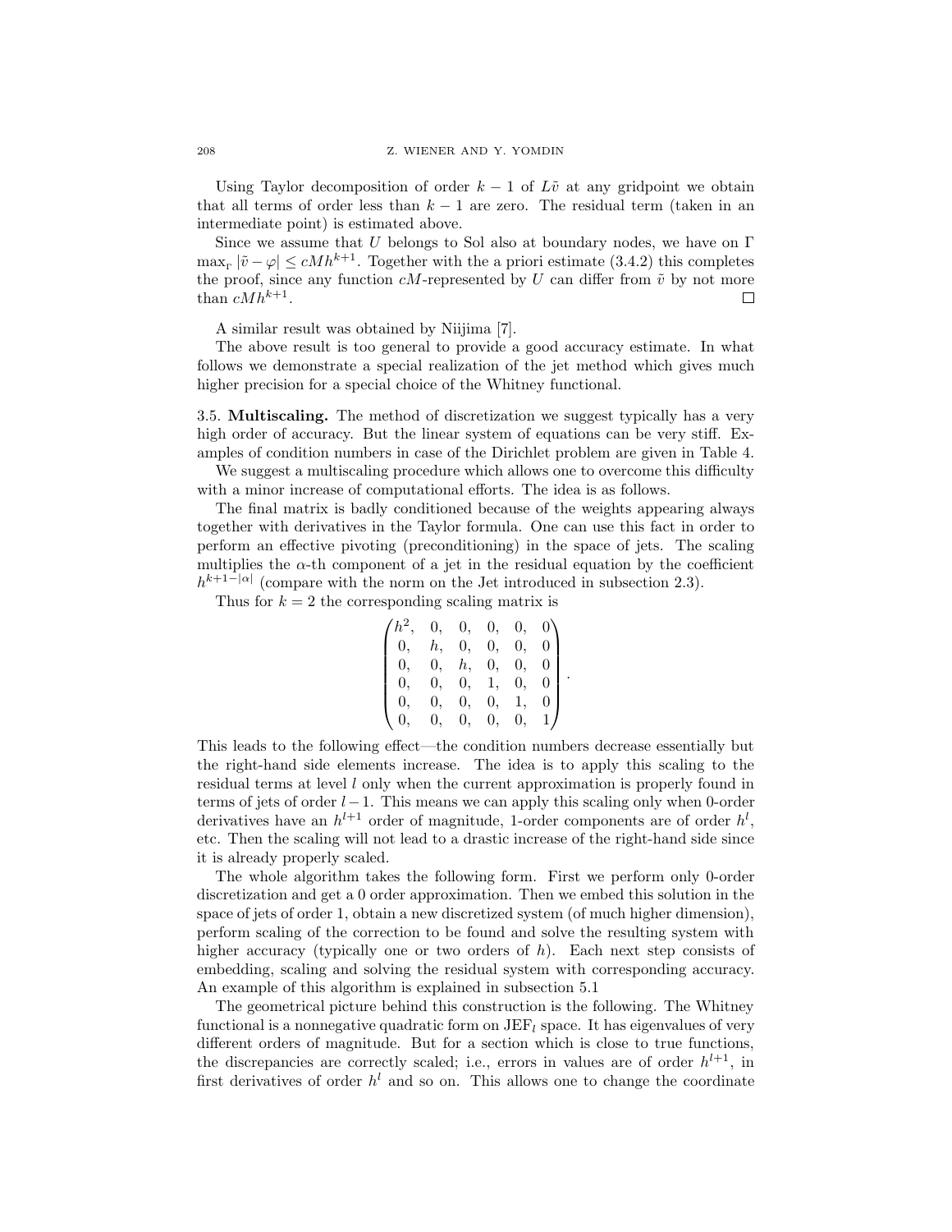Using Taylor decomposition of order $k-1$ of $L\tilde{v}$ at any gridpoint we obtain that all terms of order less than $k-1$ are zero. The residual term (taken in an intermediate point) is estimated above.

Since we assume that $U$ belongs to Sol also at boundary nodes, we have on $\Gamma$ $\max_\Gamma |\tilde{v} - \varphi| \le cMh^{k+1}$. Together with the a priori estimate (3.4.2) this completes the proof, since any function $cM$-represented by $U$ can differ from $\tilde{v}$ by not more than $cMh^{k+1}$. □

A similar result was obtained by Niijima [7].

The above result is too general to provide a good accuracy estimate. In what follows we demonstrate a special realization of the jet method which gives much higher precision for a special choice of the Whitney functional.

**3.5. Multiscaling.** The method of discretization we suggest typically has a very high order of accuracy. But the linear system of equations can be very stiff. Examples of condition numbers in case of the Dirichlet problem are given in Table 4.

We suggest a multiscaling procedure which allows one to overcome this difficulty with a minor increase of computational efforts. The idea is as follows.

The final matrix is badly conditioned because of the weights appearing always together with derivatives in the Taylor formula. One can use this fact in order to perform an effective pivoting (preconditioning) in the space of jets. The scaling multiplies the $\alpha$-th component of a jet in the residual equation by the coefficient $h^{k+1-|\alpha|}$ (compare with the norm on the Jet introduced in subsection 2.3).

Thus for $k=2$ the corresponding scaling matrix is

$$\begin{pmatrix} h^2, & 0, & 0, & 0, & 0, & 0 \\ 0, & h, & 0, & 0, & 0, & 0 \\ 0, & 0, & h, & 0, & 0, & 0 \\ 0, & 0, & 0, & 1, & 0, & 0 \\ 0, & 0, & 0, & 0, & 1, & 0 \\ 0, & 0, & 0, & 0, & 0, & 1 \end{pmatrix}.$$

This leads to the following effect—the condition numbers decrease essentially but the right-hand side elements increase. The idea is to apply this scaling to the residual terms at level $l$ only when the current approximation is properly found in terms of jets of order $l-1$. This means we can apply this scaling only when 0-order derivatives have an $h^{l+1}$ order of magnitude, 1-order components are of order $h^l$, etc. Then the scaling will not lead to a drastic increase of the right-hand side since it is already properly scaled.

The whole algorithm takes the following form. First we perform only 0-order discretization and get a 0 order approximation. Then we embed this solution in the space of jets of order 1, obtain a new discretized system (of much higher dimension), perform scaling of the correction to be found and solve the resulting system with higher accuracy (typically one or two orders of $h$). Each next step consists of embedding, scaling and solving the residual system with corresponding accuracy. An example of this algorithm is explained in subsection 5.1

The geometrical picture behind this construction is the following. The Whitney functional is a nonnegative quadratic form on $\text{JEF}_l$ space. It has eigenvalues of very different orders of magnitude. But for a section which is close to true functions, the discrepancies are correctly scaled; i.e., errors in values are of order $h^{l+1}$, in first derivatives of order $h^l$ and so on. This allows one to change the coordinate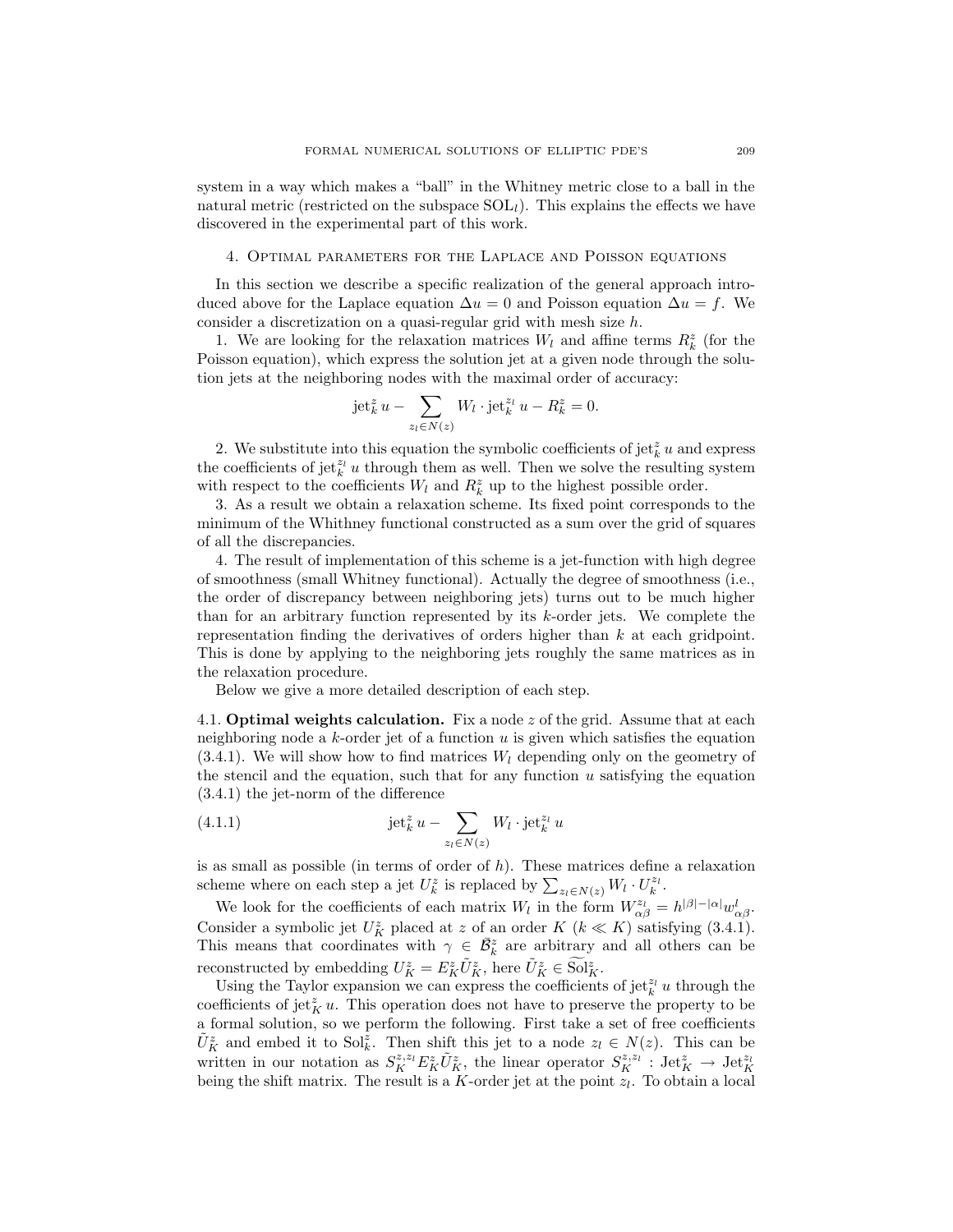system in a way which makes a "ball" in the Whitney metric close to a ball in the natural metric (restricted on the subspace $\mathrm{SOL}_l$). This explains the effects we have discovered in the experimental part of this work.

## 4. Optimal parameters for the Laplace and Poisson equations

In this section we describe a specific realization of the general approach introduced above for the Laplace equation $\Delta u = 0$ and Poisson equation $\Delta u = f$. We consider a discretization on a quasi-regular grid with mesh size $h$.

1. We are looking for the relaxation matrices $W_l$ and affine terms $R_k^z$ (for the Poisson equation), which express the solution jet at a given node through the solution jets at the neighboring nodes with the maximal order of accuracy:

$$\mathrm{jet}_k^z\, u - \sum_{z_l \in N(z)} W_l \cdot \mathrm{jet}_k^{z_l}\, u - R_k^z = 0.$$

2. We substitute into this equation the symbolic coefficients of $\mathrm{jet}_k^z\, u$ and express the coefficients of $\mathrm{jet}_k^{z_l}\, u$ through them as well. Then we solve the resulting system with respect to the coefficients $W_l$ and $R_k^z$ up to the highest possible order.

3. As a result we obtain a relaxation scheme. Its fixed point corresponds to the minimum of the Whithney functional constructed as a sum over the grid of squares of all the discrepancies.

4. The result of implementation of this scheme is a jet-function with high degree of smoothness (small Whitney functional). Actually the degree of smoothness (i.e., the order of discrepancy between neighboring jets) turns out to be much higher than for an arbitrary function represented by its $k$-order jets. We complete the representation finding the derivatives of orders higher than $k$ at each gridpoint. This is done by applying to the neighboring jets roughly the same matrices as in the relaxation procedure.

Below we give a more detailed description of each step.

4.1. **Optimal weights calculation.** Fix a node $z$ of the grid. Assume that at each neighboring node a $k$-order jet of a function $u$ is given which satisfies the equation (3.4.1). We will show how to find matrices $W_l$ depending only on the geometry of the stencil and the equation, such that for any function $u$ satisfying the equation (3.4.1) the jet-norm of the difference

$$\mathrm{jet}_k^z\, u - \sum_{z_l \in N(z)} W_l \cdot \mathrm{jet}_k^{z_l}\, u \tag{4.1.1}$$

is as small as possible (in terms of order of $h$). These matrices define a relaxation scheme where on each step a jet $U_k^z$ is replaced by $\sum_{z_l \in N(z)} W_l \cdot U_k^{z_l}$.

We look for the coefficients of each matrix $W_l$ in the form $W_{\alpha\beta}^{z_l} = h^{|\beta|-|\alpha|} w_{\alpha\beta}^l$. Consider a symbolic jet $U_K^z$ placed at $z$ of an order $K$ ($k \ll K$) satisfying (3.4.1). This means that coordinates with $\gamma \in \bar{\mathcal{B}}_k^z$ are arbitrary and all others can be reconstructed by embedding $U_K^z = E_K^z \tilde{U}_K^z$, here $\tilde{U}_K^z \in \widetilde{\mathrm{Sol}}_K^z$.

Using the Taylor expansion we can express the coefficients of $\mathrm{jet}_k^{z_l}\, u$ through the coefficients of $\mathrm{jet}_K^z\, u$. This operation does not have to preserve the property to be a formal solution, so we perform the following. First take a set of free coefficients $\tilde{U}_K^z$ and embed it to $\mathrm{Sol}_k^z$. Then shift this jet to a node $z_l \in N(z)$. This can be written in our notation as $S_K^{z,z_l} E_K^z \tilde{U}_K^z$, the linear operator $S_K^{z,z_l} : \mathrm{Jet}_K^z \to \mathrm{Jet}_K^{z_l}$ being the shift matrix. The result is a $K$-order jet at the point $z_l$. To obtain a local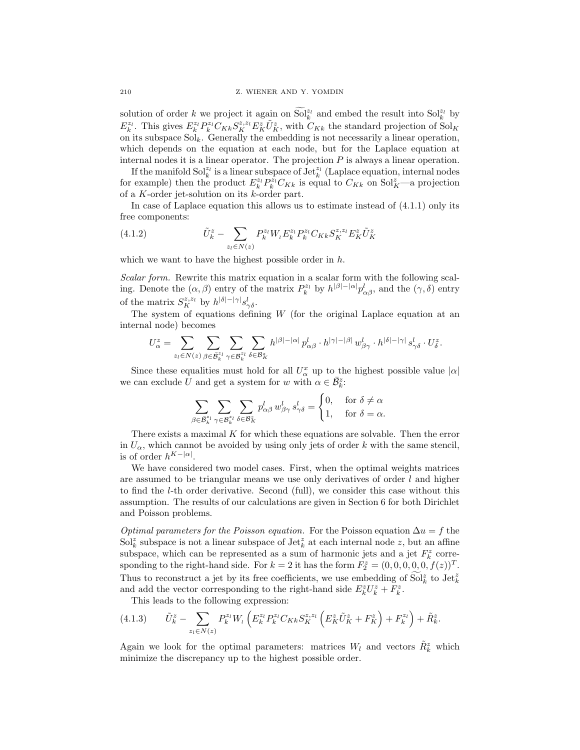solution of order $k$ we project it again on $\widetilde{\mathrm{Sol}}_k^{z_l}$ and embed the result into $\mathrm{Sol}_k^{z_l}$ by $E_k^{z_l}$. This gives $E_k^{z_l} P_k^{z_l} C_{Kk} S_K^{z,z_l} E_K^z \tilde{U}_K^z$, with $C_{Kk}$ the standard projection of $\mathrm{Sol}_K$ on its subspace $\mathrm{Sol}_k$. Generally the embedding is not necessarily a linear operation, which depends on the equation at each node, but for the Laplace equation at internal nodes it is a linear operator. The projection $P$ is always a linear operation.

If the manifold $\mathrm{Sol}_k^{z_l}$ is a linear subspace of $\mathrm{Jet}_k^{z_l}$ (Laplace equation, internal nodes for example) then the product $E_k^{z_l} P_k^{z_l} C_{Kk}$ is equal to $C_{Kk}$ on $\mathrm{Sol}_K^z$—a projection of a $K$-order jet-solution on its $k$-order part.

In case of Laplace equation this allows us to estimate instead of (4.1.1) only its free components:

$$
\tilde{U}_k^z - \sum_{z_l \in N(z)} P_k^{z_l} W_l E_k^{z_l} P_k^{z_l} C_{Kk} S_K^{z,z_l} E_K^z \tilde{U}_K^z \tag{4.1.2}
$$

which we want to have the highest possible order in $h$.

*Scalar form.* Rewrite this matrix equation in a scalar form with the following scaling. Denote the $(\alpha, \beta)$ entry of the matrix $P_k^{z_l}$ by $h^{|\beta|-|\alpha|} p_{\alpha\beta}^l$, and the $(\gamma, \delta)$ entry of the matrix $S_K^{z,z_l}$ by $h^{|\delta|-|\gamma|} s_{\gamma\delta}^l$.

The system of equations defining $W$ (for the original Laplace equation at an internal node) becomes

$$
U_\alpha^z = \sum_{z_l \in N(z)} \sum_{\beta \in \bar{\mathcal{B}}_k^{z_l}} \sum_{\gamma \in \mathcal{B}_k^{z_l}} \sum_{\delta \in \mathcal{B}_K^z} h^{|\beta|-|\alpha|} p_{\alpha\beta}^l \cdot h^{|\gamma|-|\beta|} w_{\beta\gamma}^l \cdot h^{|\delta|-|\gamma|} s_{\gamma\delta}^l \cdot U_\delta^z.
$$

Since these equalities must hold for all $U_\alpha^x$ up to the highest possible value $|\alpha|$ we can exclude $U$ and get a system for $w$ with $\alpha \in \bar{\mathcal{B}}_k^z$:

$$
\sum_{\beta \in \bar{\mathcal{B}}_k^{z_l}} \sum_{\gamma \in \mathcal{B}_k^{z_l}} \sum_{\delta \in \mathcal{B}_K^z} p_{\alpha\beta}^l \, w_{\beta\gamma}^l \, s_{\gamma\delta}^l = \begin{cases} 0, & \text{for } \delta \neq \alpha \\ 1, & \text{for } \delta = \alpha. \end{cases}
$$

There exists a maximal $K$ for which these equations are solvable. Then the error in $U_\alpha$, which cannot be avoided by using only jets of order $k$ with the same stencil, is of order $h^{K-|\alpha|}$.

We have considered two model cases. First, when the optimal weights matrices are assumed to be triangular means we use only derivatives of order $l$ and higher to find the $l$-th order derivative. Second (full), we consider this case without this assumption. The results of our calculations are given in Section 6 for both Dirichlet and Poisson problems.

*Optimal parameters for the Poisson equation.* For the Poisson equation $\Delta u = f$ the $\mathrm{Sol}_k^z$ subspace is not a linear subspace of $\mathrm{Jet}_k^z$ at each internal node $z$, but an affine subspace, which can be represented as a sum of harmonic jets and a jet $F_k^z$ corresponding to the right-hand side. For $k = 2$ it has the form $F_2^z = (0, 0, 0, 0, 0, f(z))^T$. Thus to reconstruct a jet by its free coefficients, we use embedding of $\widetilde{\mathrm{Sol}}_k^z$ to $\mathrm{Jet}_k^z$ and add the vector corresponding to the right-hand side $E_k^z U_k^z + F_k^z$.

This leads to the following expression:

$$
\tilde{U}_k^z - \sum_{z_l \in N(z)} P_k^{z_l} W_l \left( E_k^{z_l} P_k^{z_l} C_{Kk} S_K^{z,z_l} \left( E_K^z \tilde{U}_K^z + F_K^z \right) + F_k^{z_l} \right) + \tilde{R}_k^z. \tag{4.1.3}
$$

Again we look for the optimal parameters: matrices $W_l$ and vectors $\tilde{R}_k^z$ which minimize the discrepancy up to the highest possible order.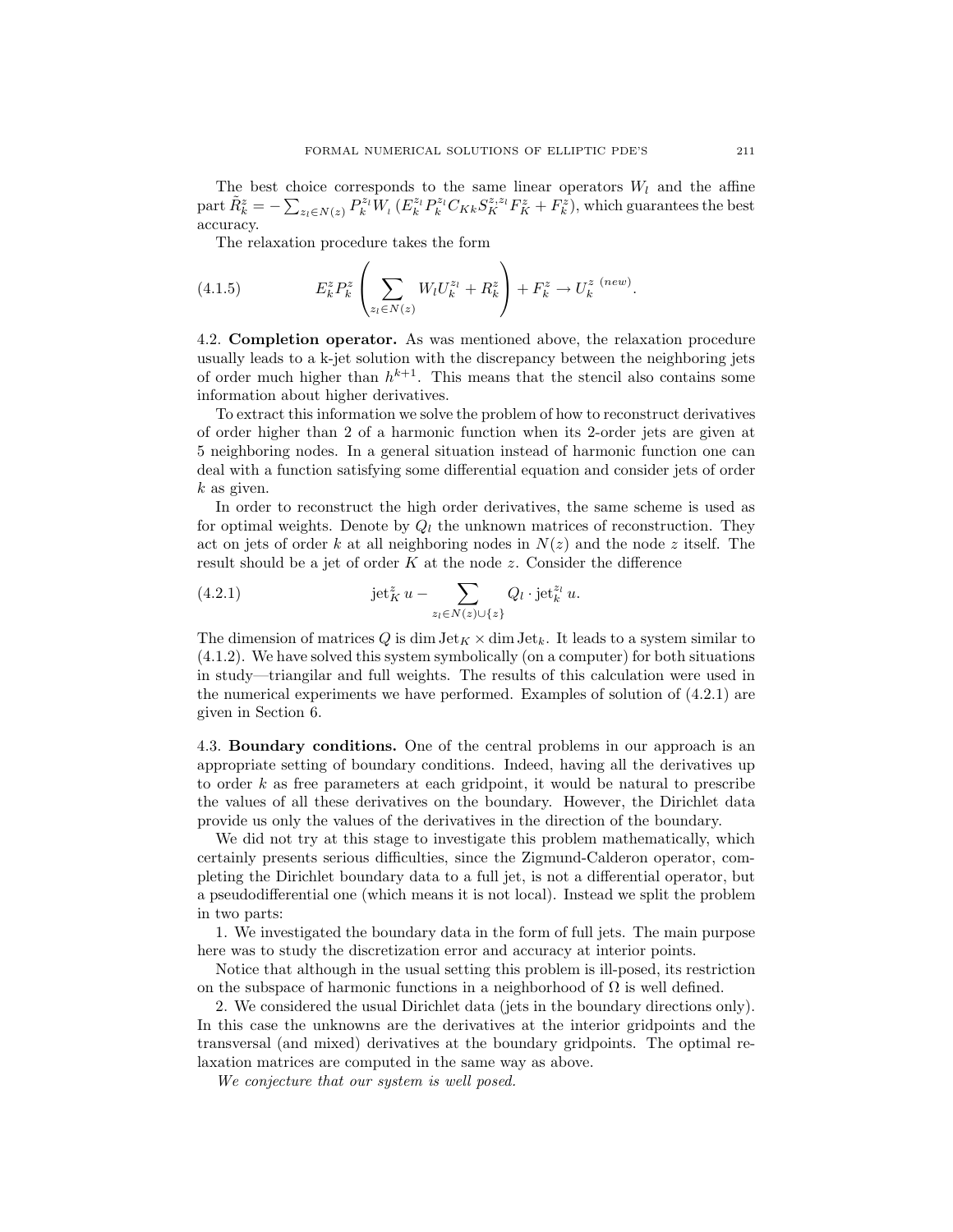The best choice corresponds to the same linear operators $W_l$ and the affine part $\tilde{R}_k^z = -\sum_{z_l \in N(z)} P_k^{z_l} W_l \left(E_k^{z_l} P_k^{z_l} C_{Kk} S_K^{z;z_l} F_K^z + F_k^z\right)$, which guarantees the best accuracy.

The relaxation procedure takes the form

$$E_k^z P_k^z \left( \sum_{z_l \in N(z)} W_l U_k^{z_l} + R_k^z \right) + F_k^z \to U_k^{z\ (new)}. \tag{4.1.5}$$

4.2. **Completion operator.** As was mentioned above, the relaxation procedure usually leads to a k-jet solution with the discrepancy between the neighboring jets of order much higher than $h^{k+1}$. This means that the stencil also contains some information about higher derivatives.

To extract this information we solve the problem of how to reconstruct derivatives of order higher than 2 of a harmonic function when its 2-order jets are given at 5 neighboring nodes. In a general situation instead of harmonic function one can deal with a function satisfying some differential equation and consider jets of order $k$ as given.

In order to reconstruct the high order derivatives, the same scheme is used as for optimal weights. Denote by $Q_l$ the unknown matrices of reconstruction. They act on jets of order $k$ at all neighboring nodes in $N(z)$ and the node $z$ itself. The result should be a jet of order $K$ at the node $z$. Consider the difference

$$\operatorname{jet}_K^z u - \sum_{z_l \in N(z) \cup \{z\}} Q_l \cdot \operatorname{jet}_k^{z_l} u. \tag{4.2.1}$$

The dimension of matrices $Q$ is $\dim \operatorname{Jet}_K \times \dim \operatorname{Jet}_k$. It leads to a system similar to (4.1.2). We have solved this system symbolically (on a computer) for both situations in study—triangilar and full weights. The results of this calculation were used in the numerical experiments we have performed. Examples of solution of (4.2.1) are given in Section 6.

4.3. **Boundary conditions.** One of the central problems in our approach is an appropriate setting of boundary conditions. Indeed, having all the derivatives up to order $k$ as free parameters at each gridpoint, it would be natural to prescribe the values of all these derivatives on the boundary. However, the Dirichlet data provide us only the values of the derivatives in the direction of the boundary.

We did not try at this stage to investigate this problem mathematically, which certainly presents serious difficulties, since the Zigmund-Calderon operator, completing the Dirichlet boundary data to a full jet, is not a differential operator, but a pseudodifferential one (which means it is not local). Instead we split the problem in two parts:

1. We investigated the boundary data in the form of full jets. The main purpose here was to study the discretization error and accuracy at interior points.

Notice that although in the usual setting this problem is ill-posed, its restriction on the subspace of harmonic functions in a neighborhood of $\Omega$ is well defined.

2. We considered the usual Dirichlet data (jets in the boundary directions only). In this case the unknowns are the derivatives at the interior gridpoints and the transversal (and mixed) derivatives at the boundary gridpoints. The optimal relaxation matrices are computed in the same way as above.

*We conjecture that our system is well posed.*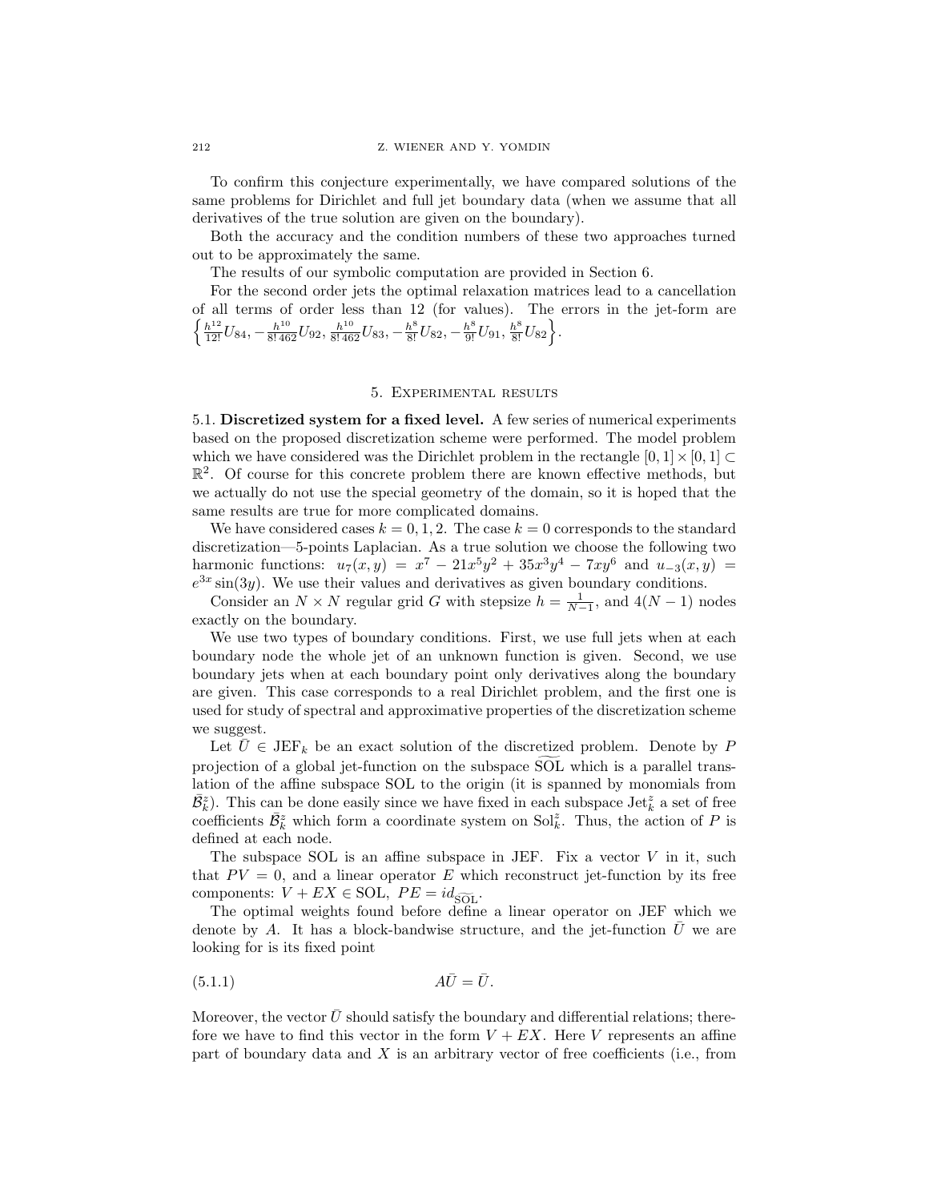To confirm this conjecture experimentally, we have compared solutions of the same problems for Dirichlet and full jet boundary data (when we assume that all derivatives of the true solution are given on the boundary).

Both the accuracy and the condition numbers of these two approaches turned out to be approximately the same.

The results of our symbolic computation are provided in Section 6.

For the second order jets the optimal relaxation matrices lead to a cancellation of all terms of order less than 12 (for values). The errors in the jet-form are $\left\{\frac{h^{12}}{12!}U_{84}, -\frac{h^{10}}{8!\,462}U_{92}, \frac{h^{10}}{8!\,462}U_{83}, -\frac{h^8}{8!}U_{82}, -\frac{h^8}{9!}U_{91}, \frac{h^8}{8!}U_{82}\right\}$.

## 5. Experimental results

**5.1. Discretized system for a fixed level.** A few series of numerical experiments based on the proposed discretization scheme were performed. The model problem which we have considered was the Dirichlet problem in the rectangle $[0,1]\times[0,1]\subset \mathbb{R}^2$. Of course for this concrete problem there are known effective methods, but we actually do not use the special geometry of the domain, so it is hoped that the same results are true for more complicated domains.

We have considered cases $k=0,1,2$. The case $k=0$ corresponds to the standard discretization—5-points Laplacian. As a true solution we choose the following two harmonic functions: $u_7(x,y) = x^7 - 21x^5y^2 + 35x^3y^4 - 7xy^6$ and $u_{-3}(x,y) = e^{3x}\sin(3y)$. We use their values and derivatives as given boundary conditions.

Consider an $N\times N$ regular grid $G$ with stepsize $h=\frac{1}{N-1}$, and $4(N-1)$ nodes exactly on the boundary.

We use two types of boundary conditions. First, we use full jets when at each boundary node the whole jet of an unknown function is given. Second, we use boundary jets when at each boundary point only derivatives along the boundary are given. This case corresponds to a real Dirichlet problem, and the first one is used for study of spectral and approximative properties of the discretization scheme we suggest.

Let $\bar{U}\in \mathrm{JEF}_k$ be an exact solution of the discretized problem. Denote by $P$ projection of a global jet-function on the subspace $\widetilde{\mathrm{SOL}}$ which is a parallel translation of the affine subspace SOL to the origin (it is spanned by monomials from $\bar{\mathcal{B}}_k^z$). This can be done easily since we have fixed in each subspace $\mathrm{Jet}_k^z$ a set of free coefficients $\bar{\mathcal{B}}_k^z$ which form a coordinate system on $\mathrm{Sol}_k^z$. Thus, the action of $P$ is defined at each node.

The subspace SOL is an affine subspace in JEF. Fix a vector $V$ in it, such that $PV=0$, and a linear operator $E$ which reconstruct jet-function by its free components: $V+EX\in \mathrm{SOL}$, $PE = id_{\widetilde{\mathrm{SOL}}}$.

The optimal weights found before define a linear operator on JEF which we denote by $A$. It has a block-bandwise structure, and the jet-function $\bar{U}$ we are looking for is its fixed point

$$A\bar{U}=\bar{U}. \tag{5.1.1}$$

Moreover, the vector $\bar{U}$ should satisfy the boundary and differential relations; therefore we have to find this vector in the form $V+EX$. Here $V$ represents an affine part of boundary data and $X$ is an arbitrary vector of free coefficients (i.e., from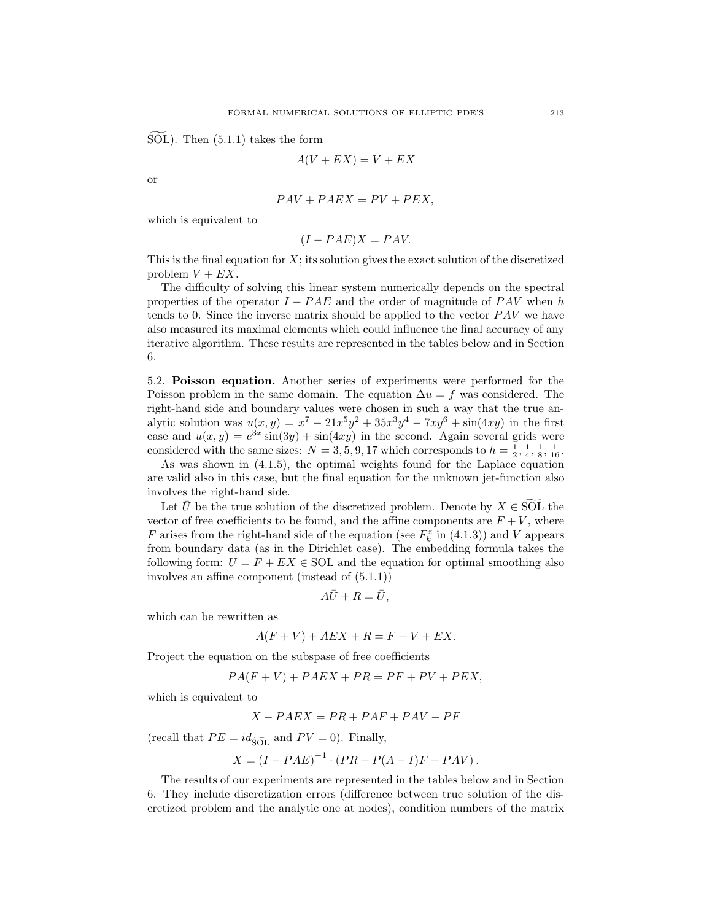$\widetilde{\mathrm{SOL}}$). Then (5.1.1) takes the form

$$A(V + EX) = V + EX$$

or

$$PAV + PAEX = PV + PEX,$$

which is equivalent to

$$(I - PAE)X = PAV.$$

This is the final equation for $X$; its solution gives the exact solution of the discretized problem $V + EX$.

The difficulty of solving this linear system numerically depends on the spectral properties of the operator $I - PAE$ and the order of magnitude of $PAV$ when $h$ tends to 0. Since the inverse matrix should be applied to the vector $PAV$ we have also measured its maximal elements which could influence the final accuracy of any iterative algorithm. These results are represented in the tables below and in Section 6.

5.2. **Poisson equation.** Another series of experiments were performed for the Poisson problem in the same domain. The equation $\Delta u = f$ was considered. The right-hand side and boundary values were chosen in such a way that the true analytic solution was $u(x,y) = x^7 - 21x^5y^2 + 35x^3y^4 - 7xy^6 + \sin(4xy)$ in the first case and $u(x,y) = e^{3x}\sin(3y) + \sin(4xy)$ in the second. Again several grids were considered with the same sizes: $N = 3, 5, 9, 17$ which corresponds to $h = \frac{1}{2}, \frac{1}{4}, \frac{1}{8}, \frac{1}{16}$.

As was shown in (4.1.5), the optimal weights found for the Laplace equation are valid also in this case, but the final equation for the unknown jet-function also involves the right-hand side.

Let $\bar{U}$ be the true solution of the discretized problem. Denote by $X \in \widetilde{\mathrm{SOL}}$ the vector of free coefficients to be found, and the affine components are $F + V$, where $F$ arises from the right-hand side of the equation (see $F_k^z$ in (4.1.3)) and $V$ appears from boundary data (as in the Dirichlet case). The embedding formula takes the following form: $U = F + EX \in \mathrm{SOL}$ and the equation for optimal smoothing also involves an affine component (instead of (5.1.1))

$$A\bar{U} + R = \bar{U},$$

which can be rewritten as

$$A(F + V) + AEX + R = F + V + EX.$$

Project the equation on the subspase of free coefficients

$$PA(F + V) + PAEX + PR = PF + PV + PEX,$$

which is equivalent to

$$X - PAEX = PR + PAF + PAV - PF$$

(recall that $PE = id_{\widetilde{\mathrm{SOL}}}$ and $PV = 0$). Finally,

$$X = (I - PAE)^{-1} \cdot (PR + P(A - I)F + PAV).$$

The results of our experiments are represented in the tables below and in Section 6. They include discretization errors (difference between true solution of the discretized problem and the analytic one at nodes), condition numbers of the matrix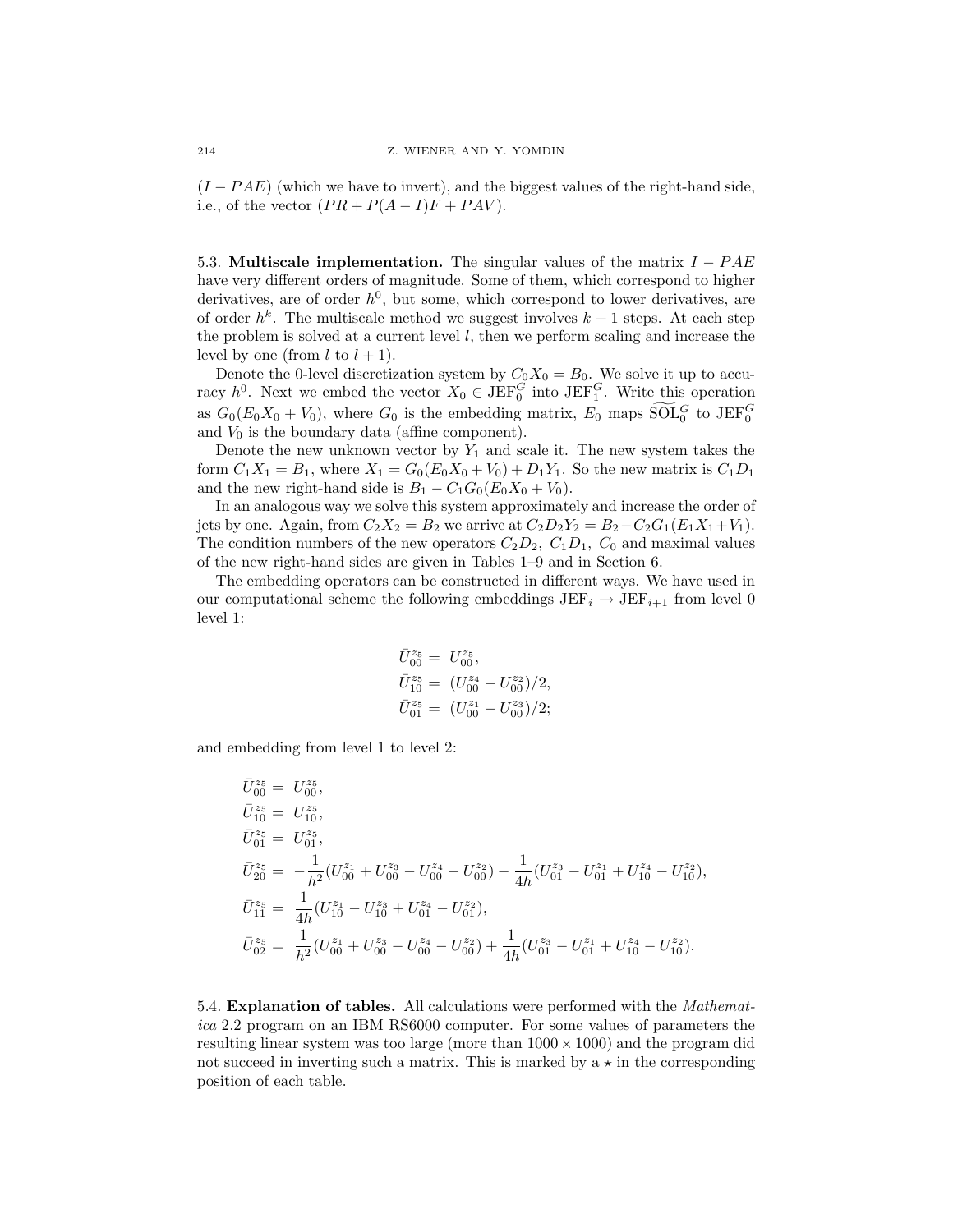$(I - PAE)$ (which we have to invert), and the biggest values of the right-hand side, i.e., of the vector $(PR + P(A-I)F + PAV)$.

5.3. **Multiscale implementation.** The singular values of the matrix $I - PAE$ have very different orders of magnitude. Some of them, which correspond to higher derivatives, are of order $h^0$, but some, which correspond to lower derivatives, are of order $h^k$. The multiscale method we suggest involves $k+1$ steps. At each step the problem is solved at a current level $l$, then we perform scaling and increase the level by one (from $l$ to $l+1$).

Denote the 0-level discretization system by $C_0 X_0 = B_0$. We solve it up to accuracy $h^0$. Next we embed the vector $X_0 \in \mathrm{JEF}_0^G$ into $\mathrm{JEF}_1^G$. Write this operation as $G_0(E_0 X_0 + V_0)$, where $G_0$ is the embedding matrix, $E_0$ maps $\widetilde{\mathrm{SOL}}_0^G$ to $\mathrm{JEF}_0^G$ and $V_0$ is the boundary data (affine component).

Denote the new unknown vector by $Y_1$ and scale it. The new system takes the form $C_1 X_1 = B_1$, where $X_1 = G_0(E_0 X_0 + V_0) + D_1 Y_1$. So the new matrix is $C_1 D_1$ and the new right-hand side is $B_1 - C_1 G_0 (E_0 X_0 + V_0)$.

In an analogous way we solve this system approximately and increase the order of jets by one. Again, from $C_2 X_2 = B_2$ we arrive at $C_2 D_2 Y_2 = B_2 - C_2 G_1 (E_1 X_1 + V_1)$. The condition numbers of the new operators $C_2 D_2$, $C_1 D_1$, $C_0$ and maximal values of the new right-hand sides are given in Tables 1–9 and in Section 6.

The embedding operators can be constructed in different ways. We have used in our computational scheme the following embeddings $\mathrm{JEF}_i \to \mathrm{JEF}_{i+1}$ from level 0 level 1:

$$
\begin{aligned}
\bar{U}_{00}^{z_5} &= U_{00}^{z_5}, \\
\bar{U}_{10}^{z_5} &= (U_{00}^{z_4} - U_{00}^{z_2})/2, \\
\bar{U}_{01}^{z_5} &= (U_{00}^{z_1} - U_{00}^{z_3})/2;
\end{aligned}
$$

and embedding from level 1 to level 2:

$$
\begin{aligned}
\bar{U}_{00}^{z_5} &= U_{00}^{z_5}, \\
\bar{U}_{10}^{z_5} &= U_{10}^{z_5}, \\
\bar{U}_{01}^{z_5} &= U_{01}^{z_5}, \\
\bar{U}_{20}^{z_5} &= -\frac{1}{h^2}(U_{00}^{z_1} + U_{00}^{z_3} - U_{00}^{z_4} - U_{00}^{z_2}) - \frac{1}{4h}(U_{01}^{z_3} - U_{01}^{z_1} + U_{10}^{z_4} - U_{10}^{z_2}), \\
\bar{U}_{11}^{z_5} &= \frac{1}{4h}(U_{10}^{z_1} - U_{10}^{z_3} + U_{01}^{z_4} - U_{01}^{z_2}), \\
\bar{U}_{02}^{z_5} &= \frac{1}{h^2}(U_{00}^{z_1} + U_{00}^{z_3} - U_{00}^{z_4} - U_{00}^{z_2}) + \frac{1}{4h}(U_{01}^{z_3} - U_{01}^{z_1} + U_{10}^{z_4} - U_{10}^{z_2}).
\end{aligned}
$$

5.4. **Explanation of tables.** All calculations were performed with the *Mathematica* 2.2 program on an IBM RS6000 computer. For some values of parameters the resulting linear system was too large (more than $1000 \times 1000$) and the program did not succeed in inverting such a matrix. This is marked by a $\star$ in the corresponding position of each table.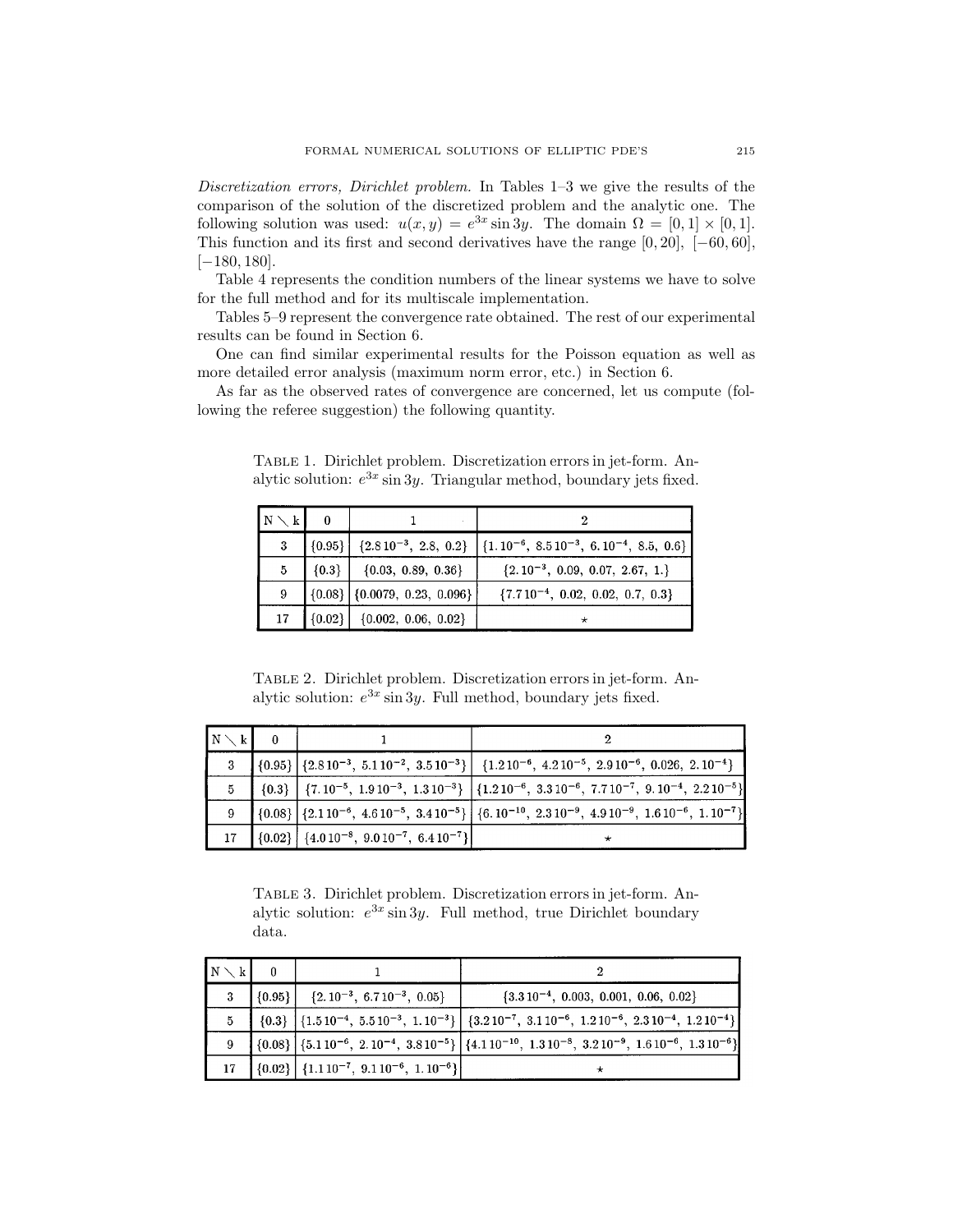*Discretization errors, Dirichlet problem.* In Tables 1–3 we give the results of the comparison of the solution of the discretized problem and the analytic one. The following solution was used: $u(x, y) = e^{3x} \sin 3y$. The domain $\Omega = [0, 1] \times [0, 1]$. This function and its first and second derivatives have the range $[0, 20]$, $[-60, 60]$, $[-180, 180]$.

Table 4 represents the condition numbers of the linear systems we have to solve for the full method and for its multiscale implementation.

Tables 5–9 represent the convergence rate obtained. The rest of our experimental results can be found in Section 6.

One can find similar experimental results for the Poisson equation as well as more detailed error analysis (maximum norm error, etc.) in Section 6.

As far as the observed rates of convergence are concerned, let us compute (following the referee suggestion) the following quantity.

Table 1. Dirichlet problem. Discretization errors in jet-form. Analytic solution: $e^{3x} \sin 3y$. Triangular method, boundary jets fixed.

| N \ k | 0 | 1 | 2 |
|---|---|---|---|
| 3 | {0.95} | {$2.8\,10^{-3}$, 2.8, 0.2} | {$1.\,10^{-6}$, $8.5\,10^{-3}$, $6.\,10^{-4}$, 8.5, 0.6} |
| 5 | {0.3} | {0.03, 0.89, 0.36} | {$2.\,10^{-3}$, 0.09, 0.07, 2.67, 1.} |
| 9 | {0.08} | {0.0079, 0.23, 0.096} | {$7.7\,10^{-4}$, 0.02, 0.02, 0.7, 0.3} |
| 17 | {0.02} | {0.002, 0.06, 0.02} | * |

Table 2. Dirichlet problem. Discretization errors in jet-form. Analytic solution: $e^{3x} \sin 3y$. Full method, boundary jets fixed.

| N \ k | 0 | 1 | 2 |
|---|---|---|---|
| 3 | {0.95} | {$2.8\,10^{-3}$, $5.1\,10^{-2}$, $3.5\,10^{-3}$} | {$1.2\,10^{-6}$, $4.2\,10^{-5}$, $2.9\,10^{-6}$, 0.026, $2.\,10^{-4}$} |
| 5 | {0.3} | {$7.\,10^{-5}$, $1.9\,10^{-3}$, $1.3\,10^{-3}$} | {$1.2\,10^{-6}$, $3.3\,10^{-6}$, $7.7\,10^{-7}$, $9.\,10^{-4}$, $2.2\,10^{-5}$} |
| 9 | {0.08} | {$2.1\,10^{-6}$, $4.6\,10^{-5}$, $3.4\,10^{-5}$} | {$6.\,10^{-10}$, $2.3\,10^{-9}$, $4.9\,10^{-9}$, $1.6\,10^{-6}$, $1.\,10^{-7}$} |
| 17 | {0.02} | {$4.0\,10^{-8}$, $9.0\,10^{-7}$, $6.4\,10^{-7}$} | * |

Table 3. Dirichlet problem. Discretization errors in jet-form. Analytic solution: $e^{3x} \sin 3y$. Full method, true Dirichlet boundary data.

| N \ k | 0 | 1 | 2 |
|---|---|---|---|
| 3 | {0.95} | {$2.\,10^{-3}$, $6.7\,10^{-3}$, 0.05} | {$3.3\,10^{-4}$, 0.003, 0.001, 0.06, 0.02} |
| 5 | {0.3} | {$1.5\,10^{-4}$, $5.5\,10^{-3}$, $1.\,10^{-3}$} | {$3.2\,10^{-7}$, $3.1\,10^{-6}$, $1.2\,10^{-6}$, $2.3\,10^{-4}$, $1.2\,10^{-4}$} |
| 9 | {0.08} | {$5.1\,10^{-6}$, $2.\,10^{-4}$, $3.8\,10^{-5}$} | {$4.1\,10^{-10}$, $1.3\,10^{-8}$, $3.2\,10^{-9}$, $1.6\,10^{-6}$, $1.3\,10^{-6}$} |
| 17 | {0.02} | {$1.1\,10^{-7}$, $9.1\,10^{-6}$, $1.\,10^{-6}$} | * |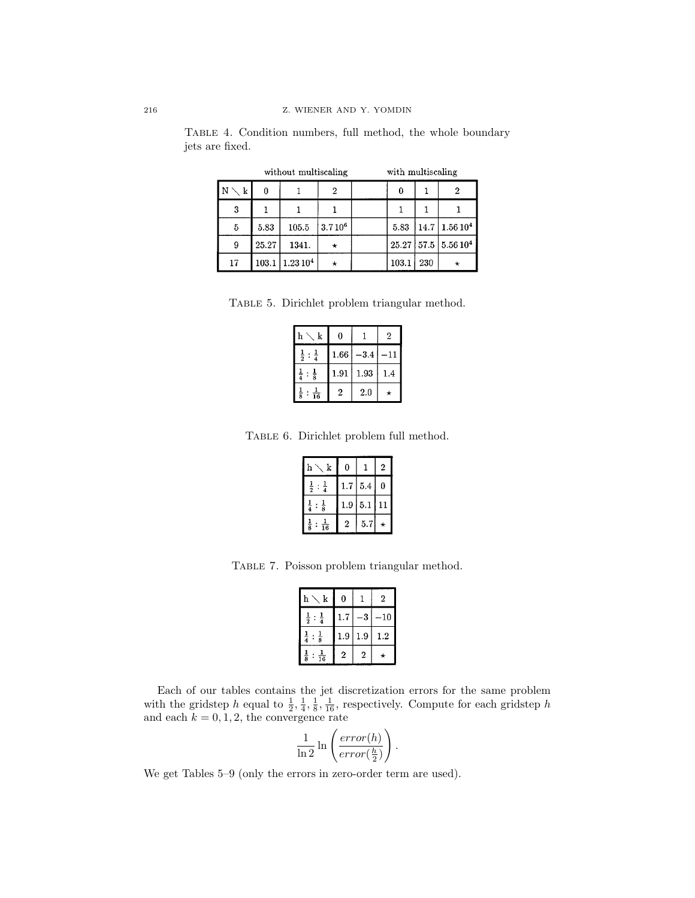TABLE 4. Condition numbers, full method, the whole boundary jets are fixed.

| | without multiscaling | | | | with multiscaling | | |
|---|---|---|---|---|---|---|---|
| N ╲ k | 0 | 1 | 2 | | 0 | 1 | 2 |
| 3 | 1 | 1 | 1 | | 1 | 1 | 1 |
| 5 | 5.83 | 105.5 | $3.7\,10^6$ | | 5.83 | 14.7 | $1.56\,10^4$ |
| 9 | 25.27 | 1341. | ⋆ | | 25.27 | 57.5 | $5.56\,10^4$ |
| 17 | 103.1 | $1.23\,10^4$ | ⋆ | | 103.1 | 230 | ⋆ |

TABLE 5. Dirichlet problem triangular method.

| h ╲ k | 0 | 1 | 2 |
|---|---|---|---|
| $\frac{1}{2} : \frac{1}{4}$ | 1.66 | −3.4 | −11 |
| $\frac{1}{4} : \frac{1}{8}$ | 1.91 | 1.93 | 1.4 |
| $\frac{1}{8} : \frac{1}{16}$ | 2 | 2.0 | ⋆ |

TABLE 6. Dirichlet problem full method.

| h ╲ k | 0 | 1 | 2 |
|---|---|---|---|
| $\frac{1}{2} : \frac{1}{4}$ | 1.7 | 5.4 | 0 |
| $\frac{1}{4} : \frac{1}{8}$ | 1.9 | 5.1 | 11 |
| $\frac{1}{8} : \frac{1}{16}$ | 2 | 5.7 | ⋆ |

TABLE 7. Poisson problem triangular method.

| h ╲ k | 0 | 1 | 2 |
|---|---|---|---|
| $\frac{1}{2} : \frac{1}{4}$ | 1.7 | −3 | −10 |
| $\frac{1}{4} : \frac{1}{8}$ | 1.9 | 1.9 | 1.2 |
| $\frac{1}{8} : \frac{1}{16}$ | 2 | 2 | ⋆ |

Each of our tables contains the jet discretization errors for the same problem with the gridstep $h$ equal to $\frac{1}{2}, \frac{1}{4}, \frac{1}{8}, \frac{1}{16}$, respectively. Compute for each gridstep $h$ and each $k = 0, 1, 2$, the convergence rate

$$\frac{1}{\ln 2} \ln \left( \frac{error(h)}{error(\frac{h}{2})} \right).$$

We get Tables 5–9 (only the errors in zero-order term are used).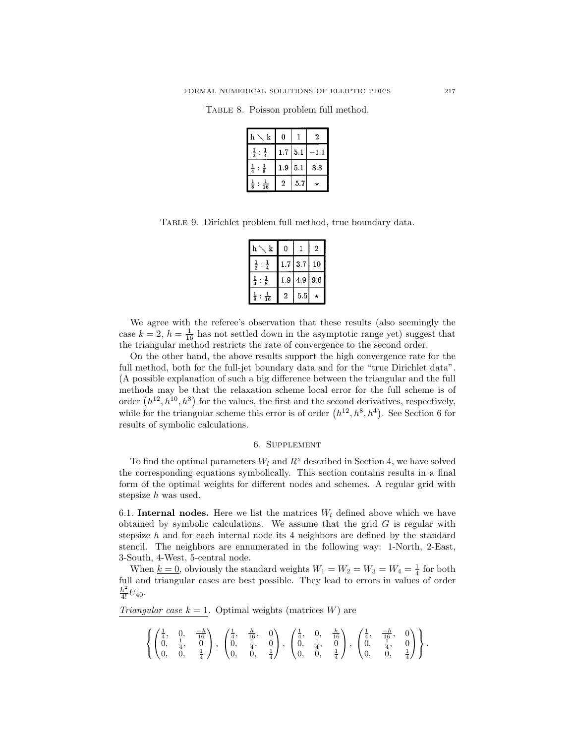Table 8. Poisson problem full method.

| h \ k | 0 | 1 | 2 |
|---|---|---|---|
| $\frac{1}{2}:\frac{1}{4}$ | 1.7 | 5.1 | −1.1 |
| $\frac{1}{4}:\frac{1}{8}$ | 1.9 | 5.1 | 8.8 |
| $\frac{1}{8}:\frac{1}{16}$ | 2 | 5.7 | ⋆ |

Table 9. Dirichlet problem full method, true boundary data.

| h \ k | 0 | 1 | 2 |
|---|---|---|---|
| $\frac{1}{2}:\frac{1}{4}$ | 1.7 | 3.7 | 10 |
| $\frac{1}{4}:\frac{1}{8}$ | 1.9 | 4.9 | 9.6 |
| $\frac{1}{8}:\frac{1}{16}$ | 2 | 5.5 | ⋆ |

We agree with the referee's observation that these results (also seemingly the case $k = 2$, $h = \frac{1}{16}$ has not settled down in the asymptotic range yet) suggest that the triangular method restricts the rate of convergence to the second order.

On the other hand, the above results support the high convergence rate for the full method, both for the full-jet boundary data and for the "true Dirichlet data". (A possible explanation of such a big difference between the triangular and the full methods may be that the relaxation scheme local error for the full scheme is of order $\left(h^{12}, h^{10}, h^{8}\right)$ for the values, the first and the second derivatives, respectively, while for the triangular scheme this error is of order $\left(h^{12}, h^{8}, h^{4}\right)$. See Section 6 for results of symbolic calculations.

## 6. Supplement

To find the optimal parameters $W_l$ and $R^z$ described in Section 4, we have solved the corresponding equations symbolically. This section contains results in a final form of the optimal weights for different nodes and schemes. A regular grid with stepsize $h$ was used.

6.1. **Internal nodes.** Here we list the matrices $W_l$ defined above which we have obtained by symbolic calculations. We assume that the grid $G$ is regular with stepsize $h$ and for each internal node its 4 neighbors are defined by the standard stencil. The neighbors are ennumerated in the following way: 1-North, 2-East, 3-South, 4-West, 5-central node.

When $\underline{k = 0}$, obviously the standard weights $W_1 = W_2 = W_3 = W_4 = \frac{1}{4}$ for both full and triangular cases are best possible. They lead to errors in values of order $\frac{h^2}{4!}U_{40}$.

*Triangular case $k = 1$.* Optimal weights (matrices $W$) are

$$\left\{ \begin{pmatrix} \frac{1}{4}, & 0, & \frac{-h}{16} \\ 0, & \frac{1}{4}, & 0 \\ 0, & 0, & \frac{1}{4} \end{pmatrix}, \begin{pmatrix} \frac{1}{4}, & \frac{h}{16}, & 0 \\ 0, & \frac{1}{4}, & 0 \\ 0, & 0, & \frac{1}{4} \end{pmatrix}, \begin{pmatrix} \frac{1}{4}, & 0, & \frac{h}{16} \\ 0, & \frac{1}{4}, & 0 \\ 0, & 0, & \frac{1}{4} \end{pmatrix}, \begin{pmatrix} \frac{1}{4}, & \frac{-h}{16}, & 0 \\ 0, & \frac{1}{4}, & 0 \\ 0, & 0, & \frac{1}{4} \end{pmatrix} \right\}.$$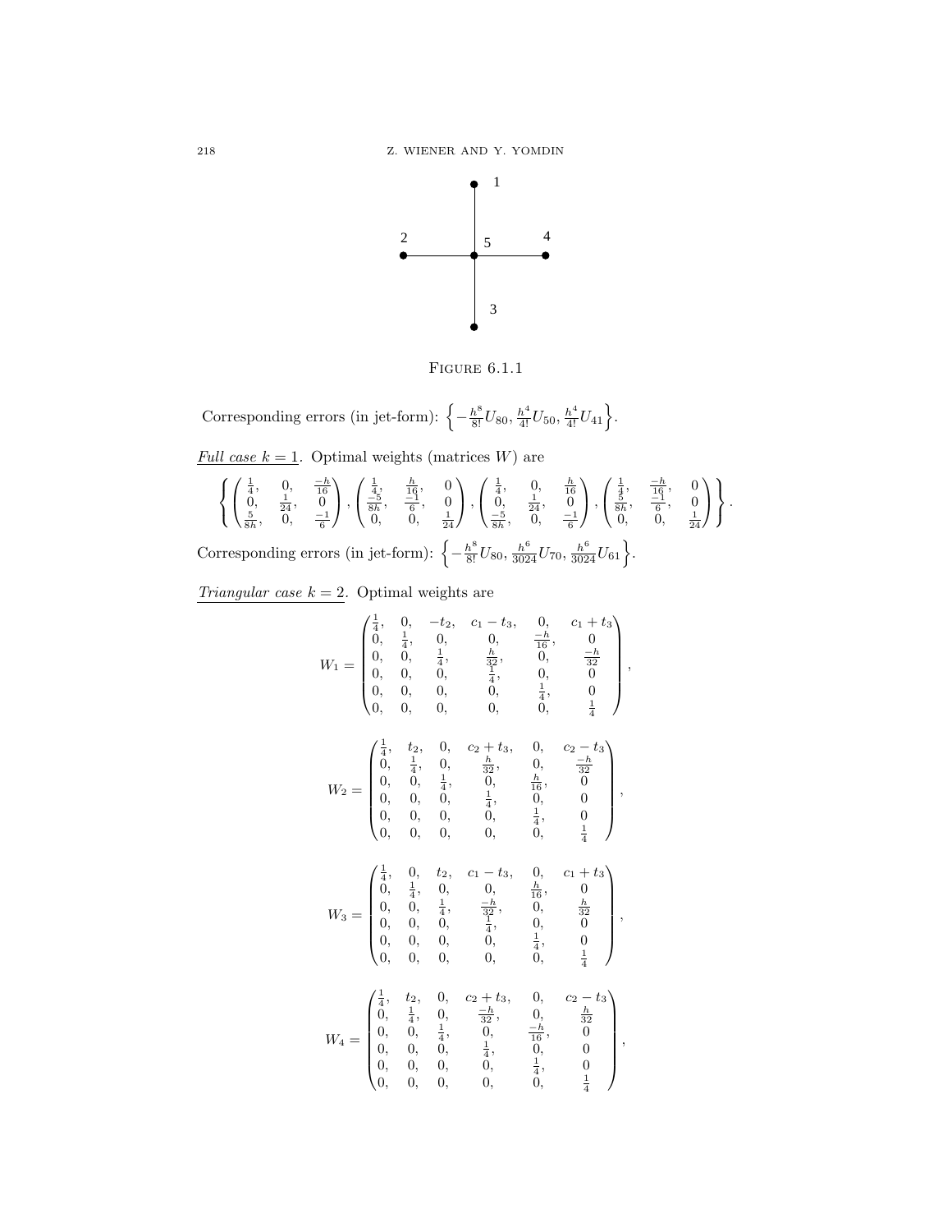FIGURE 6.1.1

Corresponding errors (in jet-form): $\left\{-\frac{h^8}{8!}U_{80}, \frac{h^4}{4!}U_{50}, \frac{h^4}{4!}U_{41}\right\}$.

*Full case $k=1$*. Optimal weights (matrices $W$) are

$$\left\{ \begin{pmatrix} \frac{1}{4}, & 0, & \frac{-h}{16} \\ 0, & \frac{1}{24}, & 0 \\ \frac{5}{8h}, & 0, & \frac{-1}{6} \end{pmatrix}, \begin{pmatrix} \frac{1}{4}, & \frac{h}{16}, & 0 \\ \frac{-5}{8h}, & \frac{-1}{6}, & 0 \\ 0, & 0, & \frac{1}{24} \end{pmatrix}, \begin{pmatrix} \frac{1}{4}, & 0, & \frac{h}{16} \\ 0, & \frac{1}{24}, & 0 \\ \frac{-5}{8h}, & 0, & \frac{-1}{6} \end{pmatrix}, \begin{pmatrix} \frac{1}{4}, & \frac{-h}{16}, & 0 \\ \frac{5}{8h}, & \frac{-1}{6}, & 0 \\ 0, & 0, & \frac{1}{24} \end{pmatrix} \right\}.$$

Corresponding errors (in jet-form): $\left\{-\frac{h^8}{8!}U_{80}, \frac{h^6}{3024}U_{70}, \frac{h^6}{3024}U_{61}\right\}$.

*Triangular case $k=2$*. Optimal weights are

$$W_1 = \begin{pmatrix} \frac{1}{4}, & 0, & -t_2, & c_1 - t_3, & 0, & c_1 + t_3 \\ 0, & \frac{1}{4}, & 0, & 0, & \frac{-h}{16}, & 0 \\ 0, & 0, & \frac{1}{4}, & \frac{h}{32}, & 0, & \frac{-h}{32} \\ 0, & 0, & 0, & \frac{1}{4}, & 0, & 0 \\ 0, & 0, & 0, & 0, & \frac{1}{4}, & 0 \\ 0, & 0, & 0, & 0, & 0, & \frac{1}{4} \end{pmatrix},$$

$$W_2 = \begin{pmatrix} \frac{1}{4}, & t_2, & 0, & c_2 + t_3, & 0, & c_2 - t_3 \\ 0, & \frac{1}{4}, & 0, & \frac{h}{32}, & 0, & \frac{-h}{32} \\ 0, & 0, & \frac{1}{4}, & 0, & \frac{h}{16}, & 0 \\ 0, & 0, & 0, & \frac{1}{4}, & 0, & 0 \\ 0, & 0, & 0, & 0, & \frac{1}{4}, & 0 \\ 0, & 0, & 0, & 0, & 0, & \frac{1}{4} \end{pmatrix},$$

$$W_3 = \begin{pmatrix} \frac{1}{4}, & 0, & t_2, & c_1 - t_3, & 0, & c_1 + t_3 \\ 0, & \frac{1}{4}, & 0, & 0, & \frac{h}{16}, & 0 \\ 0, & 0, & \frac{1}{4}, & \frac{-h}{32}, & 0, & \frac{h}{32} \\ 0, & 0, & 0, & \frac{1}{4}, & 0, & 0 \\ 0, & 0, & 0, & 0, & \frac{1}{4}, & 0 \\ 0, & 0, & 0, & 0, & 0, & \frac{1}{4} \end{pmatrix},$$

$$W_4 = \begin{pmatrix} \frac{1}{4}, & t_2, & 0, & c_2 + t_3, & 0, & c_2 - t_3 \\ 0, & \frac{1}{4}, & 0, & \frac{-h}{32}, & 0, & \frac{h}{32} \\ 0, & 0, & \frac{1}{4}, & 0, & \frac{-h}{16}, & 0 \\ 0, & 0, & 0, & \frac{1}{4}, & 0, & 0 \\ 0, & 0, & 0, & 0, & \frac{1}{4}, & 0 \\ 0, & 0, & 0, & 0, & 0, & \frac{1}{4} \end{pmatrix},$$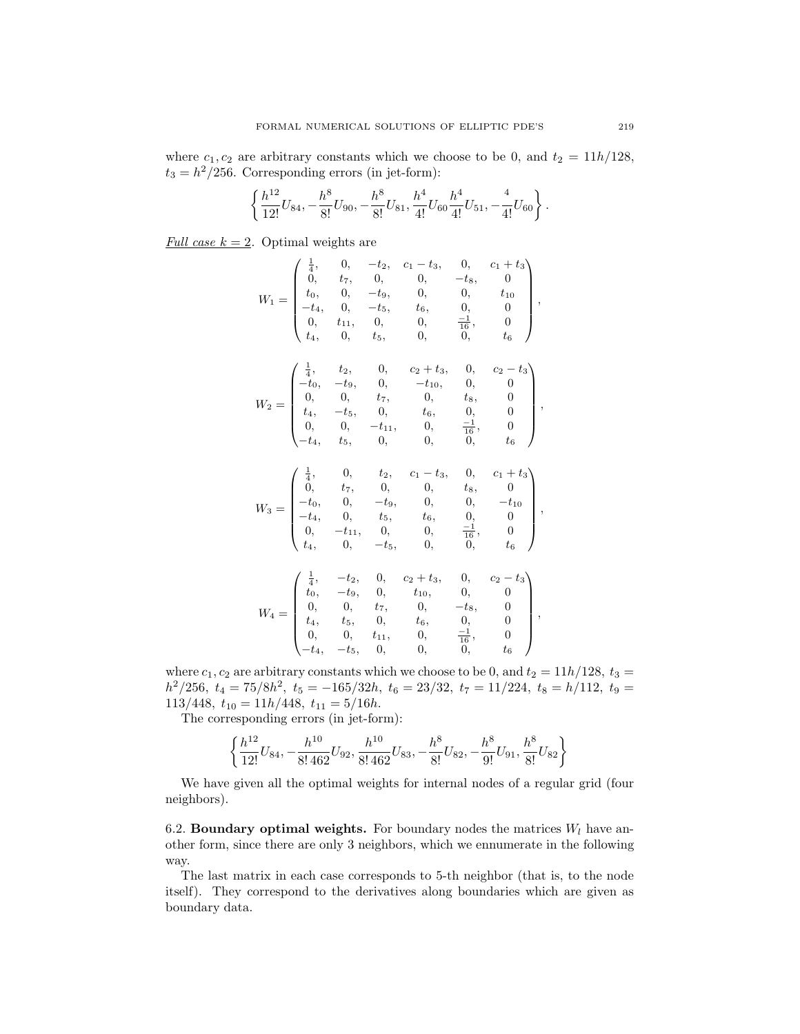where $c_1, c_2$ are arbitrary constants which we choose to be 0, and $t_2 = 11h/128$, $t_3 = h^2/256$. Corresponding errors (in jet-form):

$$\left\{ \frac{h^{12}}{12!} U_{84}, -\frac{h^8}{8!} U_{90}, -\frac{h^8}{8!} U_{81}, \frac{h^4}{4!} U_{60} \frac{h^4}{4!} U_{51}, -\frac{4}{4!} U_{60} \right\}.$$

<u>*Full case k = 2*</u>. Optimal weights are

$$W_1 = \begin{pmatrix} \frac{1}{4}, & 0, & -t_2, & c_1 - t_3, & 0, & c_1 + t_3 \\ 0, & t_7, & 0, & 0, & -t_8, & 0 \\ t_0, & 0, & -t_9, & 0, & 0, & t_{10} \\ -t_4, & 0, & -t_5, & t_6, & 0, & 0 \\ 0, & t_{11}, & 0, & 0, & \frac{-1}{16}, & 0 \\ t_4, & 0, & t_5, & 0, & 0, & t_6 \end{pmatrix},$$

$$W_2 = \begin{pmatrix} \frac{1}{4}, & t_2, & 0, & c_2 + t_3, & 0, & c_2 - t_3 \\ -t_0, & -t_9, & 0, & -t_{10}, & 0, & 0 \\ 0, & 0, & t_7, & 0, & t_8, & 0 \\ t_4, & -t_5, & 0, & t_6, & 0, & 0 \\ 0, & 0, & -t_{11}, & 0, & \frac{-1}{16}, & 0 \\ -t_4, & t_5, & 0, & 0, & 0, & t_6 \end{pmatrix},$$

$$W_3 = \begin{pmatrix} \frac{1}{4}, & 0, & t_2, & c_1 - t_3, & 0, & c_1 + t_3 \\ 0, & t_7, & 0, & 0, & t_8, & 0 \\ -t_0, & 0, & -t_9, & 0, & 0, & -t_{10} \\ -t_4, & 0, & t_5, & t_6, & 0, & 0 \\ 0, & -t_{11}, & 0, & 0, & \frac{-1}{16}, & 0 \\ t_4, & 0, & -t_5, & 0, & 0, & t_6 \end{pmatrix},$$

$$W_4 = \begin{pmatrix} \frac{1}{4}, & -t_2, & 0, & c_2 + t_3, & 0, & c_2 - t_3 \\ t_0, & -t_9, & 0, & t_{10}, & 0, & 0 \\ 0, & 0, & t_7, & 0, & -t_8, & 0 \\ t_4, & t_5, & 0, & t_6, & 0, & 0 \\ 0, & 0, & t_{11}, & 0, & \frac{-1}{16}, & 0 \\ -t_4, & -t_5, & 0, & 0, & 0, & t_6 \end{pmatrix},$$

where $c_1, c_2$ are arbitrary constants which we choose to be 0, and $t_2 = 11h/128$, $t_3 = h^2/256$, $t_4 = 75/8h^2$, $t_5 = -165/32h$, $t_6 = 23/32$, $t_7 = 11/224$, $t_8 = h/112$, $t_9 = 113/448$, $t_{10} = 11h/448$, $t_{11} = 5/16h$.

The corresponding errors (in jet-form):

$$\left\{ \frac{h^{12}}{12!} U_{84}, -\frac{h^{10}}{8!\,462} U_{92}, \frac{h^{10}}{8!\,462} U_{83}, -\frac{h^8}{8!} U_{82}, -\frac{h^8}{9!} U_{91}, \frac{h^8}{8!} U_{82} \right\}$$

We have given all the optimal weights for internal nodes of a regular grid (four neighbors).

6.2. **Boundary optimal weights.** For boundary nodes the matrices $W_l$ have another form, since there are only 3 neighbors, which we ennumerate in the following way.

The last matrix in each case corresponds to 5-th neighbor (that is, to the node itself). They correspond to the derivatives along boundaries which are given as boundary data.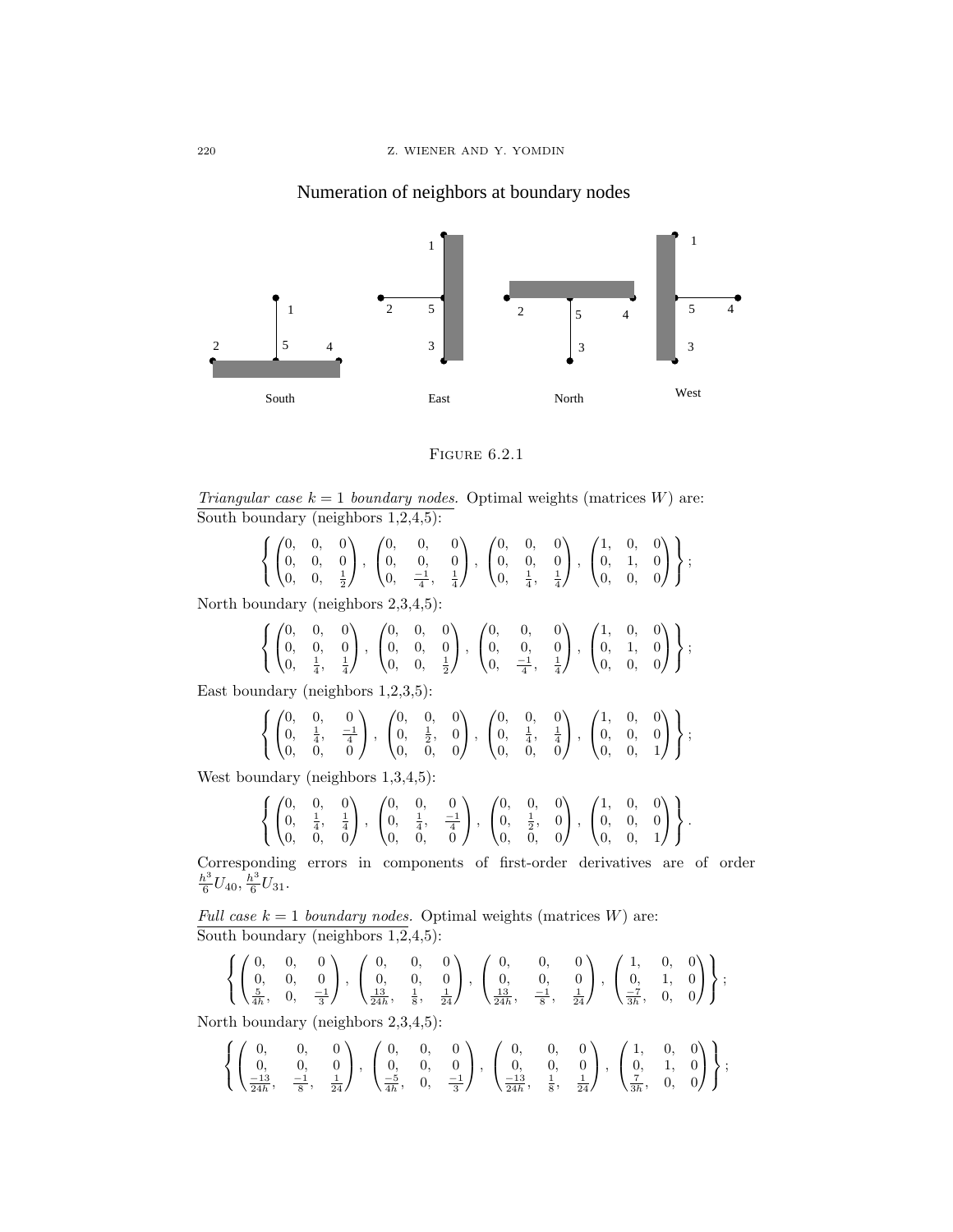Numeration of neighbors at boundary nodes

South | East | North | West

FIGURE 6.2.1

*Triangular case $k = 1$ boundary nodes.* Optimal weights (matrices $W$) are:
South boundary (neighbors 1,2,4,5):

$$\left\{ \begin{pmatrix} 0, & 0, & 0 \\ 0, & 0, & 0 \\ 0, & 0, & \frac{1}{2} \end{pmatrix}, \begin{pmatrix} 0, & 0, & 0 \\ 0, & 0, & 0 \\ 0, & \frac{-1}{4}, & \frac{1}{4} \end{pmatrix}, \begin{pmatrix} 0, & 0, & 0 \\ 0, & 0, & 0 \\ 0, & \frac{1}{4}, & \frac{1}{4} \end{pmatrix}, \begin{pmatrix} 1, & 0, & 0 \\ 0, & 1, & 0 \\ 0, & 0, & 0 \end{pmatrix} \right\};$$

North boundary (neighbors 2,3,4,5):

$$\left\{ \begin{pmatrix} 0, & 0, & 0 \\ 0, & 0, & 0 \\ 0, & \frac{1}{4}, & \frac{1}{4} \end{pmatrix}, \begin{pmatrix} 0, & 0, & 0 \\ 0, & 0, & 0 \\ 0, & 0, & \frac{1}{2} \end{pmatrix}, \begin{pmatrix} 0, & 0, & 0 \\ 0, & 0, & 0 \\ 0, & \frac{-1}{4}, & \frac{1}{4} \end{pmatrix}, \begin{pmatrix} 1, & 0, & 0 \\ 0, & 1, & 0 \\ 0, & 0, & 0 \end{pmatrix} \right\};$$

East boundary (neighbors 1,2,3,5):

$$\left\{ \begin{pmatrix} 0, & 0, & 0 \\ 0, & \frac{1}{4}, & \frac{-1}{4} \\ 0, & 0, & 0 \end{pmatrix}, \begin{pmatrix} 0, & 0, & 0 \\ 0, & \frac{1}{2}, & 0 \\ 0, & 0, & 0 \end{pmatrix}, \begin{pmatrix} 0, & 0, & 0 \\ 0, & \frac{1}{4}, & \frac{1}{4} \\ 0, & 0, & 0 \end{pmatrix}, \begin{pmatrix} 1, & 0, & 0 \\ 0, & 0, & 0 \\ 0, & 0, & 1 \end{pmatrix} \right\};$$

West boundary (neighbors 1,3,4,5):

$$\left\{ \begin{pmatrix} 0, & 0, & 0 \\ 0, & \frac{1}{4}, & \frac{1}{4} \\ 0, & 0, & 0 \end{pmatrix}, \begin{pmatrix} 0, & 0, & 0 \\ 0, & \frac{1}{4}, & \frac{-1}{4} \\ 0, & 0, & 0 \end{pmatrix}, \begin{pmatrix} 0, & 0, & 0 \\ 0, & \frac{1}{2}, & 0 \\ 0, & 0, & 0 \end{pmatrix}, \begin{pmatrix} 1, & 0, & 0 \\ 0, & 0, & 0 \\ 0, & 0, & 1 \end{pmatrix} \right\}.$$

Corresponding errors in components of first-order derivatives are of order $\frac{h^3}{6}U_{40}, \frac{h^3}{6}U_{31}$.

*Full case $k = 1$ boundary nodes.* Optimal weights (matrices $W$) are:
South boundary (neighbors 1,2,4,5):

$$\left\{ \begin{pmatrix} 0, & 0, & 0 \\ 0, & 0, & 0 \\ \frac{5}{4h}, & 0, & \frac{-1}{3} \end{pmatrix}, \begin{pmatrix} 0, & 0, & 0 \\ 0, & 0, & 0 \\ \frac{13}{24h}, & \frac{1}{8}, & \frac{1}{24} \end{pmatrix}, \begin{pmatrix} 0, & 0, & 0 \\ 0, & 0, & 0 \\ \frac{13}{24h}, & \frac{-1}{8}, & \frac{1}{24} \end{pmatrix}, \begin{pmatrix} 1, & 0, & 0 \\ 0, & 1, & 0 \\ \frac{-7}{3h}, & 0, & 0 \end{pmatrix} \right\};$$

North boundary (neighbors 2,3,4,5):

$$\left\{ \begin{pmatrix} 0, & 0, & 0 \\ 0, & 0, & 0 \\ \frac{-13}{24h}, & \frac{-1}{8}, & \frac{1}{24} \end{pmatrix}, \begin{pmatrix} 0, & 0, & 0 \\ 0, & 0, & 0 \\ \frac{-5}{4h}, & 0, & \frac{-1}{3} \end{pmatrix}, \begin{pmatrix} 0, & 0, & 0 \\ 0, & 0, & 0 \\ \frac{-13}{24h}, & \frac{1}{8}, & \frac{1}{24} \end{pmatrix}, \begin{pmatrix} 1, & 0, & 0 \\ 0, & 1, & 0 \\ \frac{7}{3h}, & 0, & 0 \end{pmatrix} \right\};$$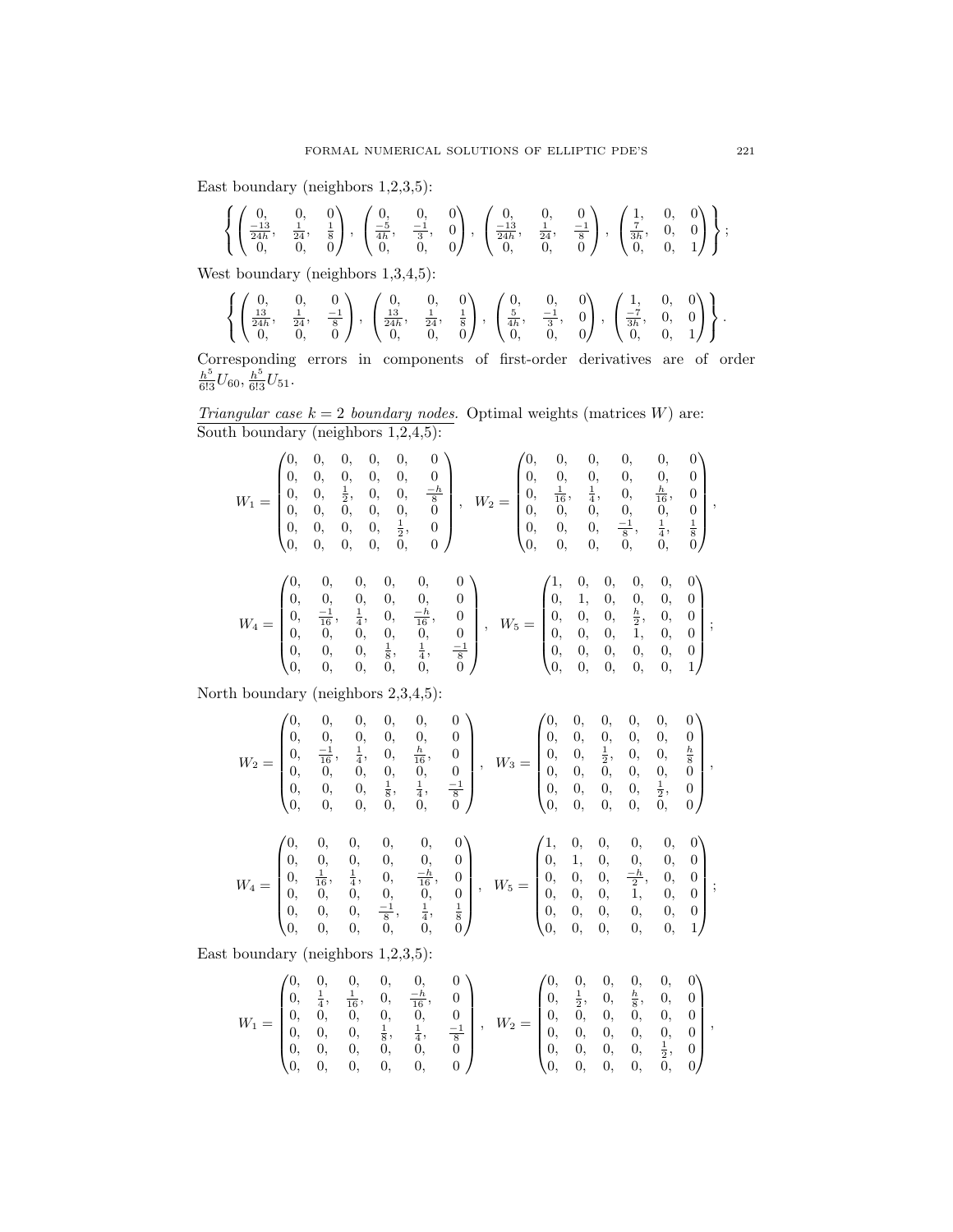East boundary (neighbors 1,2,3,5):

$$\left\{ \begin{pmatrix} 0, & 0, & 0 \\ \frac{-13}{24h}, & \frac{1}{24}, & \frac{1}{8} \\ 0, & 0, & 0 \end{pmatrix}, \begin{pmatrix} 0, & 0, & 0 \\ \frac{-5}{4h}, & \frac{-1}{3}, & 0 \\ 0, & 0, & 0 \end{pmatrix}, \begin{pmatrix} 0, & 0, & 0 \\ \frac{-13}{24h}, & \frac{1}{24}, & \frac{-1}{8} \\ 0, & 0, & 0 \end{pmatrix}, \begin{pmatrix} 1, & 0, & 0 \\ \frac{7}{3h}, & 0, & 0 \\ 0, & 0, & 1 \end{pmatrix} \right\};$$

West boundary (neighbors 1,3,4,5):

$$\left\{ \begin{pmatrix} 0, & 0, & 0 \\ \frac{13}{24h}, & \frac{1}{24}, & \frac{-1}{8} \\ 0, & 0, & 0 \end{pmatrix}, \begin{pmatrix} 0, & 0, & 0 \\ \frac{13}{24h}, & \frac{1}{24}, & \frac{1}{8} \\ 0, & 0, & 0 \end{pmatrix}, \begin{pmatrix} 0, & 0, & 0 \\ \frac{5}{4h}, & \frac{-1}{3}, & 0 \\ 0, & 0, & 0 \end{pmatrix}, \begin{pmatrix} 1, & 0, & 0 \\ \frac{-7}{3h}, & 0, & 0 \\ 0, & 0, & 1 \end{pmatrix} \right\}.$$

Corresponding errors in components of first-order derivatives are of order $\frac{h^5}{6!3}U_{60}, \frac{h^5}{6!3}U_{51}$.

_Triangular case $k = 2$ boundary nodes._ Optimal weights (matrices $W$) are:
South boundary (neighbors 1,2,4,5):

$$W_1 = \begin{pmatrix} 0, & 0, & 0, & 0, & 0, & 0 \\ 0, & 0, & 0, & 0, & 0, & 0 \\ 0, & 0, & \frac{1}{2}, & 0, & 0, & \frac{-h}{8} \\ 0, & 0, & 0, & 0, & 0, & 0 \\ 0, & 0, & 0, & 0, & \frac{1}{2}, & 0 \\ 0, & 0, & 0, & 0, & 0, & 0 \end{pmatrix}, \quad W_2 = \begin{pmatrix} 0, & 0, & 0, & 0, & 0, & 0 \\ 0, & 0, & 0, & 0, & 0, & 0 \\ 0, & \frac{1}{16}, & \frac{1}{4}, & 0, & \frac{h}{16}, & 0 \\ 0, & 0, & 0, & 0, & 0, & 0 \\ 0, & 0, & 0, & \frac{-1}{8}, & \frac{1}{4}, & \frac{1}{8} \\ 0, & 0, & 0, & 0, & 0, & 0 \end{pmatrix},$$

$$W_4 = \begin{pmatrix} 0, & 0, & 0, & 0, & 0, & 0 \\ 0, & 0, & 0, & 0, & 0, & 0 \\ 0, & \frac{-1}{16}, & \frac{1}{4}, & 0, & \frac{-h}{16}, & 0 \\ 0, & 0, & 0, & 0, & 0, & 0 \\ 0, & 0, & 0, & \frac{1}{8}, & \frac{1}{4}, & \frac{-1}{8} \\ 0, & 0, & 0, & 0, & 0, & 0 \end{pmatrix}, \quad W_5 = \begin{pmatrix} 1, & 0, & 0, & 0, & 0, & 0 \\ 0, & 1, & 0, & 0, & 0, & 0 \\ 0, & 0, & 0, & \frac{h}{2}, & 0, & 0 \\ 0, & 0, & 0, & 1, & 0, & 0 \\ 0, & 0, & 0, & 0, & 0, & 0 \\ 0, & 0, & 0, & 0, & 0, & 1 \end{pmatrix};$$

North boundary (neighbors 2,3,4,5):

$$W_2 = \begin{pmatrix} 0, & 0, & 0, & 0, & 0, & 0 \\ 0, & 0, & 0, & 0, & 0, & 0 \\ 0, & \frac{-1}{16}, & \frac{1}{4}, & 0, & \frac{h}{16}, & 0 \\ 0, & 0, & 0, & 0, & 0, & 0 \\ 0, & 0, & 0, & \frac{1}{8}, & \frac{1}{4}, & \frac{-1}{8} \\ 0, & 0, & 0, & 0, & 0, & 0 \end{pmatrix}, \quad W_3 = \begin{pmatrix} 0, & 0, & 0, & 0, & 0, & 0 \\ 0, & 0, & 0, & 0, & 0, & 0 \\ 0, & 0, & \frac{1}{2}, & 0, & 0, & \frac{h}{8} \\ 0, & 0, & 0, & 0, & 0, & 0 \\ 0, & 0, & 0, & 0, & \frac{1}{2}, & 0 \\ 0, & 0, & 0, & 0, & 0, & 0 \end{pmatrix},$$

$$W_4 = \begin{pmatrix} 0, & 0, & 0, & 0, & 0, & 0 \\ 0, & 0, & 0, & 0, & 0, & 0 \\ 0, & \frac{1}{16}, & \frac{1}{4}, & 0, & \frac{-h}{16}, & 0 \\ 0, & 0, & 0, & 0, & 0, & 0 \\ 0, & 0, & 0, & \frac{-1}{8}, & \frac{1}{4}, & \frac{1}{8} \\ 0, & 0, & 0, & 0, & 0, & 0 \end{pmatrix}, \quad W_5 = \begin{pmatrix} 1, & 0, & 0, & 0, & 0, & 0 \\ 0, & 1, & 0, & 0, & 0, & 0 \\ 0, & 0, & 0, & \frac{-h}{2}, & 0, & 0 \\ 0, & 0, & 0, & 1, & 0, & 0 \\ 0, & 0, & 0, & 0, & 0, & 0 \\ 0, & 0, & 0, & 0, & 0, & 1 \end{pmatrix};$$

East boundary (neighbors 1,2,3,5):

$$W_1 = \begin{pmatrix} 0, & 0, & 0, & 0, & 0, & 0 \\ 0, & \frac{1}{4}, & \frac{1}{16}, & 0, & \frac{-h}{16}, & 0 \\ 0, & 0, & 0, & 0, & 0, & 0 \\ 0, & 0, & 0, & \frac{1}{8}, & \frac{1}{4}, & \frac{-1}{8} \\ 0, & 0, & 0, & 0, & 0, & 0 \\ 0, & 0, & 0, & 0, & 0, & 0 \end{pmatrix}, \quad W_2 = \begin{pmatrix} 0, & 0, & 0, & 0, & 0, & 0 \\ 0, & \frac{1}{2}, & 0, & \frac{h}{8}, & 0, & 0 \\ 0, & 0, & 0, & 0, & 0, & 0 \\ 0, & 0, & 0, & 0, & 0, & 0 \\ 0, & 0, & 0, & 0, & \frac{1}{2}, & 0 \\ 0, & 0, & 0, & 0, & 0, & 0 \end{pmatrix},$$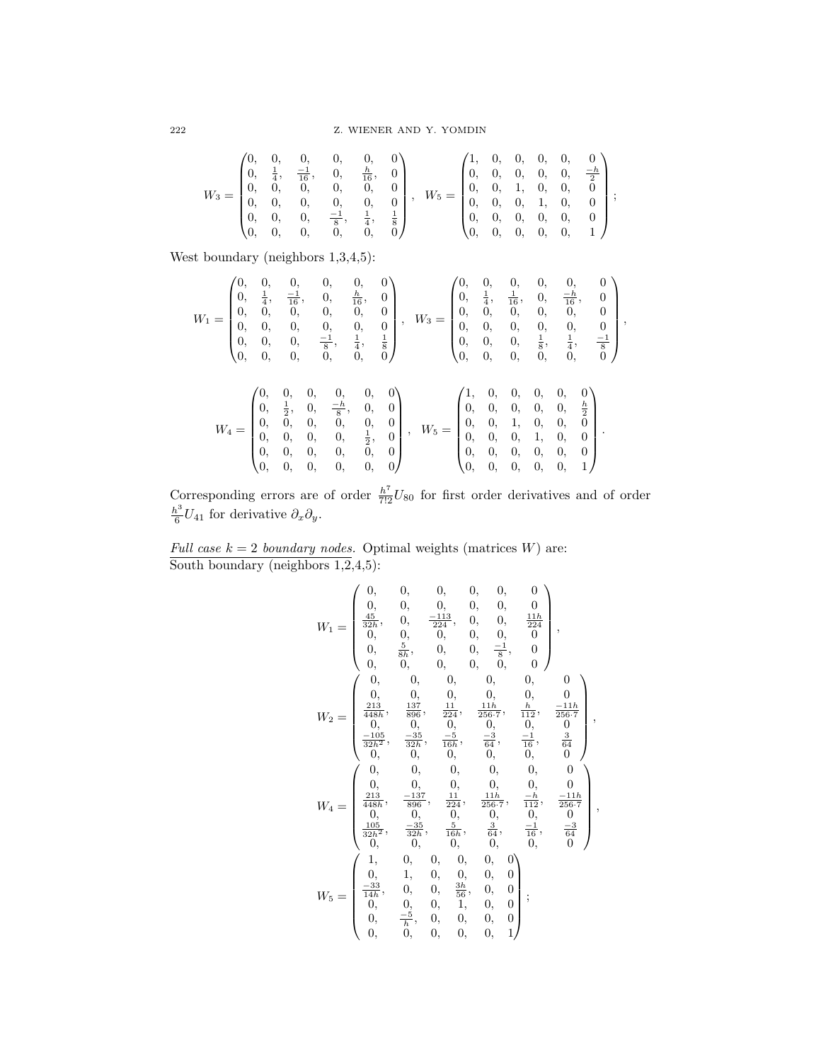$$W_3 = \begin{pmatrix} 0, & 0, & 0, & 0, & 0, & 0 \\ 0, & \frac{1}{4}, & \frac{-1}{16}, & 0, & \frac{h}{16}, & 0 \\ 0, & 0, & 0, & 0, & 0, & 0 \\ 0, & 0, & 0, & 0, & 0, & 0 \\ 0, & 0, & 0, & \frac{-1}{8}, & \frac{1}{4}, & \frac{1}{8} \\ 0, & 0, & 0, & 0, & 0, & 0 \end{pmatrix}, \quad W_5 = \begin{pmatrix} 1, & 0, & 0, & 0, & 0, & 0 \\ 0, & 0, & 0, & 0, & 0, & \frac{-h}{2} \\ 0, & 0, & 1, & 0, & 0, & 0 \\ 0, & 0, & 0, & 1, & 0, & 0 \\ 0, & 0, & 0, & 0, & 0, & 0 \\ 0, & 0, & 0, & 0, & 0, & 1 \end{pmatrix};$$

West boundary (neighbors 1,3,4,5):

$$W_1 = \begin{pmatrix} 0, & 0, & 0, & 0, & 0, & 0 \\ 0, & \frac{1}{4}, & \frac{-1}{16}, & 0, & \frac{h}{16}, & 0 \\ 0, & 0, & 0, & 0, & 0, & 0 \\ 0, & 0, & 0, & 0, & 0, & 0 \\ 0, & 0, & 0, & \frac{-1}{8}, & \frac{1}{4}, & \frac{1}{8} \\ 0, & 0, & 0, & 0, & 0, & 0 \end{pmatrix}, \quad W_3 = \begin{pmatrix} 0, & 0, & 0, & 0, & 0, & 0 \\ 0, & \frac{1}{4}, & \frac{1}{16}, & 0, & \frac{-h}{16}, & 0 \\ 0, & 0, & 0, & 0, & 0, & 0 \\ 0, & 0, & 0, & 0, & 0, & 0 \\ 0, & 0, & 0, & \frac{1}{8}, & \frac{1}{4}, & \frac{-1}{8} \\ 0, & 0, & 0, & 0, & 0, & 0 \end{pmatrix},$$

$$W_4 = \begin{pmatrix} 0, & 0, & 0, & 0, & 0, & 0 \\ 0, & \frac{1}{2}, & 0, & \frac{-h}{8}, & 0, & 0 \\ 0, & 0, & 0, & 0, & 0, & 0 \\ 0, & 0, & 0, & 0, & \frac{1}{2}, & 0 \\ 0, & 0, & 0, & 0, & 0, & 0 \\ 0, & 0, & 0, & 0, & 0, & 0 \end{pmatrix}, \quad W_5 = \begin{pmatrix} 1, & 0, & 0, & 0, & 0, & 0 \\ 0, & 0, & 0, & 0, & 0, & \frac{h}{2} \\ 0, & 0, & 1, & 0, & 0, & 0 \\ 0, & 0, & 0, & 1, & 0, & 0 \\ 0, & 0, & 0, & 0, & 0, & 0 \\ 0, & 0, & 0, & 0, & 0, & 1 \end{pmatrix}.$$

Corresponding errors are of order $\frac{h^7}{7!2}U_{80}$ for first order derivatives and of order $\frac{h^3}{6}U_{41}$ for derivative $\partial_x\partial_y$.

*Full case $k=2$ boundary nodes.* Optimal weights (matrices $W$) are:
South boundary (neighbors 1,2,4,5):

$$W_1 = \begin{pmatrix} 0, & 0, & 0, & 0, & 0, & 0 \\ 0, & 0, & 0, & 0, & 0, & 0 \\ \frac{45}{32h}, & 0, & \frac{-113}{224}, & 0, & 0, & \frac{11h}{224} \\ 0, & 0, & 0, & 0, & 0, & 0 \\ 0, & \frac{5}{8h}, & 0, & 0, & \frac{-1}{8}, & 0 \\ 0, & 0, & 0, & 0, & 0, & 0 \end{pmatrix},$$

$$W_2 = \begin{pmatrix} 0, & 0, & 0, & 0, & 0, & 0 \\ 0, & 0, & 0, & 0, & 0, & 0 \\ \frac{213}{448h}, & \frac{137}{896}, & \frac{11}{224}, & \frac{11h}{256\cdot 7}, & \frac{h}{112}, & \frac{-11h}{256\cdot 7} \\ 0, & 0, & 0, & 0, & 0, & 0 \\ \frac{-105}{32h^2}, & \frac{-35}{32h}, & \frac{-5}{16h}, & \frac{-3}{64}, & \frac{-1}{16}, & \frac{3}{64} \\ 0, & 0, & 0, & 0, & 0, & 0 \end{pmatrix},$$

$$W_4 = \begin{pmatrix} 0, & 0, & 0, & 0, & 0, & 0 \\ 0, & 0, & 0, & 0, & 0, & 0 \\ \frac{213}{448h}, & \frac{-137}{896}, & \frac{11}{224}, & \frac{11h}{256\cdot 7}, & \frac{-h}{112}, & \frac{-11h}{256\cdot 7} \\ 0, & 0, & 0, & 0, & 0, & 0 \\ \frac{105}{32h^2}, & \frac{-35}{32h}, & \frac{5}{16h}, & \frac{3}{64}, & \frac{-1}{16}, & \frac{-3}{64} \\ 0, & 0, & 0, & 0, & 0, & 0 \end{pmatrix},$$

$$W_5 = \begin{pmatrix} 1, & 0, & 0, & 0, & 0, & 0 \\ 0, & 1, & 0, & 0, & 0, & 0 \\ \frac{-33}{14h}, & 0, & 0, & \frac{3h}{56}, & 0, & 0 \\ 0, & 0, & 0, & 1, & 0, & 0 \\ 0, & \frac{-5}{h}, & 0, & 0, & 0, & 0 \\ 0, & 0, & 0, & 0, & 0, & 1 \end{pmatrix};$$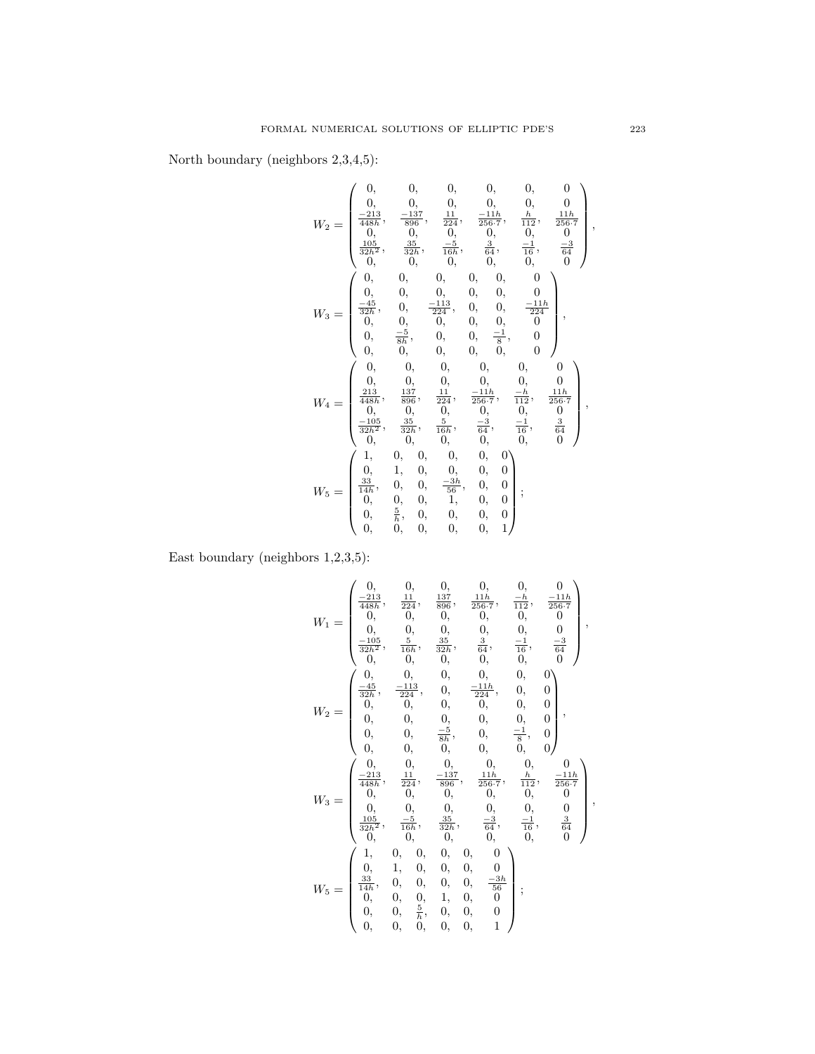North boundary (neighbors 2,3,4,5):

$$
W_2 = \begin{pmatrix}
0, & 0, & 0, & 0, & 0, & 0 \\
0, & 0, & 0, & 0, & 0, & 0 \\
\frac{-213}{448h}, & \frac{-137}{896}, & \frac{11}{224}, & \frac{-11h}{256\cdot 7}, & \frac{h}{112}, & \frac{11h}{256\cdot 7} \\
0, & 0, & 0, & 0, & 0, & 0 \\
\frac{105}{32h^2}, & \frac{35}{32h}, & \frac{-5}{16h}, & \frac{3}{64}, & \frac{-1}{16}, & \frac{-3}{64} \\
0, & 0, & 0, & 0, & 0, & 0
\end{pmatrix},
$$

$$
W_3 = \begin{pmatrix}
0, & 0, & 0, & 0, & 0, & 0 \\
0, & 0, & 0, & 0, & 0, & 0 \\
\frac{-45}{32h}, & 0, & \frac{-113}{224}, & 0, & 0, & \frac{-11h}{224} \\
0, & 0, & 0, & 0, & 0, & 0 \\
0, & \frac{-5}{8h}, & 0, & 0, & \frac{-1}{8}, & 0 \\
0, & 0, & 0, & 0, & 0, & 0
\end{pmatrix},
$$

$$
W_4 = \begin{pmatrix}
0, & 0, & 0, & 0, & 0, & 0 \\
0, & 0, & 0, & 0, & 0, & 0 \\
\frac{213}{448h}, & \frac{137}{896}, & \frac{11}{224}, & \frac{-11h}{256\cdot 7}, & \frac{-h}{112}, & \frac{11h}{256\cdot 7} \\
0, & 0, & 0, & 0, & 0, & 0 \\
\frac{-105}{32h^2}, & \frac{35}{32h}, & \frac{5}{16h}, & \frac{-3}{64}, & \frac{-1}{16}, & \frac{3}{64} \\
0, & 0, & 0, & 0, & 0, & 0
\end{pmatrix},
$$

$$
W_5 = \begin{pmatrix}
1, & 0, & 0, & 0, & 0, & 0 \\
0, & 1, & 0, & 0, & 0, & 0 \\
\frac{33}{14h}, & 0, & 0, & \frac{-3h}{56}, & 0, & 0 \\
0, & 0, & 0, & 1, & 0, & 0 \\
0, & \frac{5}{h}, & 0, & 0, & 0, & 0 \\
0, & 0, & 0, & 0, & 0, & 1
\end{pmatrix};
$$

East boundary (neighbors 1,2,3,5):

$$
W_1 = \begin{pmatrix}
0, & 0, & 0, & 0, & 0, & 0 \\
\frac{-213}{448h}, & \frac{11}{224}, & \frac{137}{896}, & \frac{11h}{256\cdot 7}, & \frac{-h}{112}, & \frac{-11h}{256\cdot 7} \\
0, & 0, & 0, & 0, & 0, & 0 \\
0, & 0, & 0, & 0, & 0, & 0 \\
\frac{-105}{32h^2}, & \frac{5}{16h}, & \frac{35}{32h}, & \frac{3}{64}, & \frac{-1}{16}, & \frac{-3}{64} \\
0, & 0, & 0, & 0, & 0, & 0
\end{pmatrix},
$$

$$
W_2 = \begin{pmatrix}
0, & 0, & 0, & 0, & 0, & 0 \\
\frac{-45}{32h}, & \frac{-113}{224}, & 0, & \frac{-11h}{224}, & 0, & 0 \\
0, & 0, & 0, & 0, & 0, & 0 \\
0, & 0, & 0, & 0, & 0, & 0 \\
0, & 0, & \frac{-5}{8h}, & 0, & \frac{-1}{8}, & 0 \\
0, & 0, & 0, & 0, & 0, & 0
\end{pmatrix},
$$

$$
W_3 = \begin{pmatrix}
0, & 0, & 0, & 0, & 0, & 0 \\
\frac{-213}{448h}, & \frac{11}{224}, & \frac{-137}{896}, & \frac{11h}{256\cdot 7}, & \frac{h}{112}, & \frac{-11h}{256\cdot 7} \\
0, & 0, & 0, & 0, & 0, & 0 \\
0, & 0, & 0, & 0, & 0, & 0 \\
\frac{105}{32h^2}, & \frac{-5}{16h}, & \frac{35}{32h}, & \frac{-3}{64}, & \frac{-1}{16}, & \frac{3}{64} \\
0, & 0, & 0, & 0, & 0, & 0
\end{pmatrix},
$$

$$
W_5 = \begin{pmatrix}
1, & 0, & 0, & 0, & 0, & 0 \\
0, & 1, & 0, & 0, & 0, & 0 \\
\frac{33}{14h}, & 0, & 0, & 0, & 0, & \frac{-3h}{56} \\
0, & 0, & 0, & 1, & 0, & 0 \\
0, & 0, & \frac{5}{h}, & 0, & 0, & 0 \\
0, & 0, & 0, & 0, & 0, & 1
\end{pmatrix};
$$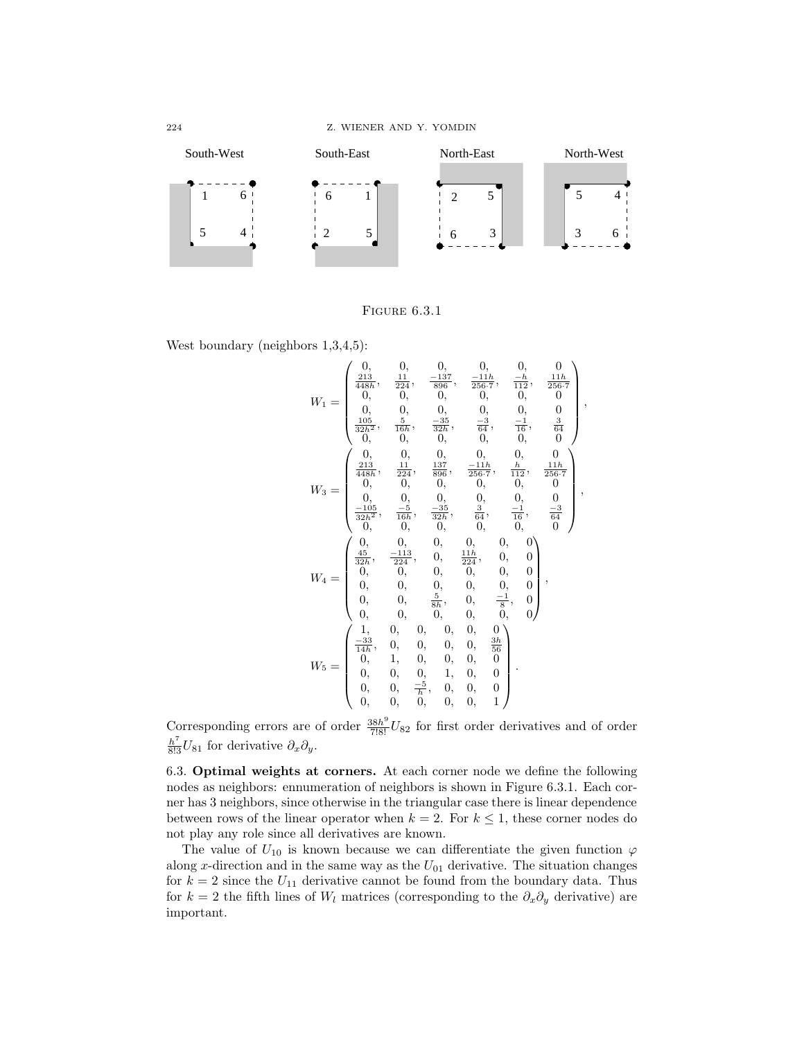South-West  South-East  North-East  North-West

FIGURE 6.3.1

West boundary (neighbors 1,3,4,5):

$$
W_1 = \begin{pmatrix}
0, & 0, & 0, & 0, & 0, & 0 \\
\frac{213}{448h}, & \frac{11}{224}, & \frac{-137}{896}, & \frac{-11h}{256\cdot 7}, & \frac{-h}{112}, & \frac{11h}{256\cdot 7} \\
0, & 0, & 0, & 0, & 0, & 0 \\
0, & 0, & 0, & 0, & 0, & 0 \\
\frac{105}{32h^2}, & \frac{5}{16h}, & \frac{-35}{32h}, & \frac{-3}{64}, & \frac{-1}{16}, & \frac{3}{64} \\
0, & 0, & 0, & 0, & 0, & 0
\end{pmatrix},
$$

$$
W_3 = \begin{pmatrix}
0, & 0, & 0, & 0, & 0, & 0 \\
\frac{213}{448h}, & \frac{11}{224}, & \frac{137}{896}, & \frac{-11h}{256\cdot 7}, & \frac{h}{112}, & \frac{11h}{256\cdot 7} \\
0, & 0, & 0, & 0, & 0, & 0 \\
0, & 0, & 0, & 0, & 0, & 0 \\
\frac{-105}{32h^2}, & \frac{-5}{16h}, & \frac{-35}{32h}, & \frac{3}{64}, & \frac{-1}{16}, & \frac{-3}{64} \\
0, & 0, & 0, & 0, & 0, & 0
\end{pmatrix},
$$

$$
W_4 = \begin{pmatrix}
0, & 0, & 0, & 0, & 0, & 0 \\
\frac{45}{32h}, & \frac{-113}{224}, & 0, & \frac{11h}{224}, & 0, & 0 \\
0, & 0, & 0, & 0, & 0, & 0 \\
0, & 0, & 0, & 0, & 0, & 0 \\
0, & 0, & \frac{5}{8h}, & 0, & \frac{-1}{8}, & 0 \\
0, & 0, & 0, & 0, & 0, & 0
\end{pmatrix},
$$

$$
W_5 = \begin{pmatrix}
1, & 0, & 0, & 0, & 0, & 0 \\
\frac{-33}{14h}, & 0, & 0, & 0, & 0, & \frac{3h}{56} \\
0, & 1, & 0, & 0, & 0, & 0 \\
0, & 0, & 0, & 1, & 0, & 0 \\
0, & 0, & \frac{-5}{h}, & 0, & 0, & 0 \\
0, & 0, & 0, & 0, & 0, & 1
\end{pmatrix}.
$$

Corresponding errors are of order $\frac{38h^9}{7!8!}U_{82}$ for first order derivatives and of order $\frac{h^7}{8!3}U_{81}$ for derivative $\partial_x\partial_y$.

6.3. **Optimal weights at corners.** At each corner node we define the following nodes as neighbors: ennumeration of neighbors is shown in Figure 6.3.1. Each corner has 3 neighbors, since otherwise in the triangular case there is linear dependence between rows of the linear operator when $k = 2$. For $k \le 1$, these corner nodes do not play any role since all derivatives are known.

The value of $U_{10}$ is known because we can differentiate the given function $\varphi$ along $x$-direction and in the same way as the $U_{01}$ derivative. The situation changes for $k = 2$ since the $U_{11}$ derivative cannot be found from the boundary data. Thus for $k = 2$ the fifth lines of $W_l$ matrices (corresponding to the $\partial_x\partial_y$ derivative) are important.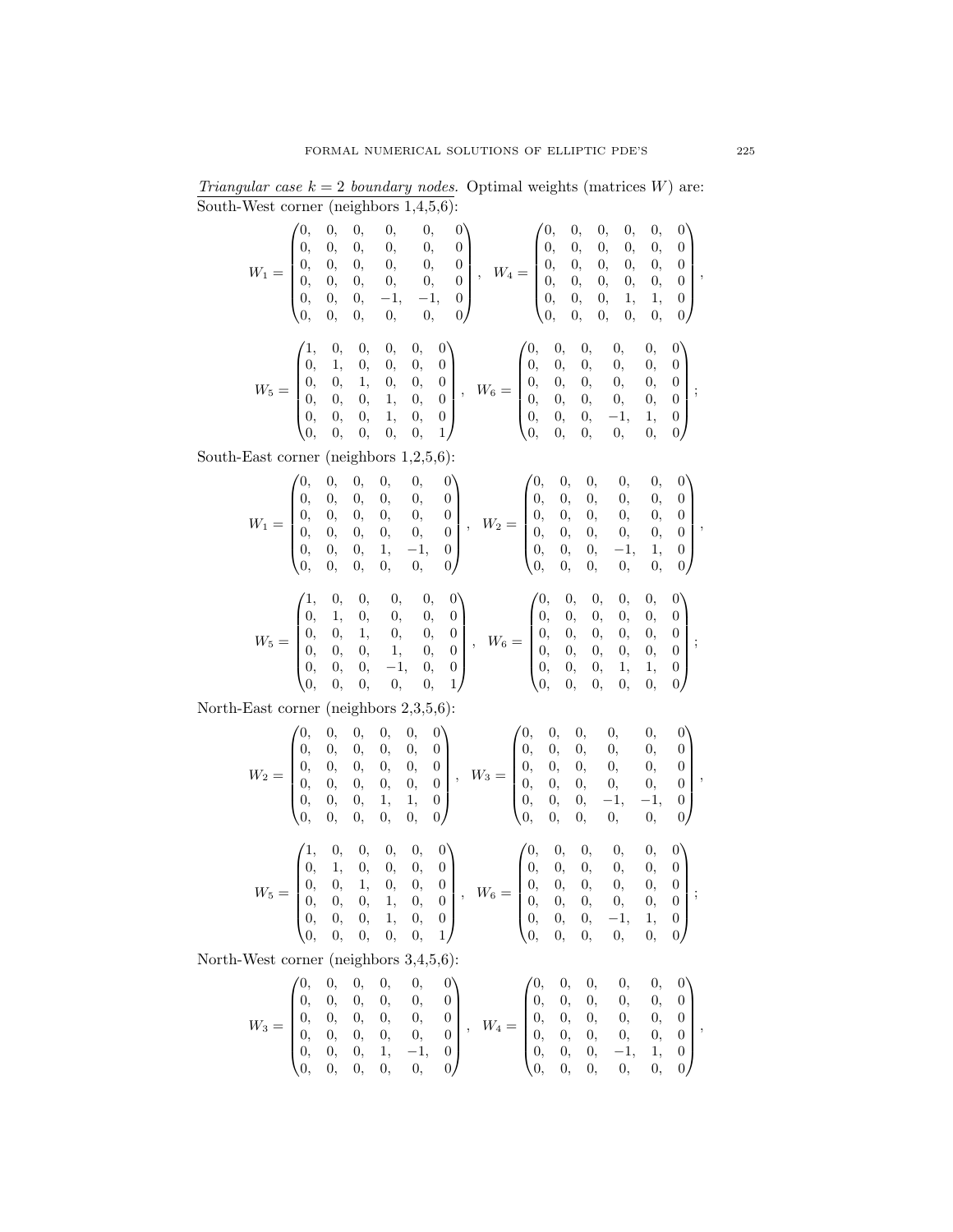*Triangular case $k = 2$ boundary nodes.* Optimal weights (matrices $W$) are:

South-West corner (neighbors 1,4,5,6):

$$W_1 = \begin{pmatrix} 0, & 0, & 0, & 0, & 0, & 0 \\ 0, & 0, & 0, & 0, & 0, & 0 \\ 0, & 0, & 0, & 0, & 0, & 0 \\ 0, & 0, & 0, & 0, & 0, & 0 \\ 0, & 0, & 0, & -1, & -1, & 0 \\ 0, & 0, & 0, & 0, & 0, & 0 \end{pmatrix}, \quad W_4 = \begin{pmatrix} 0, & 0, & 0, & 0, & 0, & 0 \\ 0, & 0, & 0, & 0, & 0, & 0 \\ 0, & 0, & 0, & 0, & 0, & 0 \\ 0, & 0, & 0, & 0, & 0, & 0 \\ 0, & 0, & 0, & 1, & 1, & 0 \\ 0, & 0, & 0, & 0, & 0, & 0 \end{pmatrix},$$

$$W_5 = \begin{pmatrix} 1, & 0, & 0, & 0, & 0, & 0 \\ 0, & 1, & 0, & 0, & 0, & 0 \\ 0, & 0, & 1, & 0, & 0, & 0 \\ 0, & 0, & 0, & 1, & 0, & 0 \\ 0, & 0, & 0, & 1, & 0, & 0 \\ 0, & 0, & 0, & 0, & 0, & 1 \end{pmatrix}, \quad W_6 = \begin{pmatrix} 0, & 0, & 0, & 0, & 0, & 0 \\ 0, & 0, & 0, & 0, & 0, & 0 \\ 0, & 0, & 0, & 0, & 0, & 0 \\ 0, & 0, & 0, & 0, & 0, & 0 \\ 0, & 0, & 0, & -1, & 1, & 0 \\ 0, & 0, & 0, & 0, & 0, & 0 \end{pmatrix};$$

South-East corner (neighbors 1,2,5,6):

$$W_1 = \begin{pmatrix} 0, & 0, & 0, & 0, & 0, & 0 \\ 0, & 0, & 0, & 0, & 0, & 0 \\ 0, & 0, & 0, & 0, & 0, & 0 \\ 0, & 0, & 0, & 0, & 0, & 0 \\ 0, & 0, & 0, & 1, & -1, & 0 \\ 0, & 0, & 0, & 0, & 0, & 0 \end{pmatrix}, \quad W_2 = \begin{pmatrix} 0, & 0, & 0, & 0, & 0, & 0 \\ 0, & 0, & 0, & 0, & 0, & 0 \\ 0, & 0, & 0, & 0, & 0, & 0 \\ 0, & 0, & 0, & 0, & 0, & 0 \\ 0, & 0, & 0, & -1, & 1, & 0 \\ 0, & 0, & 0, & 0, & 0, & 0 \end{pmatrix},$$

$$W_5 = \begin{pmatrix} 1, & 0, & 0, & 0, & 0, & 0 \\ 0, & 1, & 0, & 0, & 0, & 0 \\ 0, & 0, & 1, & 0, & 0, & 0 \\ 0, & 0, & 0, & 1, & 0, & 0 \\ 0, & 0, & 0, & -1, & 0, & 0 \\ 0, & 0, & 0, & 0, & 0, & 1 \end{pmatrix}, \quad W_6 = \begin{pmatrix} 0, & 0, & 0, & 0, & 0, & 0 \\ 0, & 0, & 0, & 0, & 0, & 0 \\ 0, & 0, & 0, & 0, & 0, & 0 \\ 0, & 0, & 0, & 0, & 0, & 0 \\ 0, & 0, & 0, & 1, & 1, & 0 \\ 0, & 0, & 0, & 0, & 0, & 0 \end{pmatrix};$$

North-East corner (neighbors 2,3,5,6):

$$W_2 = \begin{pmatrix} 0, & 0, & 0, & 0, & 0, & 0 \\ 0, & 0, & 0, & 0, & 0, & 0 \\ 0, & 0, & 0, & 0, & 0, & 0 \\ 0, & 0, & 0, & 0, & 0, & 0 \\ 0, & 0, & 0, & 1, & 1, & 0 \\ 0, & 0, & 0, & 0, & 0, & 0 \end{pmatrix}, \quad W_3 = \begin{pmatrix} 0, & 0, & 0, & 0, & 0, & 0 \\ 0, & 0, & 0, & 0, & 0, & 0 \\ 0, & 0, & 0, & 0, & 0, & 0 \\ 0, & 0, & 0, & 0, & 0, & 0 \\ 0, & 0, & 0, & -1, & -1, & 0 \\ 0, & 0, & 0, & 0, & 0, & 0 \end{pmatrix},$$

$$W_5 = \begin{pmatrix} 1, & 0, & 0, & 0, & 0, & 0 \\ 0, & 1, & 0, & 0, & 0, & 0 \\ 0, & 0, & 1, & 0, & 0, & 0 \\ 0, & 0, & 0, & 1, & 0, & 0 \\ 0, & 0, & 0, & 1, & 0, & 0 \\ 0, & 0, & 0, & 0, & 0, & 1 \end{pmatrix}, \quad W_6 = \begin{pmatrix} 0, & 0, & 0, & 0, & 0, & 0 \\ 0, & 0, & 0, & 0, & 0, & 0 \\ 0, & 0, & 0, & 0, & 0, & 0 \\ 0, & 0, & 0, & 0, & 0, & 0 \\ 0, & 0, & 0, & -1, & 1, & 0 \\ 0, & 0, & 0, & 0, & 0, & 0 \end{pmatrix};$$

North-West corner (neighbors 3,4,5,6):

$$W_3 = \begin{pmatrix} 0, & 0, & 0, & 0, & 0, & 0 \\ 0, & 0, & 0, & 0, & 0, & 0 \\ 0, & 0, & 0, & 0, & 0, & 0 \\ 0, & 0, & 0, & 0, & 0, & 0 \\ 0, & 0, & 0, & 1, & -1, & 0 \\ 0, & 0, & 0, & 0, & 0, & 0 \end{pmatrix}, \quad W_4 = \begin{pmatrix} 0, & 0, & 0, & 0, & 0, & 0 \\ 0, & 0, & 0, & 0, & 0, & 0 \\ 0, & 0, & 0, & 0, & 0, & 0 \\ 0, & 0, & 0, & 0, & 0, & 0 \\ 0, & 0, & 0, & -1, & 1, & 0 \\ 0, & 0, & 0, & 0, & 0, & 0 \end{pmatrix},$$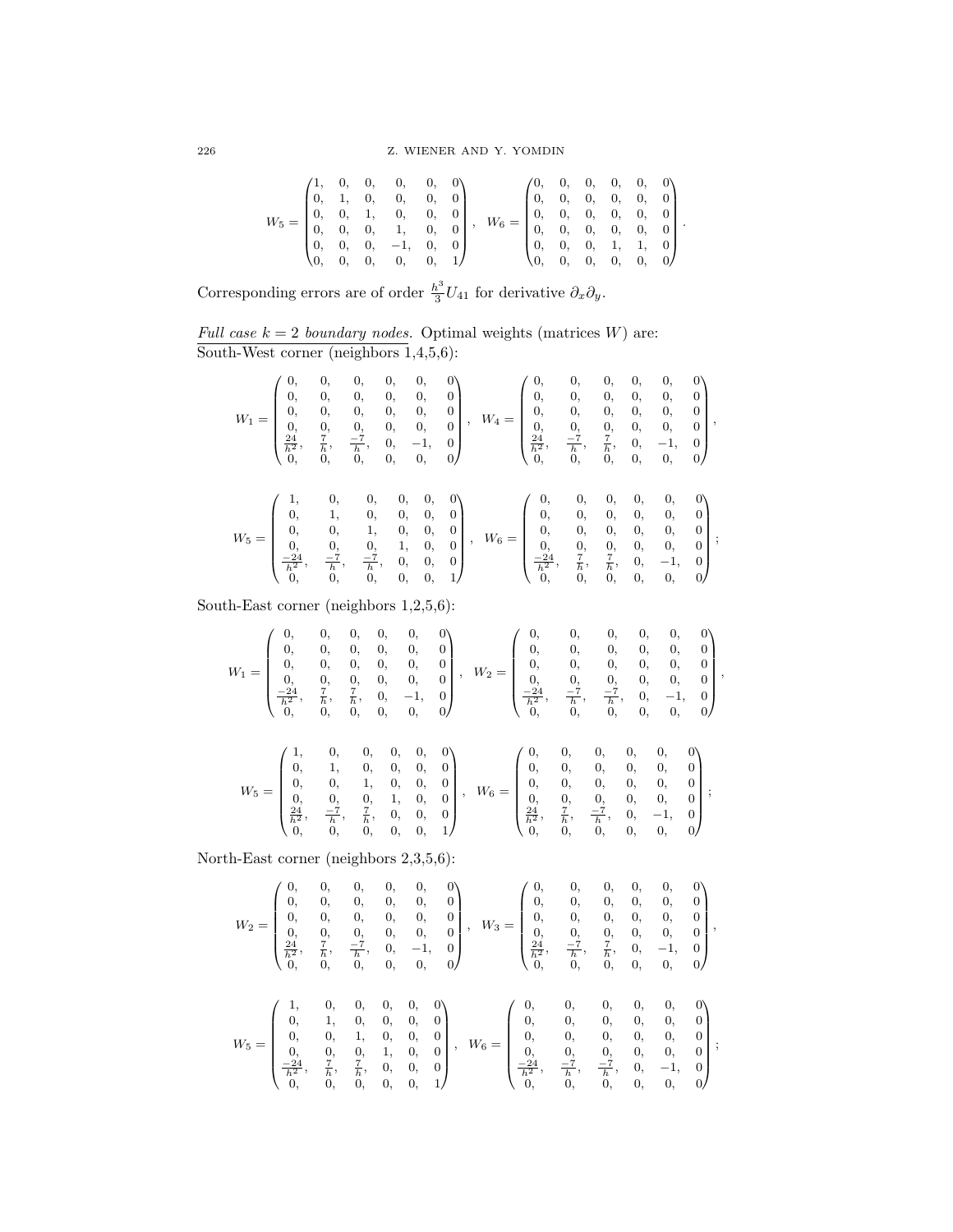$$W_5 = \begin{pmatrix} 1, & 0, & 0, & 0, & 0, & 0 \\ 0, & 1, & 0, & 0, & 0, & 0 \\ 0, & 0, & 1, & 0, & 0, & 0 \\ 0, & 0, & 0, & 1, & 0, & 0 \\ 0, & 0, & 0, & -1, & 0, & 0 \\ 0, & 0, & 0, & 0, & 0, & 1 \end{pmatrix}, \quad W_6 = \begin{pmatrix} 0, & 0, & 0, & 0, & 0, & 0 \\ 0, & 0, & 0, & 0, & 0, & 0 \\ 0, & 0, & 0, & 0, & 0, & 0 \\ 0, & 0, & 0, & 0, & 0, & 0 \\ 0, & 0, & 0, & 1, & 1, & 0 \\ 0, & 0, & 0, & 0, & 0, & 0 \end{pmatrix}.$$

Corresponding errors are of order $\frac{h^3}{3} U_{41}$ for derivative $\partial_x \partial_y$.

<u>*Full case $k = 2$ boundary nodes.*</u> Optimal weights (matrices $W$) are:
<u>South-West corner (neighbors 1,4,5,6):</u>

$$W_1 = \begin{pmatrix} 0, & 0, & 0, & 0, & 0, & 0 \\ 0, & 0, & 0, & 0, & 0, & 0 \\ 0, & 0, & 0, & 0, & 0, & 0 \\ 0, & 0, & 0, & 0, & 0, & 0 \\ \frac{24}{h^2}, & \frac{7}{h}, & \frac{-7}{h}, & 0, & -1, & 0 \\ 0, & 0, & 0, & 0, & 0, & 0 \end{pmatrix}, \quad W_4 = \begin{pmatrix} 0, & 0, & 0, & 0, & 0, & 0 \\ 0, & 0, & 0, & 0, & 0, & 0 \\ 0, & 0, & 0, & 0, & 0, & 0 \\ 0, & 0, & 0, & 0, & 0, & 0 \\ \frac{24}{h^2}, & \frac{-7}{h}, & \frac{7}{h}, & 0, & -1, & 0 \\ 0, & 0, & 0, & 0, & 0, & 0 \end{pmatrix},$$

$$W_5 = \begin{pmatrix} 1, & 0, & 0, & 0, & 0, & 0 \\ 0, & 1, & 0, & 0, & 0, & 0 \\ 0, & 0, & 1, & 0, & 0, & 0 \\ 0, & 0, & 0, & 1, & 0, & 0 \\ \frac{-24}{h^2}, & \frac{-7}{h}, & \frac{-7}{h}, & 0, & 0, & 0 \\ 0, & 0, & 0, & 0, & 0, & 1 \end{pmatrix}, \quad W_6 = \begin{pmatrix} 0, & 0, & 0, & 0, & 0, & 0 \\ 0, & 0, & 0, & 0, & 0, & 0 \\ 0, & 0, & 0, & 0, & 0, & 0 \\ 0, & 0, & 0, & 0, & 0, & 0 \\ \frac{-24}{h^2}, & \frac{7}{h}, & \frac{7}{h}, & 0, & -1, & 0 \\ 0, & 0, & 0, & 0, & 0, & 0 \end{pmatrix};$$

<u>South-East corner (neighbors 1,2,5,6):</u>

$$W_1 = \begin{pmatrix} 0, & 0, & 0, & 0, & 0, & 0 \\ 0, & 0, & 0, & 0, & 0, & 0 \\ 0, & 0, & 0, & 0, & 0, & 0 \\ 0, & 0, & 0, & 0, & 0, & 0 \\ \frac{-24}{h^2}, & \frac{7}{h}, & \frac{7}{h}, & 0, & -1, & 0 \\ 0, & 0, & 0, & 0, & 0, & 0 \end{pmatrix}, \quad W_2 = \begin{pmatrix} 0, & 0, & 0, & 0, & 0, & 0 \\ 0, & 0, & 0, & 0, & 0, & 0 \\ 0, & 0, & 0, & 0, & 0, & 0 \\ 0, & 0, & 0, & 0, & 0, & 0 \\ \frac{-24}{h^2}, & \frac{-7}{h}, & \frac{-7}{h}, & 0, & -1, & 0 \\ 0, & 0, & 0, & 0, & 0, & 0 \end{pmatrix},$$

$$W_5 = \begin{pmatrix} 1, & 0, & 0, & 0, & 0, & 0 \\ 0, & 1, & 0, & 0, & 0, & 0 \\ 0, & 0, & 1, & 0, & 0, & 0 \\ 0, & 0, & 0, & 1, & 0, & 0 \\ \frac{24}{h^2}, & \frac{-7}{h}, & \frac{7}{h}, & 0, & 0, & 0 \\ 0, & 0, & 0, & 0, & 0, & 1 \end{pmatrix}, \quad W_6 = \begin{pmatrix} 0, & 0, & 0, & 0, & 0, & 0 \\ 0, & 0, & 0, & 0, & 0, & 0 \\ 0, & 0, & 0, & 0, & 0, & 0 \\ 0, & 0, & 0, & 0, & 0, & 0 \\ \frac{24}{h^2}, & \frac{7}{h}, & \frac{-7}{h}, & 0, & -1, & 0 \\ 0, & 0, & 0, & 0, & 0, & 0 \end{pmatrix};$$

<u>North-East corner (neighbors 2,3,5,6):</u>

$$W_2 = \begin{pmatrix} 0, & 0, & 0, & 0, & 0, & 0 \\ 0, & 0, & 0, & 0, & 0, & 0 \\ 0, & 0, & 0, & 0, & 0, & 0 \\ 0, & 0, & 0, & 0, & 0, & 0 \\ \frac{24}{h^2}, & \frac{7}{h}, & \frac{-7}{h}, & 0, & -1, & 0 \\ 0, & 0, & 0, & 0, & 0, & 0 \end{pmatrix}, \quad W_3 = \begin{pmatrix} 0, & 0, & 0, & 0, & 0, & 0 \\ 0, & 0, & 0, & 0, & 0, & 0 \\ 0, & 0, & 0, & 0, & 0, & 0 \\ 0, & 0, & 0, & 0, & 0, & 0 \\ \frac{24}{h^2}, & \frac{-7}{h}, & \frac{7}{h}, & 0, & -1, & 0 \\ 0, & 0, & 0, & 0, & 0, & 0 \end{pmatrix},$$

$$W_5 = \begin{pmatrix} 1, & 0, & 0, & 0, & 0, & 0 \\ 0, & 1, & 0, & 0, & 0, & 0 \\ 0, & 0, & 1, & 0, & 0, & 0 \\ 0, & 0, & 0, & 1, & 0, & 0 \\ \frac{-24}{h^2}, & \frac{7}{h}, & \frac{7}{h}, & 0, & 0, & 0 \\ 0, & 0, & 0, & 0, & 0, & 1 \end{pmatrix}, \quad W_6 = \begin{pmatrix} 0, & 0, & 0, & 0, & 0, & 0 \\ 0, & 0, & 0, & 0, & 0, & 0 \\ 0, & 0, & 0, & 0, & 0, & 0 \\ 0, & 0, & 0, & 0, & 0, & 0 \\ \frac{-24}{h^2}, & \frac{-7}{h}, & \frac{-7}{h}, & 0, & -1, & 0 \\ 0, & 0, & 0, & 0, & 0, & 0 \end{pmatrix};$$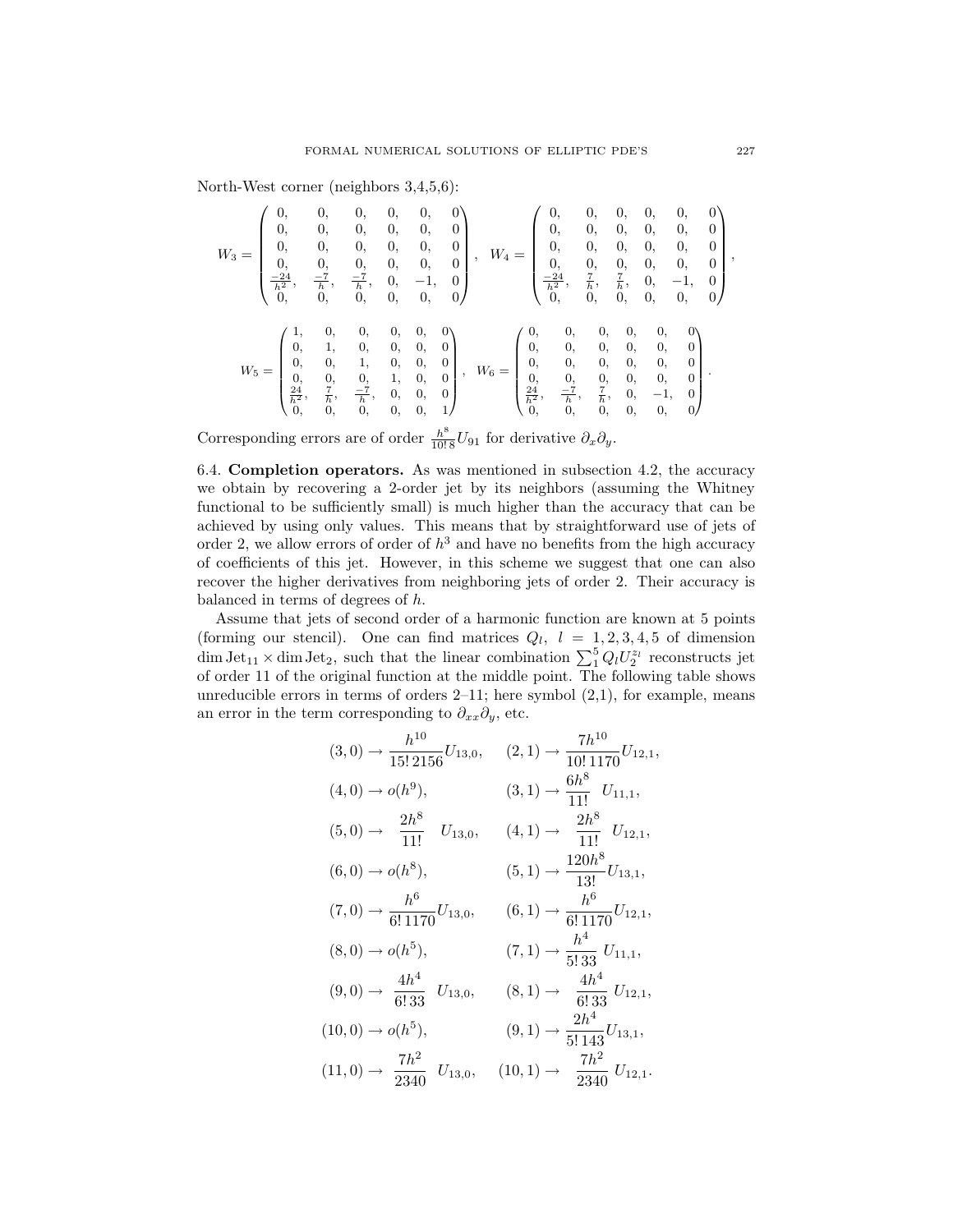North-West corner (neighbors 3,4,5,6):

$$W_3 = \begin{pmatrix} 0, & 0, & 0, & 0, & 0, & 0 \\ 0, & 0, & 0, & 0, & 0, & 0 \\ 0, & 0, & 0, & 0, & 0, & 0 \\ 0, & 0, & 0, & 0, & 0, & 0 \\ \frac{-24}{h^2}, & \frac{-7}{h}, & \frac{-7}{h}, & 0, & -1, & 0 \\ 0, & 0, & 0, & 0, & 0, & 0 \end{pmatrix}, \quad W_4 = \begin{pmatrix} 0, & 0, & 0, & 0, & 0, & 0 \\ 0, & 0, & 0, & 0, & 0, & 0 \\ 0, & 0, & 0, & 0, & 0, & 0 \\ 0, & 0, & 0, & 0, & 0, & 0 \\ \frac{-24}{h^2}, & \frac{7}{h}, & \frac{7}{h}, & 0, & -1, & 0 \\ 0, & 0, & 0, & 0, & 0, & 0 \end{pmatrix},$$

$$W_5 = \begin{pmatrix} 1, & 0, & 0, & 0, & 0, & 0 \\ 0, & 1, & 0, & 0, & 0, & 0 \\ 0, & 0, & 1, & 0, & 0, & 0 \\ 0, & 0, & 0, & 1, & 0, & 0 \\ \frac{24}{h^2}, & \frac{7}{h}, & \frac{-7}{h}, & 0, & 0, & 0 \\ 0, & 0, & 0, & 0, & 0, & 1 \end{pmatrix}, \quad W_6 = \begin{pmatrix} 0, & 0, & 0, & 0, & 0, & 0 \\ 0, & 0, & 0, & 0, & 0, & 0 \\ 0, & 0, & 0, & 0, & 0, & 0 \\ 0, & 0, & 0, & 0, & 0, & 0 \\ \frac{24}{h^2}, & \frac{-7}{h}, & \frac{7}{h}, & 0, & -1, & 0 \\ 0, & 0, & 0, & 0, & 0, & 0 \end{pmatrix}.$$

Corresponding errors are of order $\frac{h^8}{10!\,8}U_{91}$ for derivative $\partial_x\partial_y$.

6.4. **Completion operators.** As was mentioned in subsection 4.2, the accuracy we obtain by recovering a 2-order jet by its neighbors (assuming the Whitney functional to be sufficiently small) is much higher than the accuracy that can be achieved by using only values. This means that by straightforward use of jets of order 2, we allow errors of order of $h^3$ and have no benefits from the high accuracy of coefficients of this jet. However, in this scheme we suggest that one can also recover the higher derivatives from neighboring jets of order 2. Their accuracy is balanced in terms of degrees of $h$.

Assume that jets of second order of a harmonic function are known at 5 points (forming our stencil). One can find matrices $Q_l$, $l = 1,2,3,4,5$ of dimension $\dim \mathrm{Jet}_{11} \times \dim \mathrm{Jet}_2$, such that the linear combination $\sum_1^5 Q_l U_2^{z_l}$ reconstructs jet of order 11 of the original function at the middle point. The following table shows unreducible errors in terms of orders 2–11; here symbol (2,1), for example, means an error in the term corresponding to $\partial_{xx}\partial_y$, etc.

$$\begin{aligned}
(3,0) &\to \frac{h^{10}}{15!\,2156}U_{13,0}, & (2,1) &\to \frac{7h^{10}}{10!\,1170}U_{12,1},\\
(4,0) &\to o(h^9), & (3,1) &\to \frac{6h^8}{11!}\ U_{11,1},\\
(5,0) &\to \frac{2h^8}{11!}\ U_{13,0}, & (4,1) &\to \frac{2h^8}{11!}\ U_{12,1},\\
(6,0) &\to o(h^8), & (5,1) &\to \frac{120h^8}{13!}U_{13,1},\\
(7,0) &\to \frac{h^6}{6!\,1170}U_{13,0}, & (6,1) &\to \frac{h^6}{6!\,1170}U_{12,1},\\
(8,0) &\to o(h^5), & (7,1) &\to \frac{h^4}{5!\,33}\ U_{11,1},\\
(9,0) &\to \frac{4h^4}{6!\,33}\ U_{13,0}, & (8,1) &\to \frac{4h^4}{6!\,33}\ U_{12,1},\\
(10,0) &\to o(h^5), & (9,1) &\to \frac{2h^4}{5!\,143}U_{13,1},\\
(11,0) &\to \frac{7h^2}{2340}\ U_{13,0}, & (10,1) &\to \frac{7h^2}{2340}\ U_{12,1}.
\end{aligned}$$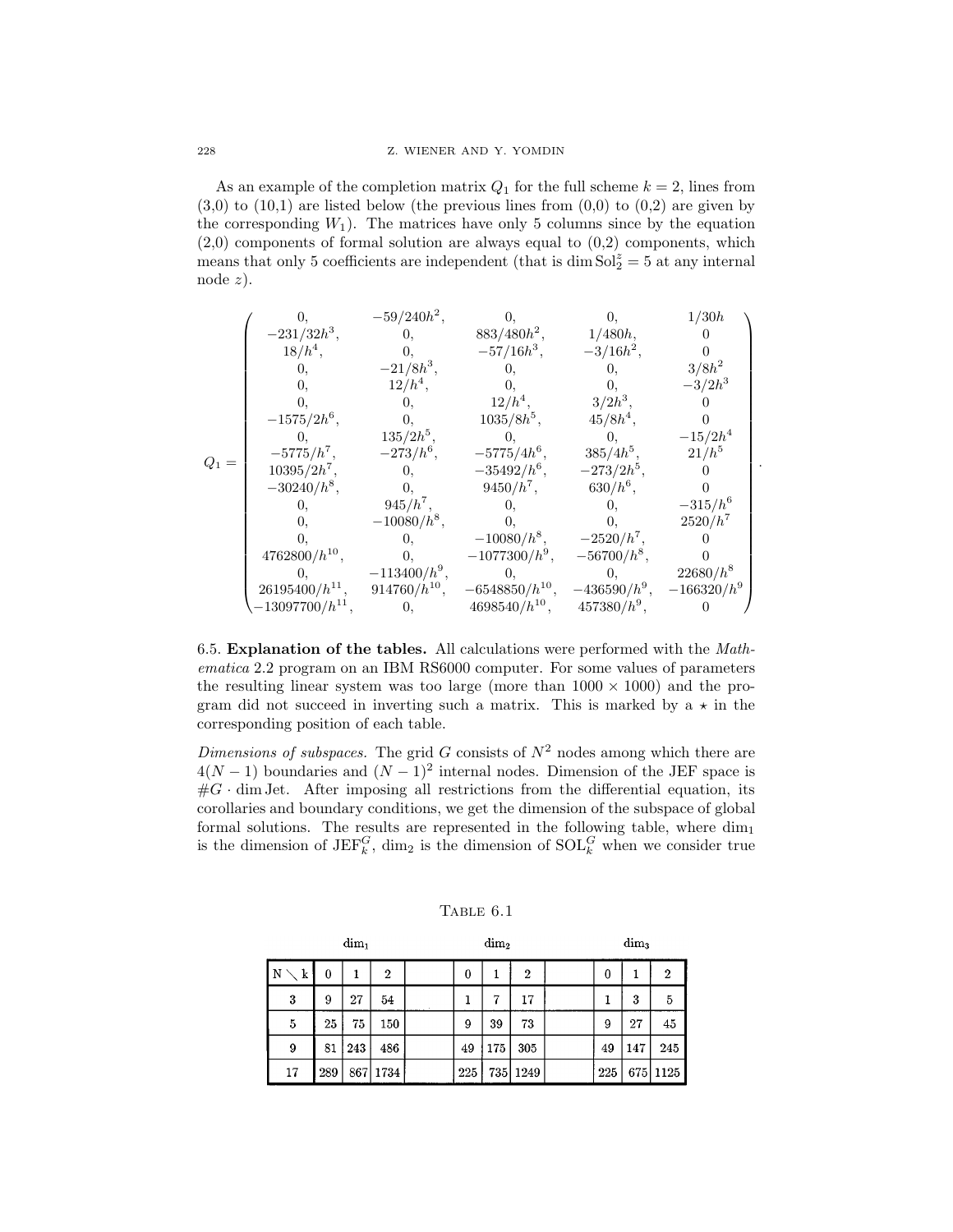As an example of the completion matrix $Q_1$ for the full scheme $k = 2$, lines from (3,0) to (10,1) are listed below (the previous lines from (0,0) to (0,2) are given by the corresponding $W_1$). The matrices have only 5 columns since by the equation (2,0) components of formal solution are always equal to (0,2) components, which means that only 5 coefficients are independent (that is $\dim \mathrm{Sol}_2^z = 5$ at any internal node $z$).

$$
Q_1 = \begin{pmatrix}
0, & -59/240h^2, & 0, & 0, & 1/30h \\
-231/32h^3, & 0, & 883/480h^2, & 1/480h, & 0 \\
18/h^4, & 0, & -57/16h^3, & -3/16h^2, & 0 \\
0, & -21/8h^3, & 0, & 0, & 3/8h^2 \\
0, & 12/h^4, & 0, & 0, & -3/2h^3 \\
0, & 0, & 12/h^4, & 3/2h^3, & 0 \\
-1575/2h^6, & 0, & 1035/8h^5, & 45/8h^4, & 0 \\
0, & 135/2h^5, & 0, & 0, & -15/2h^4 \\
-5775/h^7, & -273/h^6, & -5775/4h^6, & 385/4h^5, & 21/h^5 \\
10395/2h^7, & 0, & -35492/h^6, & -273/2h^5, & 0 \\
-30240/h^8, & 0, & 9450/h^7, & 630/h^6, & 0 \\
0, & 945/h^7, & 0, & 0, & -315/h^6 \\
0, & -10080/h^8, & 0, & 0, & 2520/h^7 \\
0, & 0, & -10080/h^8, & -2520/h^7, & 0 \\
4762800/h^{10}, & 0, & -1077300/h^9, & -56700/h^8, & 0 \\
0, & -113400/h^9, & 0, & 0, & 22680/h^8 \\
26195400/h^{11}, & 914760/h^{10}, & -6548850/h^{10}, & -436590/h^9, & -166320/h^9 \\
-13097700/h^{11}, & 0, & 4698540/h^{10}, & 457380/h^9, & 0
\end{pmatrix}.
$$

6.5. **Explanation of the tables.** All calculations were performed with the *Mathematica* 2.2 program on an IBM RS6000 computer. For some values of parameters the resulting linear system was too large (more than $1000 \times 1000$) and the program did not succeed in inverting such a matrix. This is marked by a $\star$ in the corresponding position of each table.

*Dimensions of subspaces.* The grid $G$ consists of $N^2$ nodes among which there are $4(N-1)$ boundaries and $(N-1)^2$ internal nodes. Dimension of the JEF space is $\#G \cdot \dim \mathrm{Jet}$. After imposing all restrictions from the differential equation, its corollaries and boundary conditions, we get the dimension of the subspace of global formal solutions. The results are represented in the following table, where $\dim_1$ is the dimension of $\mathrm{JEF}_k^G$, $\dim_2$ is the dimension of $\mathrm{SOL}_k^G$ when we consider true

Table 6.1

| | $\dim_1$ | | | $\dim_2$ | | | $\dim_3$ | | |
|---|---|---|---|---|---|---|---|---|---|
| N $\setminus$ k | 0 | 1 | 2 | 0 | 1 | 2 | 0 | 1 | 2 |
| 3 | 9 | 27 | 54 | 1 | 7 | 17 | 1 | 3 | 5 |
| 5 | 25 | 75 | 150 | 9 | 39 | 73 | 9 | 27 | 45 |
| 9 | 81 | 243 | 486 | 49 | 175 | 305 | 49 | 147 | 245 |
| 17 | 289 | 867 | 1734 | 225 | 735 | 1249 | 225 | 675 | 1125 |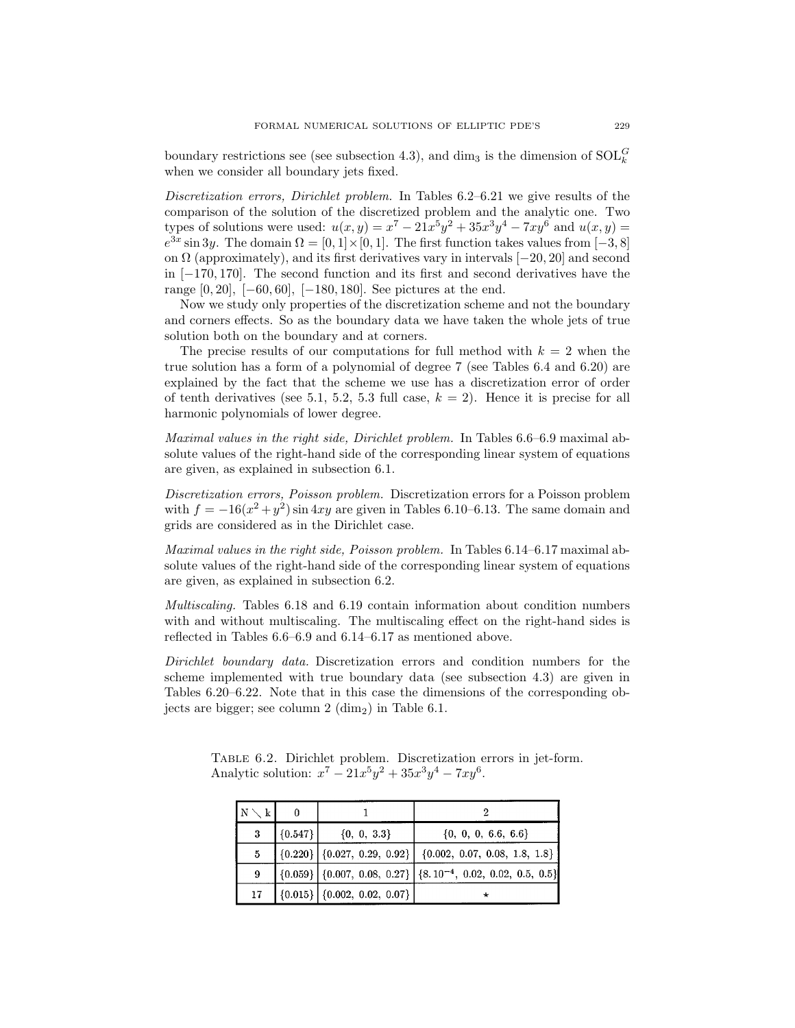boundary restrictions see (see subsection 4.3), and $\dim_3$ is the dimension of $\mathrm{SOL}_k^G$ when we consider all boundary jets fixed.

*Discretization errors, Dirichlet problem.* In Tables 6.2–6.21 we give results of the comparison of the solution of the discretized problem and the analytic one. Two types of solutions were used: $u(x, y) = x^7 - 21x^5y^2 + 35x^3y^4 - 7xy^6$ and $u(x, y) = e^{3x} \sin 3y$. The domain $\Omega = [0, 1] \times [0, 1]$. The first function takes values from $[-3, 8]$ on $\Omega$ (approximately), and its first derivatives vary in intervals $[-20, 20]$ and second in $[-170, 170]$. The second function and its first and second derivatives have the range $[0, 20]$, $[-60, 60]$, $[-180, 180]$. See pictures at the end.

Now we study only properties of the discretization scheme and not the boundary and corners effects. So as the boundary data we have taken the whole jets of true solution both on the boundary and at corners.

The precise results of our computations for full method with $k = 2$ when the true solution has a form of a polynomial of degree 7 (see Tables 6.4 and 6.20) are explained by the fact that the scheme we use has a discretization error of order of tenth derivatives (see 5.1, 5.2, 5.3 full case, $k = 2$). Hence it is precise for all harmonic polynomials of lower degree.

*Maximal values in the right side, Dirichlet problem.* In Tables 6.6–6.9 maximal absolute values of the right-hand side of the corresponding linear system of equations are given, as explained in subsection 6.1.

*Discretization errors, Poisson problem.* Discretization errors for a Poisson problem with $f = -16(x^2 + y^2) \sin 4xy$ are given in Tables 6.10–6.13. The same domain and grids are considered as in the Dirichlet case.

*Maximal values in the right side, Poisson problem.* In Tables 6.14–6.17 maximal absolute values of the right-hand side of the corresponding linear system of equations are given, as explained in subsection 6.2.

*Multiscaling.* Tables 6.18 and 6.19 contain information about condition numbers with and without multiscaling. The multiscaling effect on the right-hand sides is reflected in Tables 6.6–6.9 and 6.14–6.17 as mentioned above.

*Dirichlet boundary data.* Discretization errors and condition numbers for the scheme implemented with true boundary data (see subsection 4.3) are given in Tables 6.20–6.22. Note that in this case the dimensions of the corresponding objects are bigger; see column 2 ($\dim_2$) in Table 6.1.

Table 6.2. Dirichlet problem. Discretization errors in jet-form. Analytic solution: $x^7 - 21x^5y^2 + 35x^3y^4 - 7xy^6$.

| N \ k | 0 | 1 | 2 |
|---|---|---|---|
| 3 | {0.547} | {0, 0, 3.3} | {0, 0, 0, 6.6, 6.6} |
| 5 | {0.220} | {0.027, 0.29, 0.92} | {0.002, 0.07, 0.08, 1.8, 1.8} |
| 9 | {0.059} | {0.007, 0.08, 0.27} | {$8. 10^{-4}$, 0.02, 0.02, 0.5, 0.5} |
| 17 | {0.015} | {0.002, 0.02, 0.07} | ⋆ |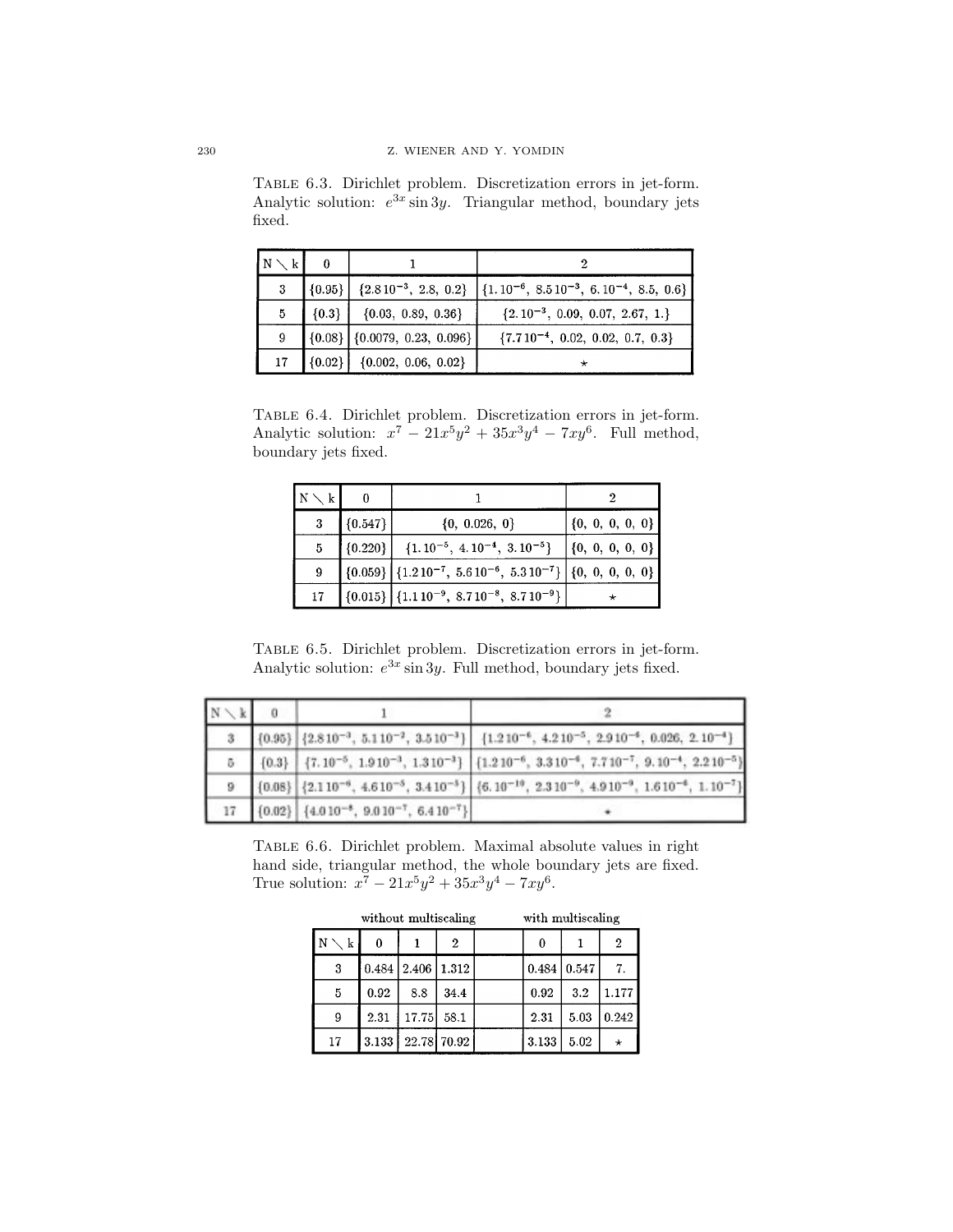Table 6.3. Dirichlet problem. Discretization errors in jet-form. Analytic solution: $e^{3x} \sin 3y$. Triangular method, boundary jets fixed.

| N \ k | 0 | 1 | 2 |
|---|---|---|---|
| 3 | {0.95} | {$2.8\,10^{-3}$, 2.8, 0.2} | {$1.\,10^{-6}$, $8.5\,10^{-3}$, $6.\,10^{-4}$, 8.5, 0.6} |
| 5 | {0.3} | {0.03, 0.89, 0.36} | {$2.\,10^{-3}$, 0.09, 0.07, 2.67, 1.} |
| 9 | {0.08} | {0.0079, 0.23, 0.096} | {$7.7\,10^{-4}$, 0.02, 0.02, 0.7, 0.3} |
| 17 | {0.02} | {0.002, 0.06, 0.02} | $\star$ |

Table 6.4. Dirichlet problem. Discretization errors in jet-form. Analytic solution: $x^7 - 21x^5y^2 + 35x^3y^4 - 7xy^6$. Full method, boundary jets fixed.

| N \ k | 0 | 1 | 2 |
|---|---|---|---|
| 3 | {0.547} | {0, 0.026, 0} | {0, 0, 0, 0, 0} |
| 5 | {0.220} | {$1.\,10^{-5}$, $4.\,10^{-4}$, $3.\,10^{-5}$} | {0, 0, 0, 0, 0} |
| 9 | {0.059} | {$1.2\,10^{-7}$, $5.6\,10^{-6}$, $5.3\,10^{-7}$} | {0, 0, 0, 0, 0} |
| 17 | {0.015} | {$1.1\,10^{-9}$, $8.7\,10^{-8}$, $8.7\,10^{-9}$} | $\star$ |

Table 6.5. Dirichlet problem. Discretization errors in jet-form. Analytic solution: $e^{3x} \sin 3y$. Full method, boundary jets fixed.

| N \ k | 0 | 1 | 2 |
|---|---|---|---|
| 3 | {0.95} | {$2.8\,10^{-3}$, $5.1\,10^{-2}$, $3.5\,10^{-3}$} | {$1.2\,10^{-6}$, $4.2\,10^{-5}$, $2.9\,10^{-6}$, 0.026, $2.\,10^{-4}$} |
| 5 | {0.3} | {$7.\,10^{-5}$, $1.9\,10^{-3}$, $1.3\,10^{-3}$} | {$1.2\,10^{-6}$, $3.3\,10^{-6}$, $7.7\,10^{-7}$, $9.\,10^{-4}$, $2.2\,10^{-5}$} |
| 9 | {0.08} | {$2.1\,10^{-6}$, $4.6\,10^{-5}$, $3.4\,10^{-5}$} | {$6.\,10^{-10}$, $2.3\,10^{-9}$, $4.9\,10^{-9}$, $1.6\,10^{-6}$, $1.\,10^{-7}$} |
| 17 | {0.02} | {$4.0\,10^{-8}$, $9.0\,10^{-7}$, $6.4\,10^{-7}$} | $\star$ |

Table 6.6. Dirichlet problem. Maximal absolute values in right hand side, triangular method, the whole boundary jets are fixed. True solution: $x^7 - 21x^5y^2 + 35x^3y^4 - 7xy^6$.

| | without multiscaling | | | | with multiscaling | | |
|---|---|---|---|---|---|---|---|
| N \ k | 0 | 1 | 2 | | 0 | 1 | 2 |
| 3 | 0.484 | 2.406 | 1.312 | | 0.484 | 0.547 | 7. |
| 5 | 0.92 | 8.8 | 34.4 | | 0.92 | 3.2 | 1.177 |
| 9 | 2.31 | 17.75 | 58.1 | | 2.31 | 5.03 | 0.242 |
| 17 | 3.133 | 22.78 | 70.92 | | 3.133 | 5.02 | $\star$ |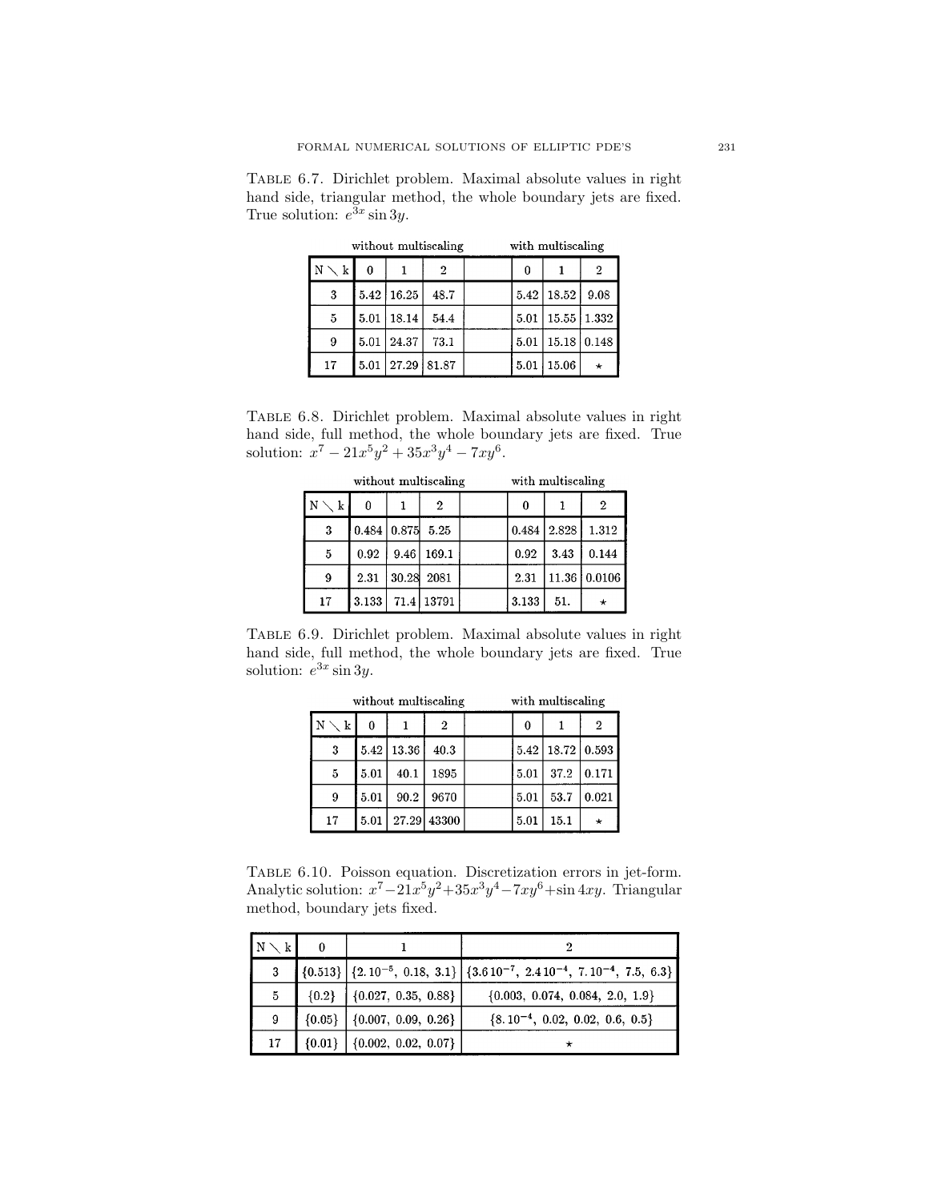TABLE 6.7. Dirichlet problem. Maximal absolute values in right hand side, triangular method, the whole boundary jets are fixed. True solution: $e^{3x} \sin 3y$.

| | without multiscaling | | | | with multiscaling | | |
|---|---|---|---|---|---|---|---|
| N ∖ k | 0 | 1 | 2 | | 0 | 1 | 2 |
| 3 | 5.42 | 16.25 | 48.7 | | 5.42 | 18.52 | 9.08 |
| 5 | 5.01 | 18.14 | 54.4 | | 5.01 | 15.55 | 1.332 |
| 9 | 5.01 | 24.37 | 73.1 | | 5.01 | 15.18 | 0.148 |
| 17 | 5.01 | 27.29 | 81.87 | | 5.01 | 15.06 | ⋆ |

TABLE 6.8. Dirichlet problem. Maximal absolute values in right hand side, full method, the whole boundary jets are fixed. True solution: $x^7 - 21x^5y^2 + 35x^3y^4 - 7xy^6$.

| | without multiscaling | | | | with multiscaling | | |
|---|---|---|---|---|---|---|---|
| N ∖ k | 0 | 1 | 2 | | 0 | 1 | 2 |
| 3 | 0.484 | 0.875 | 5.25 | | 0.484 | 2.828 | 1.312 |
| 5 | 0.92 | 9.46 | 169.1 | | 0.92 | 3.43 | 0.144 |
| 9 | 2.31 | 30.28 | 2081 | | 2.31 | 11.36 | 0.0106 |
| 17 | 3.133 | 71.4 | 13791 | | 3.133 | 51. | ⋆ |

TABLE 6.9. Dirichlet problem. Maximal absolute values in right hand side, full method, the whole boundary jets are fixed. True solution: $e^{3x} \sin 3y$.

| | without multiscaling | | | | with multiscaling | | |
|---|---|---|---|---|---|---|---|
| N ∖ k | 0 | 1 | 2 | | 0 | 1 | 2 |
| 3 | 5.42 | 13.36 | 40.3 | | 5.42 | 18.72 | 0.593 |
| 5 | 5.01 | 40.1 | 1895 | | 5.01 | 37.2 | 0.171 |
| 9 | 5.01 | 90.2 | 9670 | | 5.01 | 53.7 | 0.021 |
| 17 | 5.01 | 27.29 | 43300 | | 5.01 | 15.1 | ⋆ |

TABLE 6.10. Poisson equation. Discretization errors in jet-form. Analytic solution: $x^7 - 21x^5y^2 + 35x^3y^4 - 7xy^6 + \sin 4xy$. Triangular method, boundary jets fixed.

| N ∖ k | 0 | 1 | 2 |
|---|---|---|---|
| 3 | {0.513} | {$2.\,10^{-5}$, 0.18, 3.1} | {$3.6\,10^{-7}$, $2.4\,10^{-4}$, $7.\,10^{-4}$, 7.5, 6.3} |
| 5 | {0.2} | {0.027, 0.35, 0.88} | {0.003, 0.074, 0.084, 2.0, 1.9} |
| 9 | {0.05} | {0.007, 0.09, 0.26} | {$8.\,10^{-4}$, 0.02, 0.02, 0.6, 0.5} |
| 17 | {0.01} | {0.002, 0.02, 0.07} | ⋆ |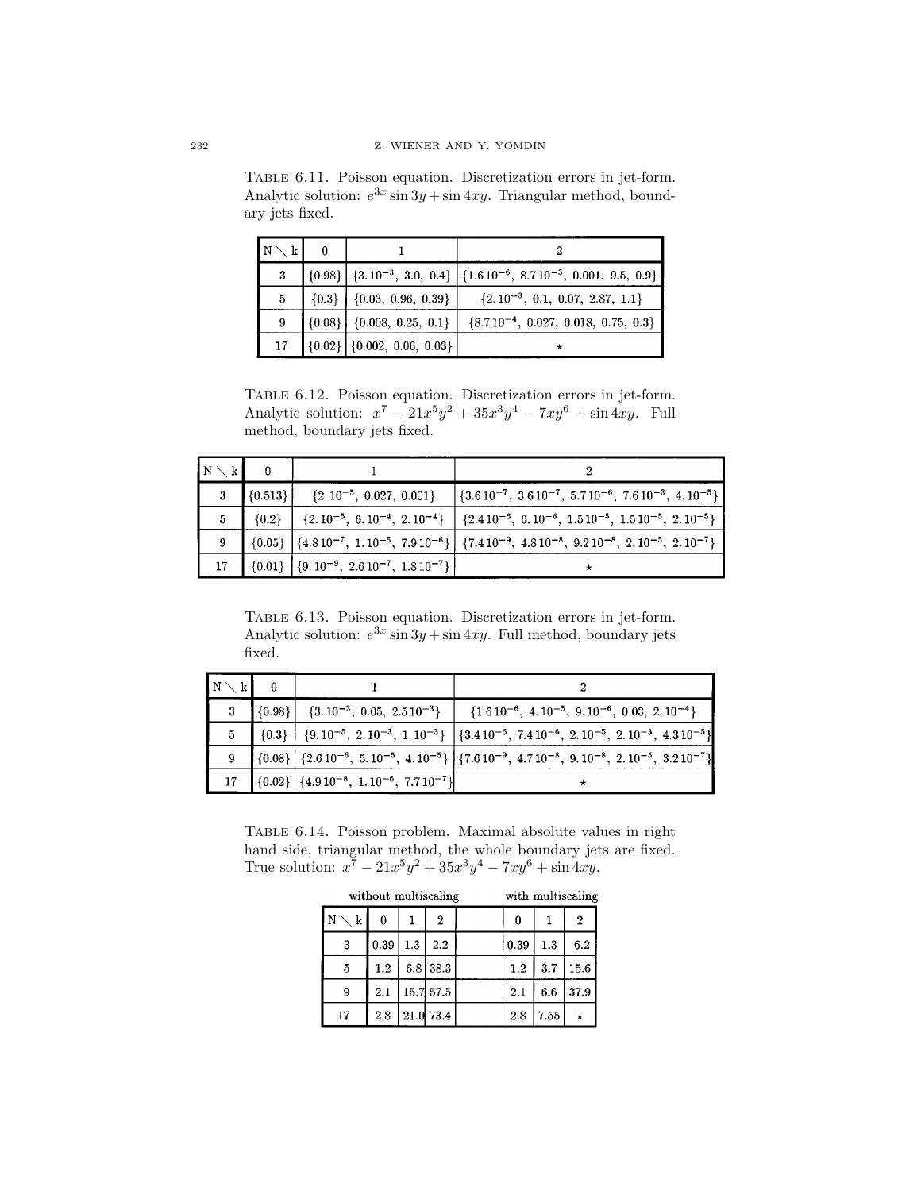TABLE 6.11. Poisson equation. Discretization errors in jet-form. Analytic solution: $e^{3x}\sin 3y + \sin 4xy$. Triangular method, boundary jets fixed.

| $N \setminus k$ | 0 | 1 | 2 |
|---|---|---|---|
| 3 | {0.98} | {$3.10^{-3}$, 3.0, 0.4} | {$1.6\,10^{-6}$, $8.7\,10^{-3}$, 0.001, 9.5, 0.9} |
| 5 | {0.3} | {0.03, 0.96, 0.39} | {$2.10^{-3}$, 0.1, 0.07, 2.87, 1.1} |
| 9 | {0.08} | {0.008, 0.25, 0.1} | {$8.7\,10^{-4}$, 0.027, 0.018, 0.75, 0.3} |
| 17 | {0.02} | {0.002, 0.06, 0.03} | ⋆ |

TABLE 6.12. Poisson equation. Discretization errors in jet-form. Analytic solution: $x^7 - 21x^5y^2 + 35x^3y^4 - 7xy^6 + \sin 4xy$. Full method, boundary jets fixed.

| $N \setminus k$ | 0 | 1 | 2 |
|---|---|---|---|
| 3 | {0.513} | {$2.10^{-5}$, 0.027, 0.001} | {$3.6\,10^{-7}$, $3.6\,10^{-7}$, $5.7\,10^{-6}$, $7.6\,10^{-3}$, $4.10^{-5}$} |
| 5 | {0.2} | {$2.10^{-5}$, $6.10^{-4}$, $2.10^{-4}$} | {$2.4\,10^{-6}$, $6.10^{-6}$, $1.5\,10^{-5}$, $1.5\,10^{-5}$, $2.10^{-5}$} |
| 9 | {0.05} | {$4.8\,10^{-7}$, $1.10^{-5}$, $7.9\,10^{-6}$} | {$7.4\,10^{-9}$, $4.8\,10^{-8}$, $9.2\,10^{-8}$, $2.10^{-5}$, $2.10^{-7}$} |
| 17 | {0.01} | {$9.10^{-9}$, $2.6\,10^{-7}$, $1.8\,10^{-7}$} | ⋆ |

TABLE 6.13. Poisson equation. Discretization errors in jet-form. Analytic solution: $e^{3x}\sin 3y + \sin 4xy$. Full method, boundary jets fixed.

| $N \setminus k$ | 0 | 1 | 2 |
|---|---|---|---|
| 3 | {0.98} | {$3.10^{-3}$, 0.05, $2.5\,10^{-3}$} | {$1.6\,10^{-6}$, $4.10^{-5}$, $9.10^{-6}$, 0.03, $2.10^{-4}$} |
| 5 | {0.3} | {$9.10^{-5}$, $2.10^{-3}$, $1.10^{-3}$} | {$3.4\,10^{-6}$, $7.4\,10^{-6}$, $2.10^{-5}$, $2.10^{-3}$, $4.3\,10^{-5}$} |
| 9 | {0.08} | {$2.6\,10^{-6}$, $5.10^{-5}$, $4.10^{-5}$} | {$7.6\,10^{-9}$, $4.7\,10^{-8}$, $9.10^{-8}$, $2.10^{-5}$, $3.2\,10^{-7}$} |
| 17 | {0.02} | {$4.9\,10^{-8}$, $1.10^{-6}$, $7.7\,10^{-7}$} | ⋆ |

TABLE 6.14. Poisson problem. Maximal absolute values in right hand side, triangular method, the whole boundary jets are fixed. True solution: $x^7 - 21x^5y^2 + 35x^3y^4 - 7xy^6 + \sin 4xy$.

| | without multiscaling | | | with multiscaling | | |
|---|---|---|---|---|---|---|
| $N \setminus k$ | 0 | 1 | 2 | 0 | 1 | 2 |
| 3 | 0.39 | 1.3 | 2.2 | 0.39 | 1.3 | 6.2 |
| 5 | 1.2 | 6.8 | 38.3 | 1.2 | 3.7 | 15.6 |
| 9 | 2.1 | 15.7 | 57.5 | 2.1 | 6.6 | 37.9 |
| 17 | 2.8 | 21.0 | 73.4 | 2.8 | 7.55 | ⋆ |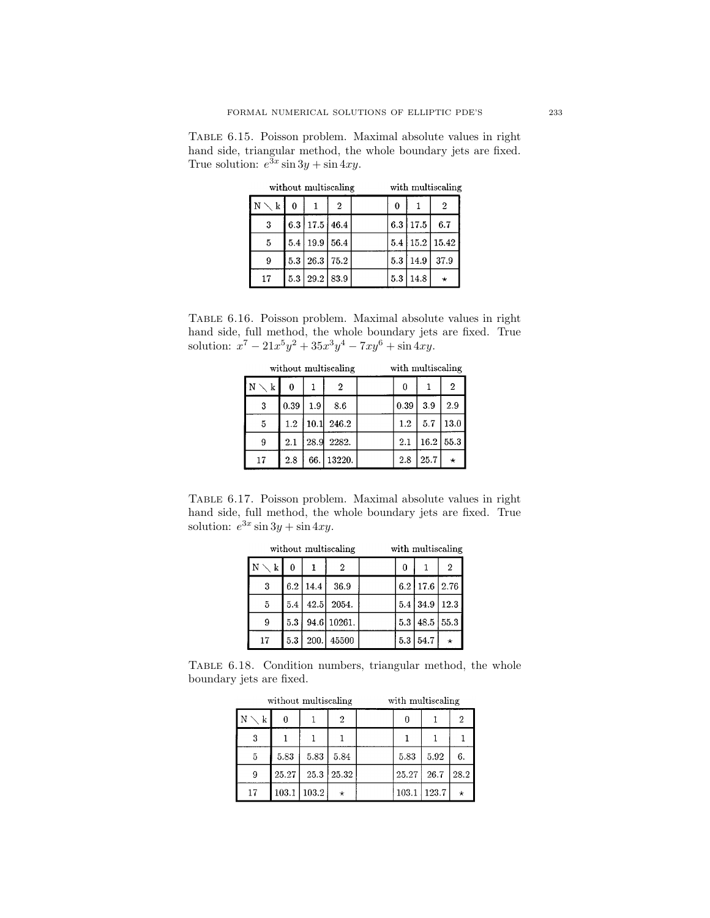Table 6.15. Poisson problem. Maximal absolute values in right hand side, triangular method, the whole boundary jets are fixed. True solution: $e^{3x} \sin 3y + \sin 4xy$.

| | without multiscaling | | | | with multiscaling | | |
|---|---|---|---|---|---|---|---|
| N ∖ k | 0 | 1 | 2 | | 0 | 1 | 2 |
| 3 | 6.3 | 17.5 | 46.4 | | 6.3 | 17.5 | 6.7 |
| 5 | 5.4 | 19.9 | 56.4 | | 5.4 | 15.2 | 15.42 |
| 9 | 5.3 | 26.3 | 75.2 | | 5.3 | 14.9 | 37.9 |
| 17 | 5.3 | 29.2 | 83.9 | | 5.3 | 14.8 | ⋆ |

Table 6.16. Poisson problem. Maximal absolute values in right hand side, full method, the whole boundary jets are fixed. True solution: $x^7 - 21x^5y^2 + 35x^3y^4 - 7xy^6 + \sin 4xy$.

| | without multiscaling | | | | with multiscaling | | |
|---|---|---|---|---|---|---|---|
| N ∖ k | 0 | 1 | 2 | | 0 | 1 | 2 |
| 3 | 0.39 | 1.9 | 8.6 | | 0.39 | 3.9 | 2.9 |
| 5 | 1.2 | 10.1 | 246.2 | | 1.2 | 5.7 | 13.0 |
| 9 | 2.1 | 28.9 | 2282. | | 2.1 | 16.2 | 55.3 |
| 17 | 2.8 | 66. | 13220. | | 2.8 | 25.7 | ⋆ |

Table 6.17. Poisson problem. Maximal absolute values in right hand side, full method, the whole boundary jets are fixed. True solution: $e^{3x} \sin 3y + \sin 4xy$.

| | without multiscaling | | | | with multiscaling | | |
|---|---|---|---|---|---|---|---|
| N ∖ k | 0 | 1 | 2 | | 0 | 1 | 2 |
| 3 | 6.2 | 14.4 | 36.9 | | 6.2 | 17.6 | 2.76 |
| 5 | 5.4 | 42.5 | 2054. | | 5.4 | 34.9 | 12.3 |
| 9 | 5.3 | 94.6 | 10261. | | 5.3 | 48.5 | 55.3 |
| 17 | 5.3 | 200. | 45500 | | 5.3 | 54.7 | ⋆ |

Table 6.18. Condition numbers, triangular method, the whole boundary jets are fixed.

| | without multiscaling | | | | with multiscaling | | |
|---|---|---|---|---|---|---|---|
| N ∖ k | 0 | 1 | 2 | | 0 | 1 | 2 |
| 3 | 1 | 1 | 1 | | 1 | 1 | 1 |
| 5 | 5.83 | 5.83 | 5.84 | | 5.83 | 5.92 | 6. |
| 9 | 25.27 | 25.3 | 25.32 | | 25.27 | 26.7 | 28.2 |
| 17 | 103.1 | 103.2 | ⋆ | | 103.1 | 123.7 | ⋆ |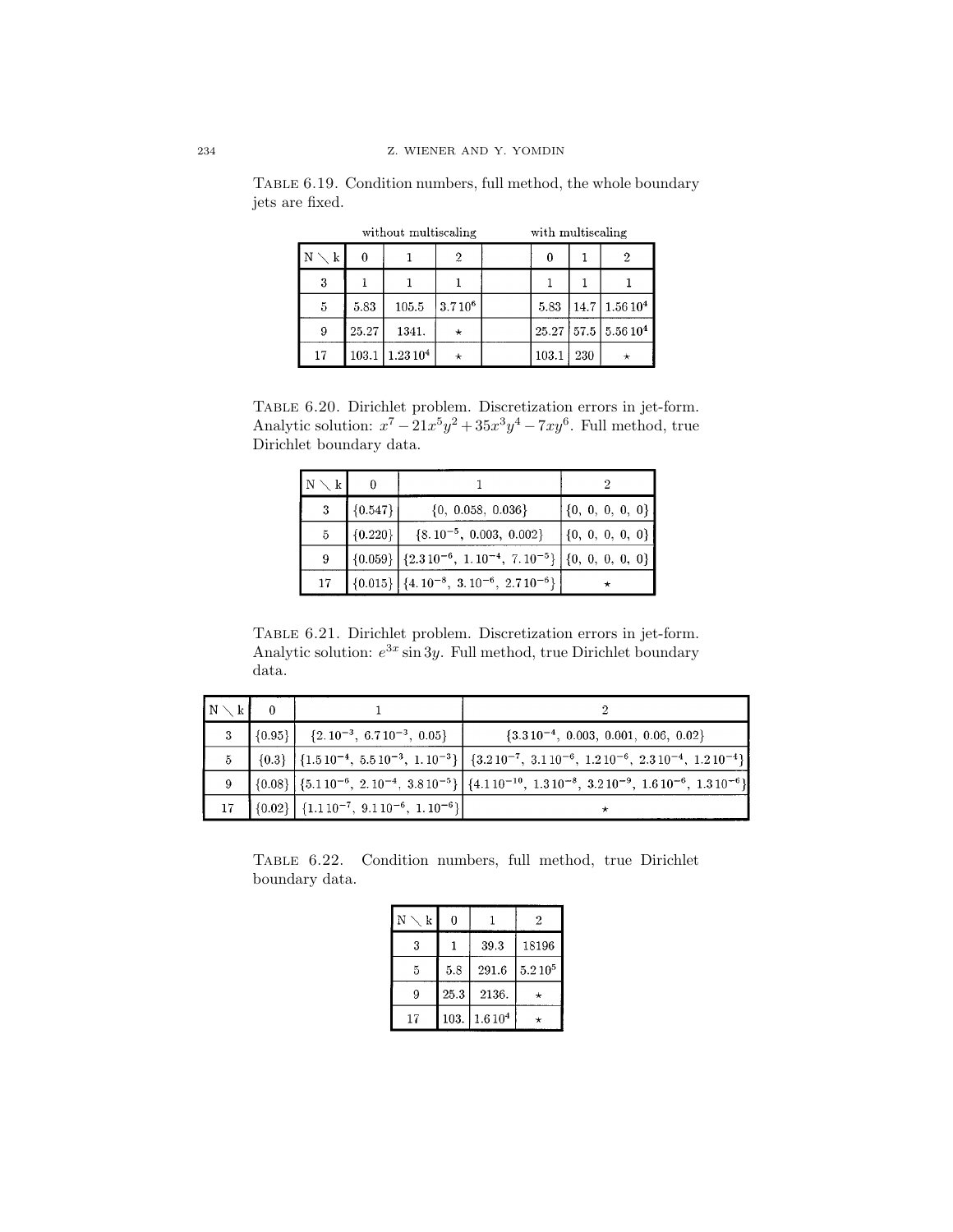TABLE 6.19. Condition numbers, full method, the whole boundary jets are fixed.

| | without multiscaling | | | | with multiscaling | | |
|---|---|---|---|---|---|---|---|
| N \ k | 0 | 1 | 2 | | 0 | 1 | 2 |
| 3 | 1 | 1 | 1 | | 1 | 1 | 1 |
| 5 | 5.83 | 105.5 | $3.7\,10^6$ | | 5.83 | 14.7 | $1.56\,10^4$ |
| 9 | 25.27 | 1341. | ⋆ | | 25.27 | 57.5 | $5.56\,10^4$ |
| 17 | 103.1 | $1.23\,10^4$ | ⋆ | | 103.1 | 230 | ⋆ |

TABLE 6.20. Dirichlet problem. Discretization errors in jet-form. Analytic solution: $x^7 - 21x^5y^2 + 35x^3y^4 - 7xy^6$. Full method, true Dirichlet boundary data.

| N \ k | 0 | 1 | 2 |
|---|---|---|---|
| 3 | {0.547} | {0, 0.058, 0.036} | {0, 0, 0, 0, 0} |
| 5 | {0.220} | $\{8.\,10^{-5},\ 0.003,\ 0.002\}$ | {0, 0, 0, 0, 0} |
| 9 | {0.059} | $\{2.3\,10^{-6},\ 1.\,10^{-4},\ 7.\,10^{-5}\}$ | {0, 0, 0, 0, 0} |
| 17 | {0.015} | $\{4.\,10^{-8},\ 3.\,10^{-6},\ 2.7\,10^{-6}\}$ | ⋆ |

TABLE 6.21. Dirichlet problem. Discretization errors in jet-form. Analytic solution: $e^{3x}\sin 3y$. Full method, true Dirichlet boundary data.

| N \ k | 0 | 1 | 2 |
|---|---|---|---|
| 3 | {0.95} | $\{2.\,10^{-3},\ 6.7\,10^{-3},\ 0.05\}$ | $\{3.3\,10^{-4},\ 0.003,\ 0.001,\ 0.06,\ 0.02\}$ |
| 5 | {0.3} | $\{1.5\,10^{-4},\ 5.5\,10^{-3},\ 1.\,10^{-3}\}$ | $\{3.2\,10^{-7},\ 3.1\,10^{-6},\ 1.2\,10^{-6},\ 2.3\,10^{-4},\ 1.2\,10^{-4}\}$ |
| 9 | {0.08} | $\{5.1\,10^{-6},\ 2.\,10^{-4},\ 3.8\,10^{-5}\}$ | $\{4.1\,10^{-10},\ 1.3\,10^{-8},\ 3.2\,10^{-9},\ 1.6\,10^{-6},\ 1.3\,10^{-6}\}$ |
| 17 | {0.02} | $\{1.1\,10^{-7},\ 9.1\,10^{-6},\ 1.\,10^{-6}\}$ | ⋆ |

TABLE 6.22. Condition numbers, full method, true Dirichlet boundary data.

| N \ k | 0 | 1 | 2 |
|---|---|---|---|
| 3 | 1 | 39.3 | 18196 |
| 5 | 5.8 | 291.6 | $5.2\,10^5$ |
| 9 | 25.3 | 2136. | ⋆ |
| 17 | 103. | $1.6\,10^4$ | ⋆ |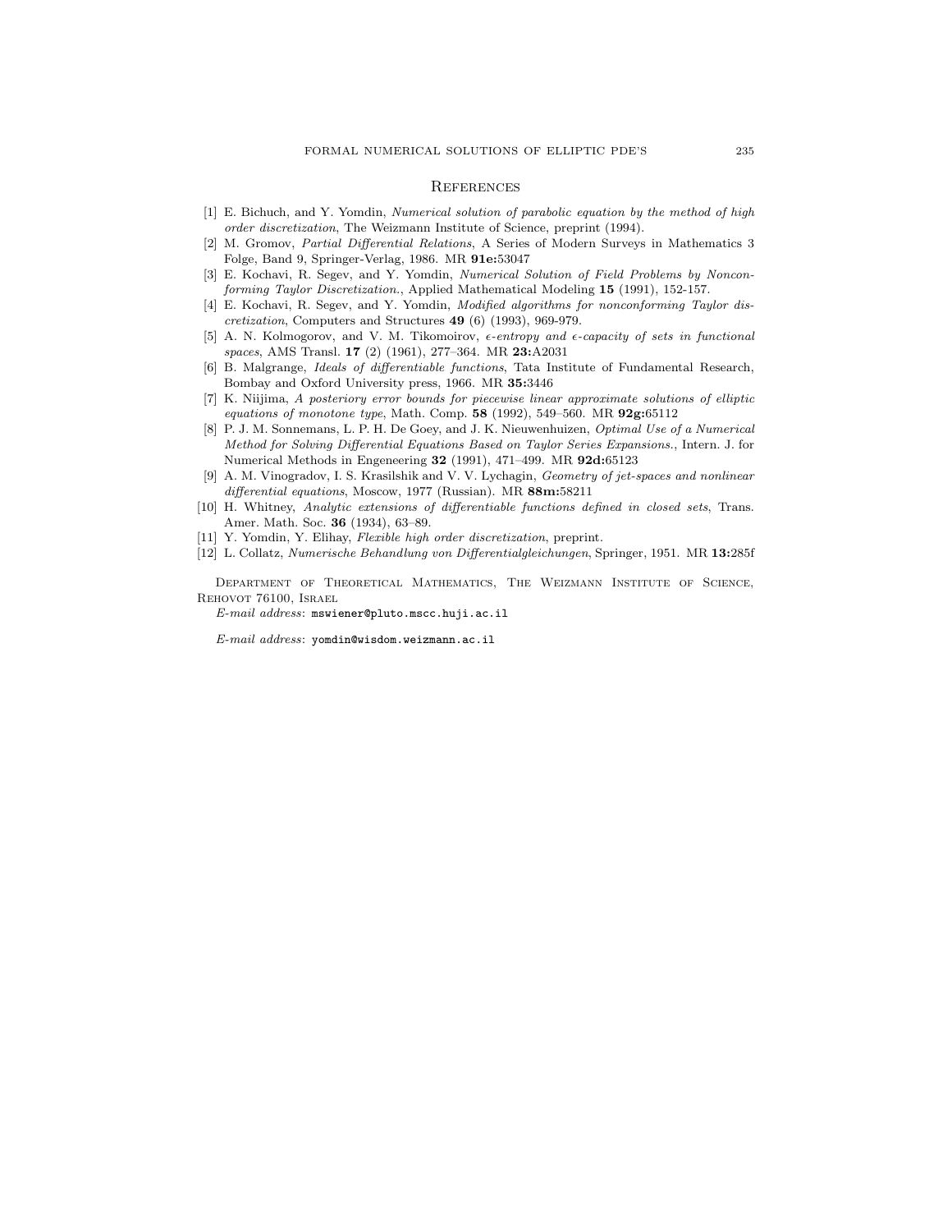## References

[1] E. Bichuch, and Y. Yomdin, *Numerical solution of parabolic equation by the method of high order discretization*, The Weizmann Institute of Science, preprint (1994).

[2] M. Gromov, *Partial Differential Relations*, A Series of Modern Surveys in Mathematics 3 Folge, Band 9, Springer-Verlag, 1986. MR **91e:**53047

[3] E. Kochavi, R. Segev, and Y. Yomdin, *Numerical Solution of Field Problems by Nonconforming Taylor Discretization.*, Applied Mathematical Modeling **15** (1991), 152-157.

[4] E. Kochavi, R. Segev, and Y. Yomdin, *Modified algorithms for nonconforming Taylor discretization*, Computers and Structures **49** (6) (1993), 969-979.

[5] A. N. Kolmogorov, and V. M. Tikomoirov, *$\epsilon$-entropy and $\epsilon$-capacity of sets in functional spaces*, AMS Transl. **17** (2) (1961), 277–364. MR **23:**A2031

[6] B. Malgrange, *Ideals of differentiable functions*, Tata Institute of Fundamental Research, Bombay and Oxford University press, 1966. MR **35:**3446

[7] K. Niijima, *A posteriory error bounds for piecewise linear approximate solutions of elliptic equations of monotone type*, Math. Comp. **58** (1992), 549–560. MR **92g:**65112

[8] P. J. M. Sonnemans, L. P. H. De Goey, and J. K. Nieuwenhuizen, *Optimal Use of a Numerical Method for Solving Differential Equations Based on Taylor Series Expansions.*, Intern. J. for Numerical Methods in Engeneering **32** (1991), 471–499. MR **92d:**65123

[9] A. M. Vinogradov, I. S. Krasilshik and V. V. Lychagin, *Geometry of jet-spaces and nonlinear differential equations*, Moscow, 1977 (Russian). MR **88m:**58211

[10] H. Whitney, *Analytic extensions of differentiable functions defined in closed sets*, Trans. Amer. Math. Soc. **36** (1934), 63–89.

[11] Y. Yomdin, Y. Elihay, *Flexible high order discretization*, preprint.

[12] L. Collatz, *Numerische Behandlung von Differentialgleichungen*, Springer, 1951. MR **13:**285f

Department of Theoretical Mathematics, The Weizmann Institute of Science, Rehovot 76100, Israel

*E-mail address*: `mswiener@pluto.mscc.huji.ac.il`

*E-mail address*: `yomdin@wisdom.weizmann.ac.il`